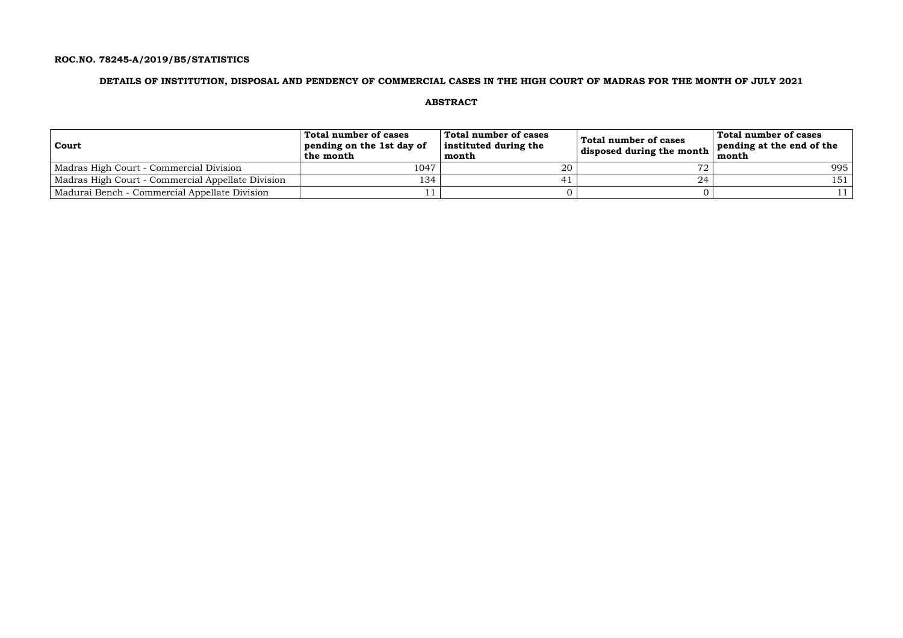**ROC.NO. 78245-A/2019/B5/STATISTICS**

**DETAILS OF INSTITUTION, DISPOSAL AND PENDENCY OF COMMERCIAL CASES IN THE HIGH COURT OF MADRAS FOR THE MONTH OF JULY 2021**

**ABSTRACT**

| Court | Total number of cases pending on the 1st day of the month | Total number of cases instituted during the month | Total number of cases disposed during the month | Total number of cases pending at the end of the month |
|---|---|---|---|---|
| Madras High Court - Commercial Division | 1047 | 20 | 72 | 995 |
| Madras High Court - Commercial Appellate Division | 134 | 41 | 24 | 151 |
| Madurai Bench - Commercial Appellate Division | 11 | 0 | 0 | 11 |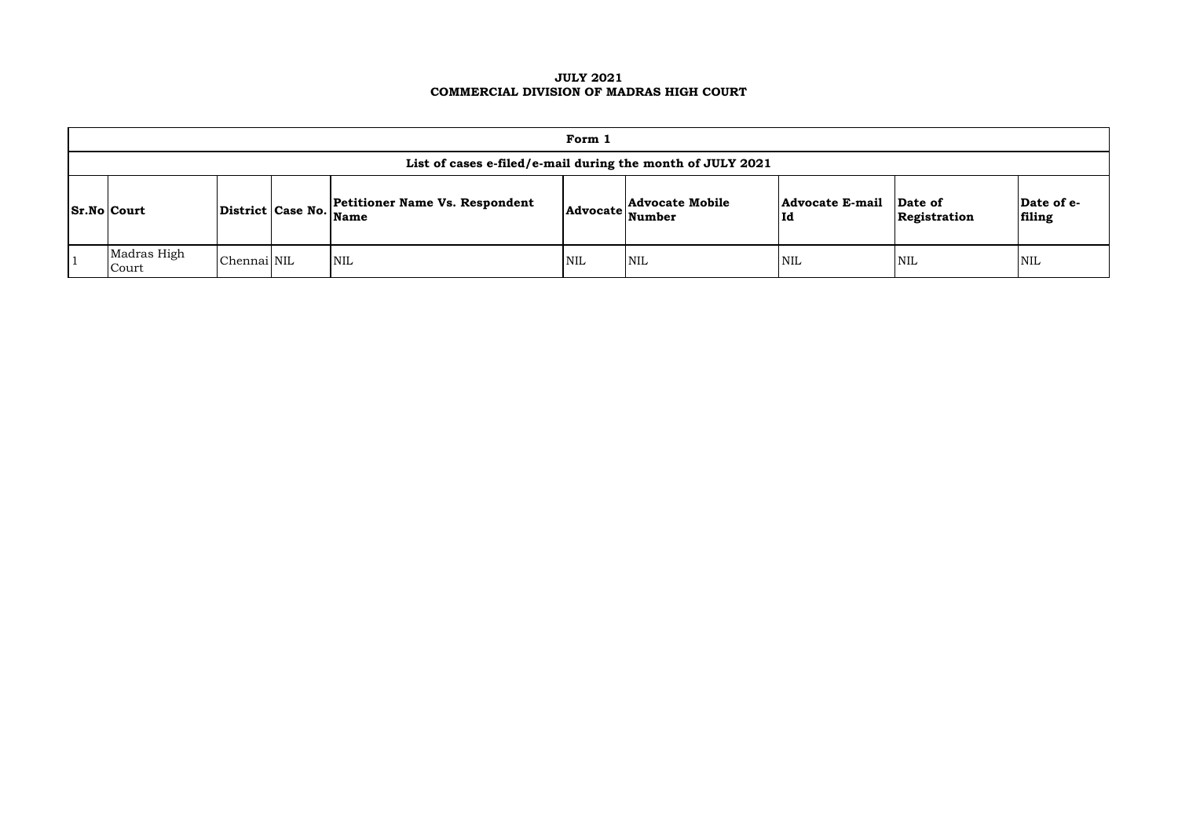**JULY 2021**
**COMMERCIAL DIVISION OF MADRAS HIGH COURT**

| Form 1 | | | | | | | | | |
|---|---|---|---|---|---|---|---|---|---|
| List of cases e-filed/e-mail during the month of JULY 2021 | | | | | | | | | |
| **Sr.No** | **Court** | **District** | **Case No.** | **Petitioner Name Vs. Respondent Name** | **Advocate** | **Advocate Mobile Number** | **Advocate E-mail Id** | **Date of Registration** | **Date of e-filing** |
| 1 | Madras High Court | Chennai | NIL | NIL | NIL | NIL | NIL | NIL | NIL |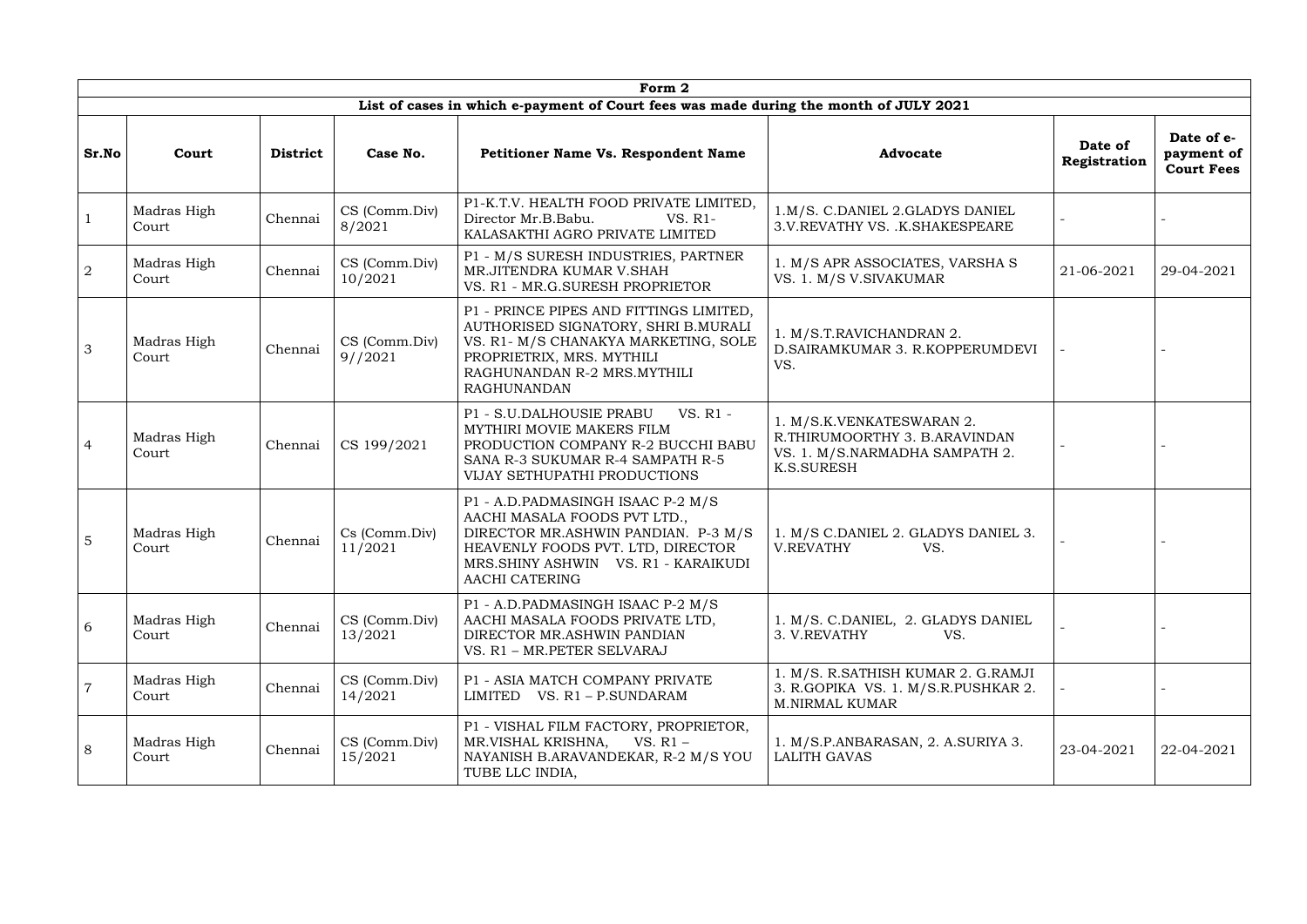| Form 2 | | | | | | | |
|---|---|---|---|---|---|---|---|
| **List of cases in which e-payment of Court fees was made during the month of JULY 2021** | | | | | | | |
| **Sr.No** | **Court** | **District** | **Case No.** | **Petitioner Name Vs. Respondent Name** | **Advocate** | **Date of Registration** | **Date of e-payment of Court Fees** |
| 1 | Madras High Court | Chennai | CS (Comm.Div) 8/2021 | P1-K.T.V. HEALTH FOOD PRIVATE LIMITED, Director Mr.B.Babu. VS. R1- KALASAKTHI AGRO PRIVATE LIMITED | 1.M/S. C.DANIEL 2.GLADYS DANIEL 3.V.REVATHY VS. .K.SHAKESPEARE | - | - |
| 2 | Madras High Court | Chennai | CS (Comm.Div) 10/2021 | P1 - M/S SURESH INDUSTRIES, PARTNER MR.JITENDRA KUMAR V.SHAH VS. R1 - MR.G.SURESH PROPRIETOR | 1. M/S APR ASSOCIATES, VARSHA S VS. 1. M/S V.SIVAKUMAR | 21-06-2021 | 29-04-2021 |
| 3 | Madras High Court | Chennai | CS (Comm.Div) 9//2021 | P1 - PRINCE PIPES AND FITTINGS LIMITED, AUTHORISED SIGNATORY, SHRI B.MURALI VS. R1- M/S CHANAKYA MARKETING, SOLE PROPRIETRIX, MRS. MYTHILI RAGHUNANDAN R-2 MRS.MYTHILI RAGHUNANDAN | 1. M/S.T.RAVICHANDRAN 2. D.SAIRAMKUMAR 3. R.KOPPERUMDEVI VS. | - | - |
| 4 | Madras High Court | Chennai | CS 199/2021 | P1 - S.U.DALHOUSIE PRABU VS. R1 - MYTHIRI MOVIE MAKERS FILM PRODUCTION COMPANY R-2 BUCCHI BABU SANA R-3 SUKUMAR R-4 SAMPATH R-5 VIJAY SETHUPATHI PRODUCTIONS | 1. M/S.K.VENKATESWARAN 2. R.THIRUMOORTHY 3. B.ARAVINDAN VS. 1. M/S.NARMADHA SAMPATH 2. K.S.SURESH | - | - |
| 5 | Madras High Court | Chennai | Cs (Comm.Div) 11/2021 | P1 - A.D.PADMASINGH ISAAC P-2 M/S AACHI MASALA FOODS PVT LTD., DIRECTOR MR.ASHWIN PANDIAN. P-3 M/S HEAVENLY FOODS PVT. LTD, DIRECTOR MRS.SHINY ASHWIN VS. R1 - KARAIKUDI AACHI CATERING | 1. M/S C.DANIEL 2. GLADYS DANIEL 3. V.REVATHY VS. | - | - |
| 6 | Madras High Court | Chennai | CS (Comm.Div) 13/2021 | P1 - A.D.PADMASINGH ISAAC P-2 M/S AACHI MASALA FOODS PRIVATE LTD, DIRECTOR MR.ASHWIN PANDIAN VS. R1 – MR.PETER SELVARAJ | 1. M/S. C.DANIEL, 2. GLADYS DANIEL 3. V.REVATHY VS. | - | - |
| 7 | Madras High Court | Chennai | CS (Comm.Div) 14/2021 | P1 - ASIA MATCH COMPANY PRIVATE LIMITED VS. R1 – P.SUNDARAM | 1. M/S. R.SATHISH KUMAR 2. G.RAMJI 3. R.GOPIKA VS. 1. M/S.R.PUSHKAR 2. M.NIRMAL KUMAR | - | - |
| 8 | Madras High Court | Chennai | CS (Comm.Div) 15/2021 | P1 - VISHAL FILM FACTORY, PROPRIETOR, MR.VISHAL KRISHNA, VS. R1 – NAYANISH B.ARAVANDEKAR, R-2 M/S YOU TUBE LLC INDIA, | 1. M/S.P.ANBARASAN, 2. A.SURIYA 3. LALITH GAVAS | 23-04-2021 | 22-04-2021 |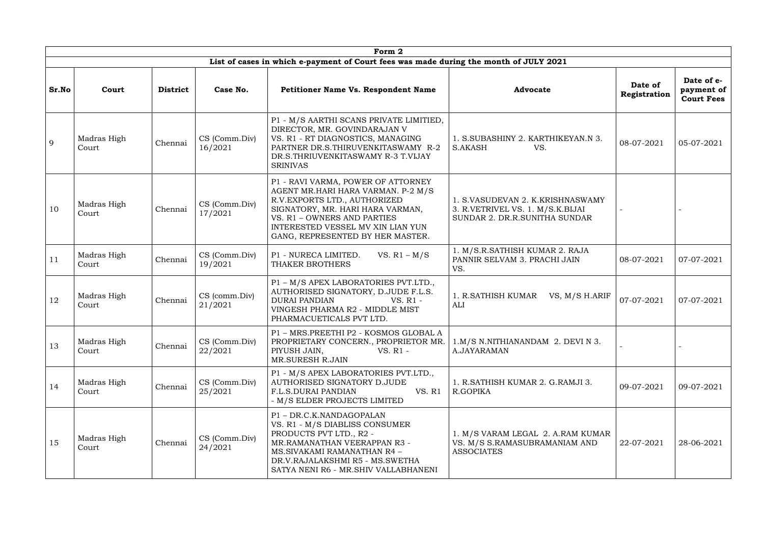| Form 2 | | | | | | | |
|---|---|---|---|---|---|---|---|
| List of cases in which e-payment of Court fees was made during the month of JULY 2021 | | | | | | | |
| **Sr.No** | **Court** | **District** | **Case No.** | **Petitioner Name Vs. Respondent Name** | **Advocate** | **Date of Registration** | **Date of e-payment of Court Fees** |
| 9 | Madras High Court | Chennai | CS (Comm.Div) 16/2021 | P1 - M/S AARTHI SCANS PRIVATE LIMITIED, DIRECTOR, MR. GOVINDARAJAN V VS. R1 - RT DIAGNOSTICS, MANAGING PARTNER DR.S.THIRUVENKITASWAMY R-2 DR.S.THRIUVENKITASWAMY R-3 T.VIJAY SRINIVAS | 1. S.SUBASHINY 2. KARTHIKEYAN.N 3. S.AKASH VS. | 08-07-2021 | 05-07-2021 |
| 10 | Madras High Court | Chennai | CS (Comm.Div) 17/2021 | P1 - RAVI VARMA, POWER OF ATTORNEY AGENT MR.HARI HARA VARMAN. P-2 M/S R.V.EXPORTS LTD., AUTHORIZED SIGNATORY, MR. HARI HARA VARMAN, VS. R1 – OWNERS AND PARTIES INTERESTED VESSEL MV XIN LIAN YUN GANG, REPRESENTED BY HER MASTER. | 1. S.VASUDEVAN 2. K.KRISHNASWAMY 3. R.VETRIVEL VS. 1. M/S.K.BIJAI SUNDAR 2. DR.R.SUNITHA SUNDAR | - | - |
| 11 | Madras High Court | Chennai | CS (Comm.Div) 19/2021 | P1 - NURECA LIMITED. VS. R1 – M/S THAKER BROTHERS | 1. M/S.R.SATHISH KUMAR 2. RAJA PANNIR SELVAM 3. PRACHI JAIN VS. | 08-07-2021 | 07-07-2021 |
| 12 | Madras High Court | Chennai | CS (comm.Div) 21/2021 | P1 – M/S APEX LABORATORIES PVT.LTD., AUTHORISED SIGNATORY, D.JUDE F.L.S. DURAI PANDIAN VS. R1 - VINGESH PHARMA R2 - MIDDLE MIST PHARMACUETICALS PVT LTD. | 1. R.SATHISH KUMAR VS, M/S H.ARIF ALI | 07-07-2021 | 07-07-2021 |
| 13 | Madras High Court | Chennai | CS (Comm.Div) 22/2021 | P1 – MRS.PREETHI P2 - KOSMOS GLOBAL A PROPRIETARY CONCERN., PROPRIETOR MR. PIYUSH JAIN, VS. R1 - MR.SURESH R.JAIN | 1.M/S N.NITHIANANDAM 2. DEVI N 3. A.JAYARAMAN | - | - |
| 14 | Madras High Court | Chennai | CS (Comm.Div) 25/2021 | P1 - M/S APEX LABORATORIES PVT.LTD., AUTHORISED SIGNATORY D.JUDE F.L.S.DURAI PANDIAN VS. R1 - M/S ELDER PROJECTS LIMITED | 1. R.SATHISH KUMAR 2. G.RAMJI 3. R.GOPIKA | 09-07-2021 | 09-07-2021 |
| 15 | Madras High Court | Chennai | CS (Comm.Div) 24/2021 | P1 – DR.C.K.NANDAGOPALAN VS. R1 - M/S DIABLISS CONSUMER PRODUCTS PVT LTD., R2 - MR.RAMANATHAN VEERAPPAN R3 - MS.SIVAKAMI RAMANATHAN R4 – DR.V.RAJALAKSHMI R5 - MS.SWETHA SATYA NENI R6 - MR.SHIV VALLABHANENI | 1. M/S VARAM LEGAL 2. A.RAM KUMAR VS. M/S S.RAMASUBRAMANIAM AND ASSOCIATES | 22-07-2021 | 28-06-2021 |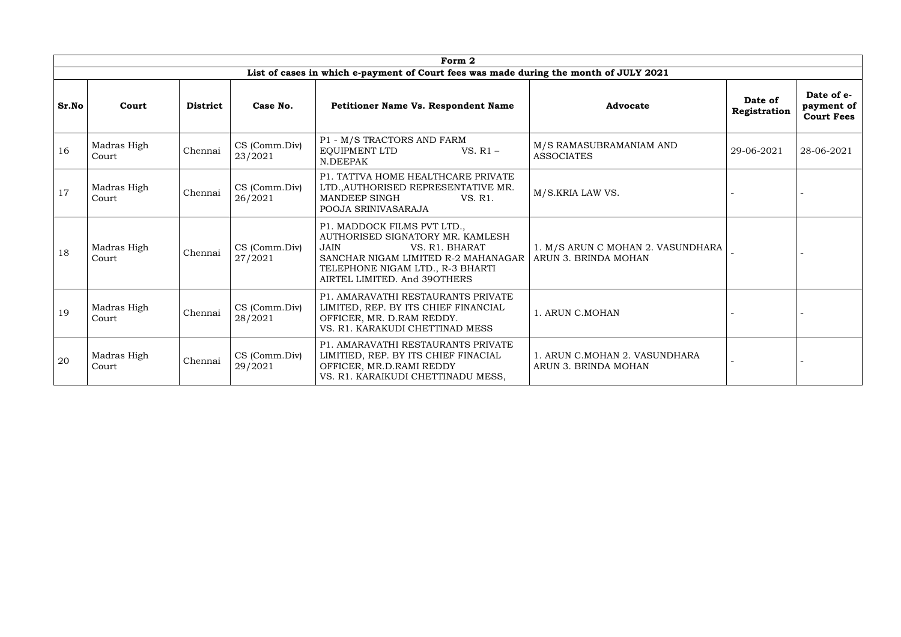| Form 2 | | | | | | | |
|---|---|---|---|---|---|---|---|
| List of cases in which e-payment of Court fees was made during the month of JULY 2021 | | | | | | | |
| **Sr.No** | **Court** | **District** | **Case No.** | **Petitioner Name Vs. Respondent Name** | **Advocate** | **Date of Registration** | **Date of e-payment of Court Fees** |
| 16 | Madras High Court | Chennai | CS (Comm.Div) 23/2021 | P1 - M/S TRACTORS AND FARM EQUIPMENT LTD VS. R1 – N.DEEPAK | M/S RAMASUBRAMANIAM AND ASSOCIATES | 29-06-2021 | 28-06-2021 |
| 17 | Madras High Court | Chennai | CS (Comm.Div) 26/2021 | P1. TATTVA HOME HEALTHCARE PRIVATE LTD.,AUTHORISED REPRESENTATIVE MR. MANDEEP SINGH VS. R1. POOJA SRINIVASARAJA | M/S.KRIA LAW VS. | - | - |
| 18 | Madras High Court | Chennai | CS (Comm.Div) 27/2021 | P1. MADDOCK FILMS PVT LTD., AUTHORISED SIGNATORY MR. KAMLESH JAIN VS. R1. BHARAT SANCHAR NIGAM LIMITED R-2 MAHANAGAR TELEPHONE NIGAM LTD., R-3 BHARTI AIRTEL LIMITED. And 39OTHERS | 1. M/S ARUN C MOHAN 2. VASUNDHARA ARUN 3. BRINDA MOHAN | - | - |
| 19 | Madras High Court | Chennai | CS (Comm.Div) 28/2021 | P1. AMARAVATHI RESTAURANTS PRIVATE LIMITED, REP. BY ITS CHIEF FINANCIAL OFFICER, MR. D.RAM REDDY. VS. R1. KARAKUDI CHETTINAD MESS | 1. ARUN C.MOHAN | - | - |
| 20 | Madras High Court | Chennai | CS (Comm.Div) 29/2021 | P1. AMARAVATHI RESTAURANTS PRIVATE LIMITIED, REP. BY ITS CHIEF FINACIAL OFFICER, MR.D.RAMI REDDY VS. R1. KARAIKUDI CHETTINADU MESS, | 1. ARUN C.MOHAN 2. VASUNDHARA ARUN 3. BRINDA MOHAN | - | - |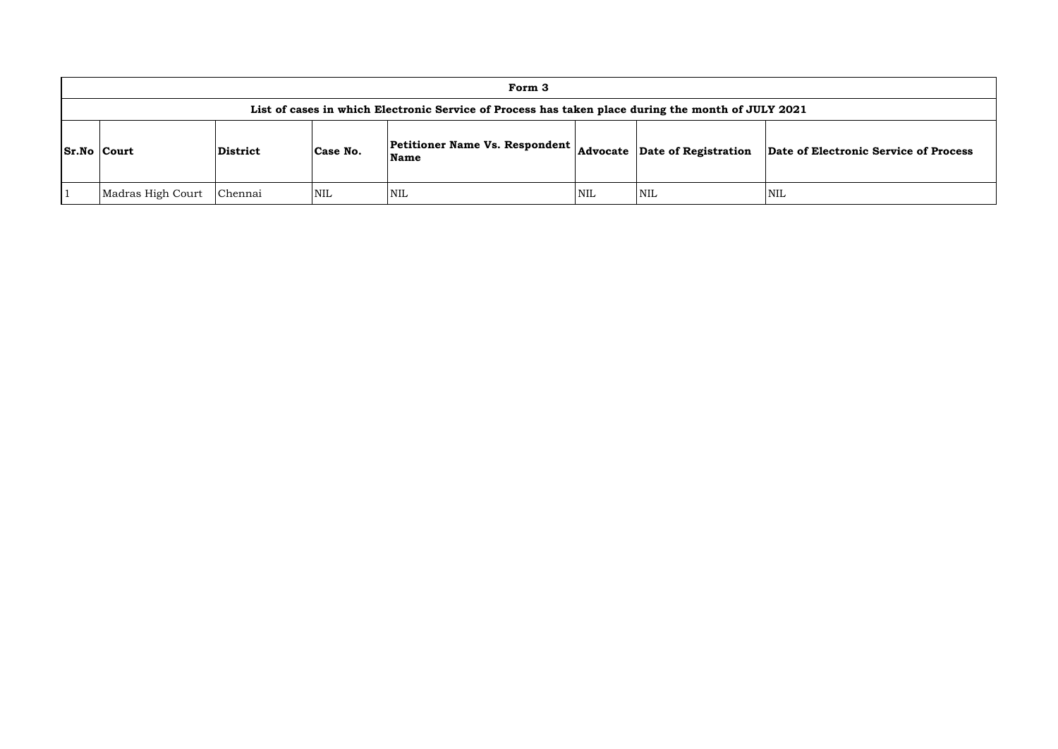| Form 3 | | | | | | | |
|---|---|---|---|---|---|---|---|
| **List of cases in which Electronic Service of Process has taken place during the month of JULY 2021** | | | | | | | |
| **Sr.No** | **Court** | **District** | **Case No.** | **Petitioner Name Vs. Respondent Name** | **Advocate** | **Date of Registration** | **Date of Electronic Service of Process** |
| 1 | Madras High Court | Chennai | NIL | NIL | NIL | NIL | NIL |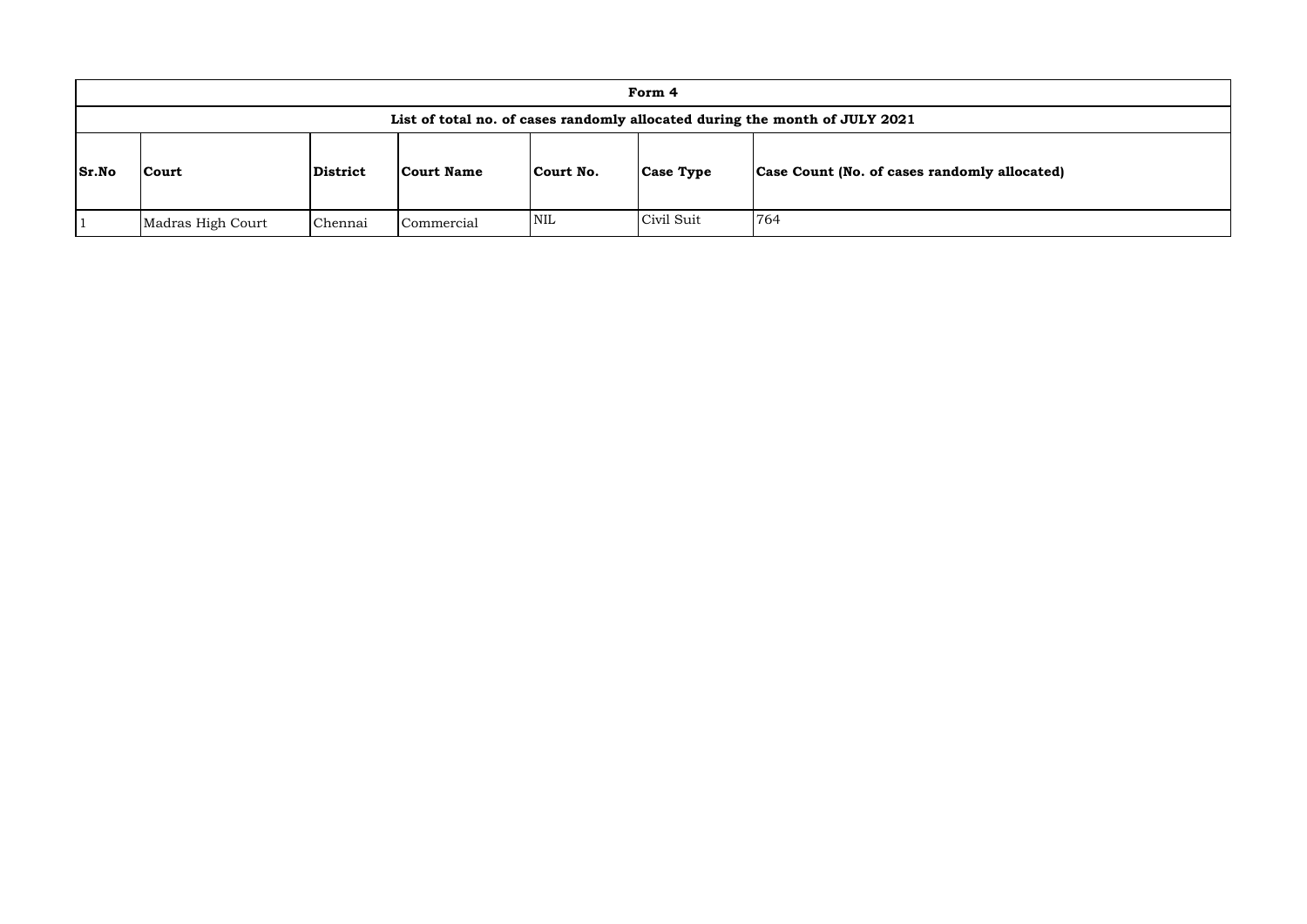**Form 4**

**List of total no. of cases randomly allocated during the month of JULY 2021**

| Sr.No | Court | District | Court Name | Court No. | Case Type | Case Count (No. of cases randomly allocated) |
|---|---|---|---|---|---|---|
| 1 | Madras High Court | Chennai | Commercial | NIL | Civil Suit | 764 |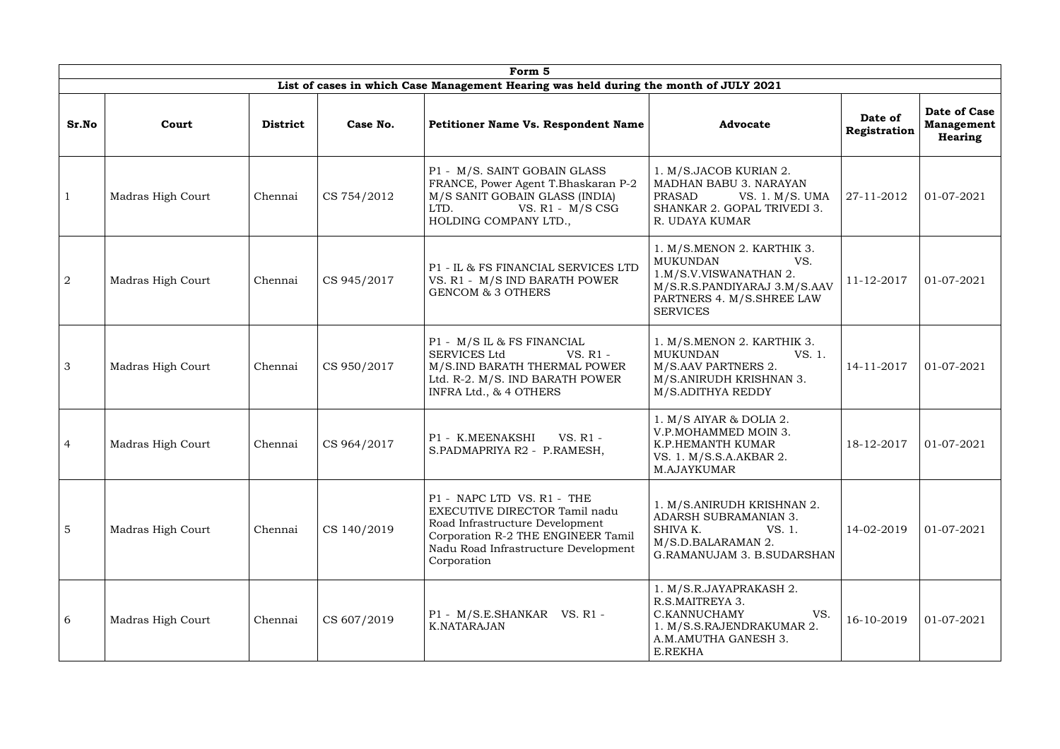| Form 5 | | | | | | | |
|---|---|---|---|---|---|---|---|
| List of cases in which Case Management Hearing was held during the month of JULY 2021 | | | | | | | |
| **Sr.No** | **Court** | **District** | **Case No.** | **Petitioner Name Vs. Respondent Name** | **Advocate** | **Date of Registration** | **Date of Case Management Hearing** |
| 1 | Madras High Court | Chennai | CS 754/2012 | P1 - M/S. SAINT GOBAIN GLASS FRANCE, Power Agent T.Bhaskaran P-2 M/S SANIT GOBAIN GLASS (INDIA) LTD. VS. R1 - M/S CSG HOLDING COMPANY LTD., | 1. M/S.JACOB KURIAN 2. MADHAN BABU 3. NARAYAN PRASAD VS. 1. M/S. UMA SHANKAR 2. GOPAL TRIVEDI 3. R. UDAYA KUMAR | 27-11-2012 | 01-07-2021 |
| 2 | Madras High Court | Chennai | CS 945/2017 | P1 - IL & FS FINANCIAL SERVICES LTD VS. R1 - M/S IND BARATH POWER GENCOM & 3 OTHERS | 1. M/S.MENON 2. KARTHIK 3. MUKUNDAN VS. 1.M/S.V.VISWANATHAN 2. M/S.R.S.PANDIYARAJ 3.M/S.AAV PARTNERS 4. M/S.SHREE LAW SERVICES | 11-12-2017 | 01-07-2021 |
| 3 | Madras High Court | Chennai | CS 950/2017 | P1 - M/S IL & FS FINANCIAL SERVICES Ltd VS. R1 - M/S.IND BARATH THERMAL POWER Ltd. R-2. M/S. IND BARATH POWER INFRA Ltd., & 4 OTHERS | 1. M/S.MENON 2. KARTHIK 3. MUKUNDAN VS. 1. M/S.AAV PARTNERS 2. M/S.ANIRUDH KRISHNAN 3. M/S.ADITHYA REDDY | 14-11-2017 | 01-07-2021 |
| 4 | Madras High Court | Chennai | CS 964/2017 | P1 - K.MEENAKSHI VS. R1 - S.PADMAPRIYA R2 - P.RAMESH, | 1. M/S AIYAR & DOLIA 2. V.P.MOHAMMED MOIN 3. K.P.HEMANTH KUMAR VS. 1. M/S.S.A.AKBAR 2. M.AJAYKUMAR | 18-12-2017 | 01-07-2021 |
| 5 | Madras High Court | Chennai | CS 140/2019 | P1 - NAPC LTD VS. R1 - THE EXECUTIVE DIRECTOR Tamil nadu Road Infrastructure Development Corporation R-2 THE ENGINEER Tamil Nadu Road Infrastructure Development Corporation | 1. M/S.ANIRUDH KRISHNAN 2. ADARSH SUBRAMANIAN 3. SHIVA K. VS. 1. M/S.D.BALARAMAN 2. G.RAMANUJAM 3. B.SUDARSHAN | 14-02-2019 | 01-07-2021 |
| 6 | Madras High Court | Chennai | CS 607/2019 | P1 - M/S.E.SHANKAR VS. R1 - K.NATARAJAN | 1. M/S.R.JAYAPRAKASH 2. R.S.MAITREYA 3. C.KANNUCHAMY VS. 1. M/S.S.RAJENDRAKUMAR 2. A.M.AMUTHA GANESH 3. E.REKHA | 16-10-2019 | 01-07-2021 |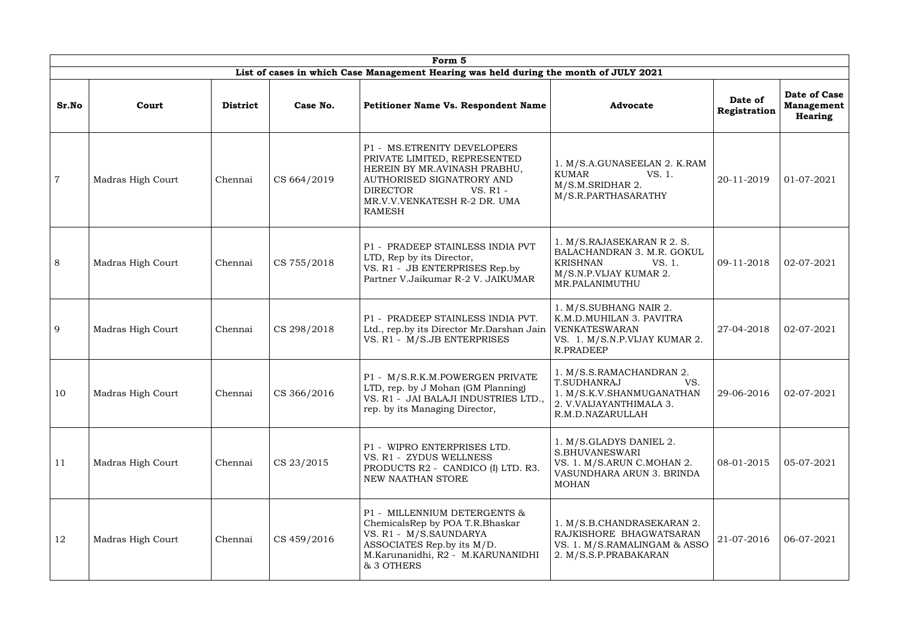| Form 5 | | | | | | | |
|---|---|---|---|---|---|---|---|
| List of cases in which Case Management Hearing was held during the month of JULY 2021 | | | | | | | |
| **Sr.No** | **Court** | **District** | **Case No.** | **Petitioner Name Vs. Respondent Name** | **Advocate** | **Date of Registration** | **Date of Case Management Hearing** |
| 7 | Madras High Court | Chennai | CS 664/2019 | P1 - MS.ETRENITY DEVELOPERS PRIVATE LIMITED, REPRESENTED HEREIN BY MR.AVINASH PRABHU, AUTHORISED SIGNATRORY AND DIRECTOR VS. R1 - MR.V.V.VENKATESH R-2 DR. UMA RAMESH | 1. M/S.A.GUNASEELAN 2. K.RAM KUMAR VS. 1. M/S.M.SRIDHAR 2. M/S.R.PARTHASARATHY | 20-11-2019 | 01-07-2021 |
| 8 | Madras High Court | Chennai | CS 755/2018 | P1 - PRADEEP STAINLESS INDIA PVT LTD, Rep by its Director, VS. R1 - JB ENTERPRISES Rep.by Partner V.Jaikumar R-2 V. JAIKUMAR | 1. M/S.RAJASEKARAN R 2. S. BALACHANDRAN 3. M.R. GOKUL KRISHNAN VS. 1. M/S.N.P.VIJAY KUMAR 2. MR.PALANIMUTHU | 09-11-2018 | 02-07-2021 |
| 9 | Madras High Court | Chennai | CS 298/2018 | P1 - PRADEEP STAINLESS INDIA PVT. Ltd., rep.by its Director Mr.Darshan Jain VS. R1 - M/S.JB ENTERPRISES | 1. M/S.SUBHANG NAIR 2. K.M.D.MUHILAN 3. PAVITRA VENKATESWARAN VS. 1. M/S.N.P.VIJAY KUMAR 2. R.PRADEEP | 27-04-2018 | 02-07-2021 |
| 10 | Madras High Court | Chennai | CS 366/2016 | P1 - M/S.R.K.M.POWERGEN PRIVATE LTD, rep. by J Mohan (GM Planning) VS. R1 - JAI BALAJI INDUSTRIES LTD., rep. by its Managing Director, | 1. M/S.S.RAMACHANDRAN 2. T.SUDHANRAJ VS. 1. M/S.K.V.SHANMUGANATHAN 2. V.VAIJAYANTHIMALA 3. R.M.D.NAZARULLAH | 29-06-2016 | 02-07-2021 |
| 11 | Madras High Court | Chennai | CS 23/2015 | P1 - WIPRO ENTERPRISES LTD. VS. R1 - ZYDUS WELLNESS PRODUCTS R2 - CANDICO (I) LTD. R3. NEW NAATHAN STORE | 1. M/S.GLADYS DANIEL 2. S.BHUVANESWARI VS. 1. M/S.ARUN C.MOHAN 2. VASUNDHARA ARUN 3. BRINDA MOHAN | 08-01-2015 | 05-07-2021 |
| 12 | Madras High Court | Chennai | CS 459/2016 | P1 - MILLENNIUM DETERGENTS & ChemicalsRep by POA T.R.Bhaskar VS. R1 - M/S.SAUNDARYA ASSOCIATES Rep.by its M/D. M.Karunanidhi, R2 - M.KARUNANIDHI & 3 OTHERS | 1. M/S.B.CHANDRASEKARAN 2. RAJKISHORE BHAGWATSARAN VS. 1. M/S.RAMALINGAM & ASSO 2. M/S.S.P.PRABAKARAN | 21-07-2016 | 06-07-2021 |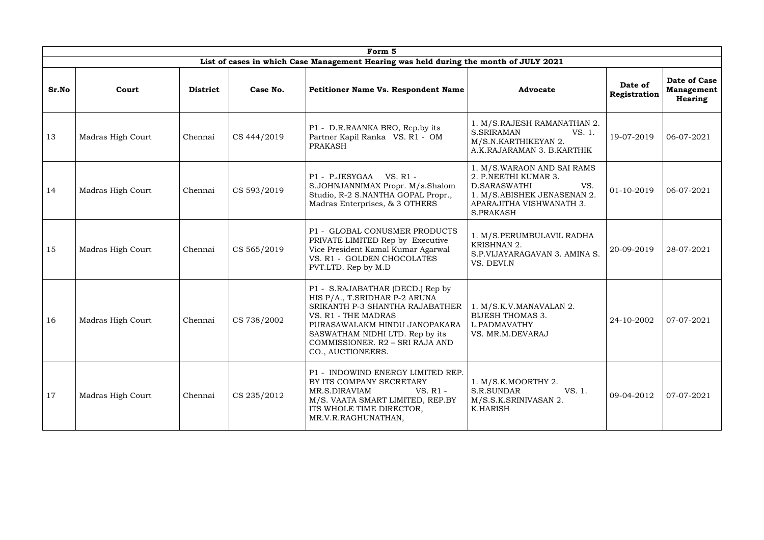| Form 5 | | | | | | | |
|---|---|---|---|---|---|---|---|
| List of cases in which Case Management Hearing was held during the month of JULY 2021 | | | | | | | |
| **Sr.No** | **Court** | **District** | **Case No.** | **Petitioner Name Vs. Respondent Name** | **Advocate** | **Date of Registration** | **Date of Case Management Hearing** |
| 13 | Madras High Court | Chennai | CS 444/2019 | P1 - D.R.RAANKA BRO, Rep.by its Partner Kapil Ranka VS. R1 - OM PRAKASH | 1. M/S.RAJESH RAMANATHAN 2. S.SRIRAMAN VS. 1. M/S.N.KARTHIKEYAN 2. A.K.RAJARAMAN 3. B.KARTHIK | 19-07-2019 | 06-07-2021 |
| 14 | Madras High Court | Chennai | CS 593/2019 | P1 - P.JESYGAA VS. R1 - S.JOHNJANNIMAX Propr. M/s.Shalom Studio, R-2 S.NANTHA GOPAL Propr., Madras Enterprises, & 3 OTHERS | 1. M/S.WARAON AND SAI RAMS 2. P.NEETHI KUMAR 3. D.SARASWATHI VS. 1. M/S.ABISHEK JENASENAN 2. APARAJITHA VISHWANATH 3. S.PRAKASH | 01-10-2019 | 06-07-2021 |
| 15 | Madras High Court | Chennai | CS 565/2019 | P1 - GLOBAL CONUSMER PRODUCTS PRIVATE LIMITED Rep by Executive Vice President Kamal Kumar Agarwal VS. R1 - GOLDEN CHOCOLATES PVT.LTD. Rep by M.D | 1. M/S.PERUMBULAVIL RADHA KRISHNAN 2. S.P.VIJAYARAGAVAN 3. AMINA S. VS. DEVI.N | 20-09-2019 | 28-07-2021 |
| 16 | Madras High Court | Chennai | CS 738/2002 | P1 - S.RAJABATHAR (DECD.) Rep by HIS P/A., T.SRIDHAR P-2 ARUNA SRIKANTH P-3 SHANTHA RAJABATHER VS. R1 - THE MADRAS PURASAWALAKM HINDU JANOPAKARA SASWATHAM NIDHI LTD. Rep by its COMMISSIONER. R2 – SRI RAJA AND CO., AUCTIONEERS. | 1. M/S.K.V.MANAVALAN 2. BIJESH THOMAS 3. L.PADMAVATHY VS. MR.M.DEVARAJ | 24-10-2002 | 07-07-2021 |
| 17 | Madras High Court | Chennai | CS 235/2012 | P1 - INDOWIND ENERGY LIMITED REP. BY ITS COMPANY SECRETARY MR.S.DIRAVIAM VS. R1 - M/S. VAATA SMART LIMITED, REP.BY ITS WHOLE TIME DIRECTOR, MR.V.R.RAGHUNATHAN, | 1. M/S.K.MOORTHY 2. S.R.SUNDAR VS. 1. M/S.S.K.SRINIVASAN 2. K.HARISH | 09-04-2012 | 07-07-2021 |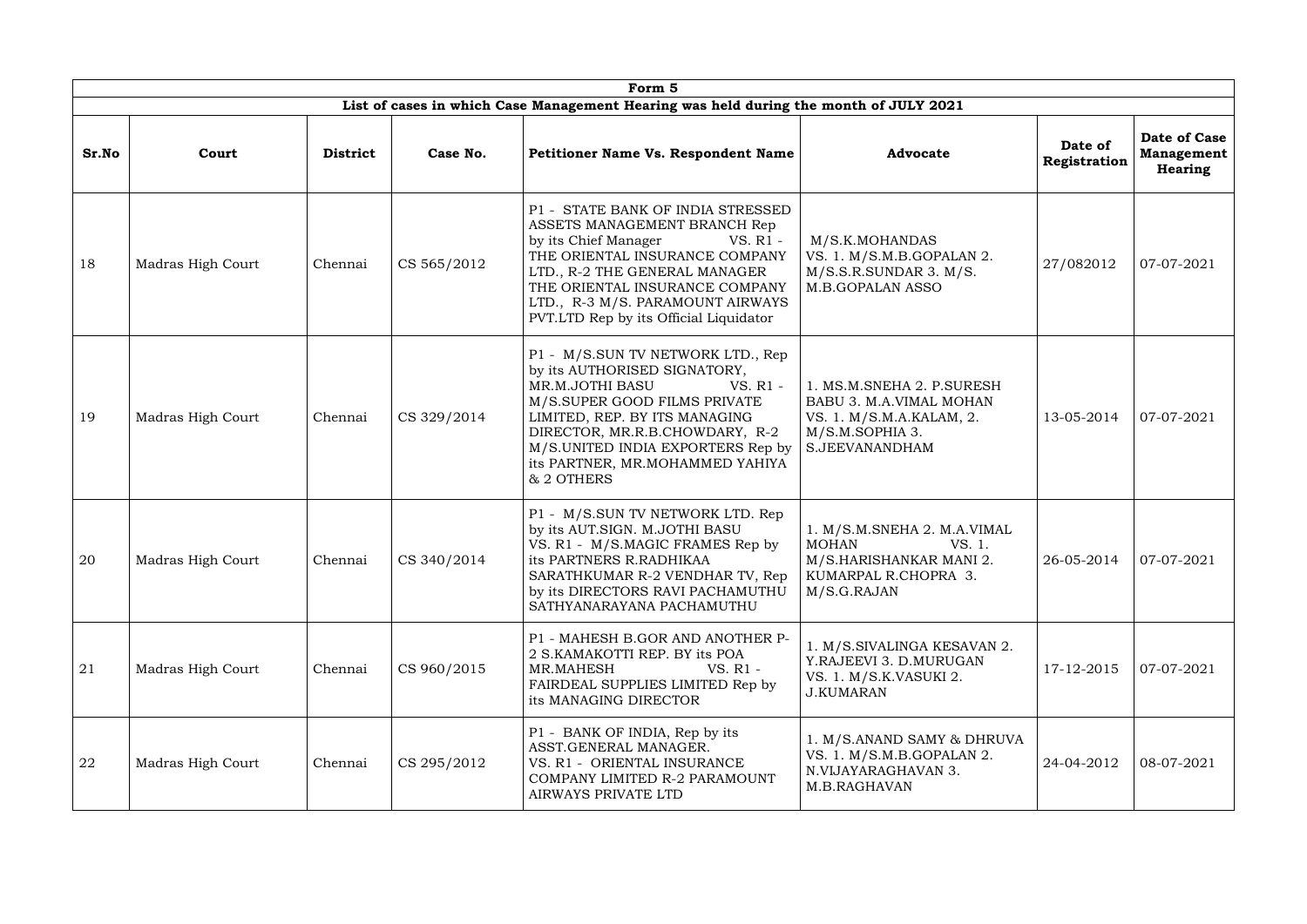| Form 5 | | | | | | | |
|---|---|---|---|---|---|---|---|
| List of cases in which Case Management Hearing was held during the month of JULY 2021 | | | | | | | |
| **Sr.No** | **Court** | **District** | **Case No.** | **Petitioner Name Vs. Respondent Name** | **Advocate** | **Date of Registration** | **Date of Case Management Hearing** |
| 18 | Madras High Court | Chennai | CS 565/2012 | P1 - STATE BANK OF INDIA STRESSED ASSETS MANAGEMENT BRANCH Rep by its Chief Manager VS. R1 - THE ORIENTAL INSURANCE COMPANY LTD., R-2 THE GENERAL MANAGER THE ORIENTAL INSURANCE COMPANY LTD., R-3 M/S. PARAMOUNT AIRWAYS PVT.LTD Rep by its Official Liquidator | M/S.K.MOHANDAS VS. 1. M/S.M.B.GOPALAN 2. M/S.S.R.SUNDAR 3. M/S. M.B.GOPALAN ASSO | 27/082012 | 07-07-2021 |
| 19 | Madras High Court | Chennai | CS 329/2014 | P1 - M/S.SUN TV NETWORK LTD., Rep by its AUTHORISED SIGNATORY, MR.M.JOTHI BASU VS. R1 - M/S.SUPER GOOD FILMS PRIVATE LIMITED, REP. BY ITS MANAGING DIRECTOR, MR.R.B.CHOWDARY, R-2 M/S.UNITED INDIA EXPORTERS Rep by its PARTNER, MR.MOHAMMED YAHIYA & 2 OTHERS | 1. MS.M.SNEHA 2. P.SURESH BABU 3. M.A.VIMAL MOHAN VS. 1. M/S.M.A.KALAM, 2. M/S.M.SOPHIA 3. S.JEEVANANDHAM | 13-05-2014 | 07-07-2021 |
| 20 | Madras High Court | Chennai | CS 340/2014 | P1 - M/S.SUN TV NETWORK LTD. Rep by its AUT.SIGN. M.JOTHI BASU VS. R1 - M/S.MAGIC FRAMES Rep by its PARTNERS R.RADHIKAA SARATHKUMAR R-2 VENDHAR TV, Rep by its DIRECTORS RAVI PACHAMUTHU SATHYANARAYANA PACHAMUTHU | 1. M/S.M.SNEHA 2. M.A.VIMAL MOHAN VS. 1. M/S.HARISHANKAR MANI 2. KUMARPAL R.CHOPRA 3. M/S.G.RAJAN | 26-05-2014 | 07-07-2021 |
| 21 | Madras High Court | Chennai | CS 960/2015 | P1 - MAHESH B.GOR AND ANOTHER P-2 S.KAMAKOTTI REP. BY its POA MR.MAHESH VS. R1 - FAIRDEAL SUPPLIES LIMITED Rep by its MANAGING DIRECTOR | 1. M/S.SIVALINGA KESAVAN 2. Y.RAJEEVI 3. D.MURUGAN VS. 1. M/S.K.VASUKI 2. J.KUMARAN | 17-12-2015 | 07-07-2021 |
| 22 | Madras High Court | Chennai | CS 295/2012 | P1 - BANK OF INDIA, Rep by its ASST.GENERAL MANAGER. VS. R1 - ORIENTAL INSURANCE COMPANY LIMITED R-2 PARAMOUNT AIRWAYS PRIVATE LTD | 1. M/S.ANAND SAMY & DHRUVA VS. 1. M/S.M.B.GOPALAN 2. N.VIJAYARAGHAVAN 3. M.B.RAGHAVAN | 24-04-2012 | 08-07-2021 |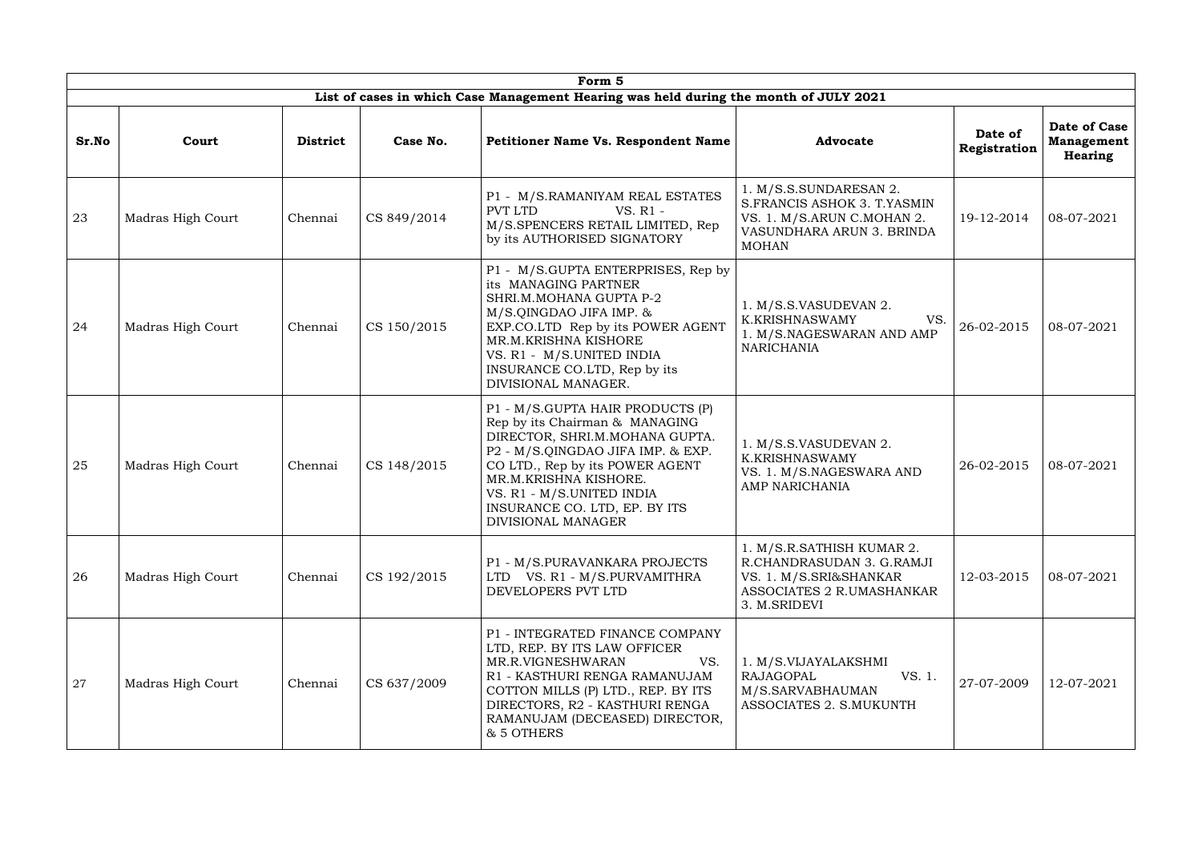| Form 5 | | | | | | | |
|---|---|---|---|---|---|---|---|
| **List of cases in which Case Management Hearing was held during the month of JULY 2021** | | | | | | | |
| **Sr.No** | **Court** | **District** | **Case No.** | **Petitioner Name Vs. Respondent Name** | **Advocate** | **Date of Registration** | **Date of Case Management Hearing** |
| 23 | Madras High Court | Chennai | CS 849/2014 | P1 - M/S.RAMANIYAM REAL ESTATES PVT LTD VS. R1 - M/S.SPENCERS RETAIL LIMITED, Rep by its AUTHORISED SIGNATORY | 1. M/S.S.SUNDARESAN 2. S.FRANCIS ASHOK 3. T.YASMIN VS. 1. M/S.ARUN C.MOHAN 2. VASUNDHARA ARUN 3. BRINDA MOHAN | 19-12-2014 | 08-07-2021 |
| 24 | Madras High Court | Chennai | CS 150/2015 | P1 - M/S.GUPTA ENTERPRISES, Rep by its MANAGING PARTNER SHRI.M.MOHANA GUPTA P-2 M/S.QINGDAO JIFA IMP. & EXP.CO.LTD Rep by its POWER AGENT MR.M.KRISHNA KISHORE VS. R1 - M/S.UNITED INDIA INSURANCE CO.LTD, Rep by its DIVISIONAL MANAGER. | 1. M/S.S.VASUDEVAN 2. K.KRISHNASWAMY VS. 1. M/S.NAGESWARAN AND AMP NARICHANIA | 26-02-2015 | 08-07-2021 |
| 25 | Madras High Court | Chennai | CS 148/2015 | P1 - M/S.GUPTA HAIR PRODUCTS (P) Rep by its Chairman & MANAGING DIRECTOR, SHRI.M.MOHANA GUPTA. P2 - M/S.QINGDAO JIFA IMP. & EXP. CO LTD., Rep by its POWER AGENT MR.M.KRISHNA KISHORE. VS. R1 - M/S.UNITED INDIA INSURANCE CO. LTD, EP. BY ITS DIVISIONAL MANAGER | 1. M/S.S.VASUDEVAN 2. K.KRISHNASWAMY VS. 1. M/S.NAGESWARA AND AMP NARICHANIA | 26-02-2015 | 08-07-2021 |
| 26 | Madras High Court | Chennai | CS 192/2015 | P1 - M/S.PURAVANKARA PROJECTS LTD VS. R1 - M/S.PURVAMITHRA DEVELOPERS PVT LTD | 1. M/S.R.SATHISH KUMAR 2. R.CHANDRASUDAN 3. G.RAMJI VS. 1. M/S.SRI&SHANKAR ASSOCIATES 2 R.UMASHANKAR 3. M.SRIDEVI | 12-03-2015 | 08-07-2021 |
| 27 | Madras High Court | Chennai | CS 637/2009 | P1 - INTEGRATED FINANCE COMPANY LTD, REP. BY ITS LAW OFFICER MR.R.VIGNESHWARAN VS. R1 - KASTHURI RENGA RAMANUJAM COTTON MILLS (P) LTD., REP. BY ITS DIRECTORS, R2 - KASTHURI RENGA RAMANUJAM (DECEASED) DIRECTOR, & 5 OTHERS | 1. M/S.VIJAYALAKSHMI RAJAGOPAL VS. 1. M/S.SARVABHAUMAN ASSOCIATES 2. S.MUKUNTH | 27-07-2009 | 12-07-2021 |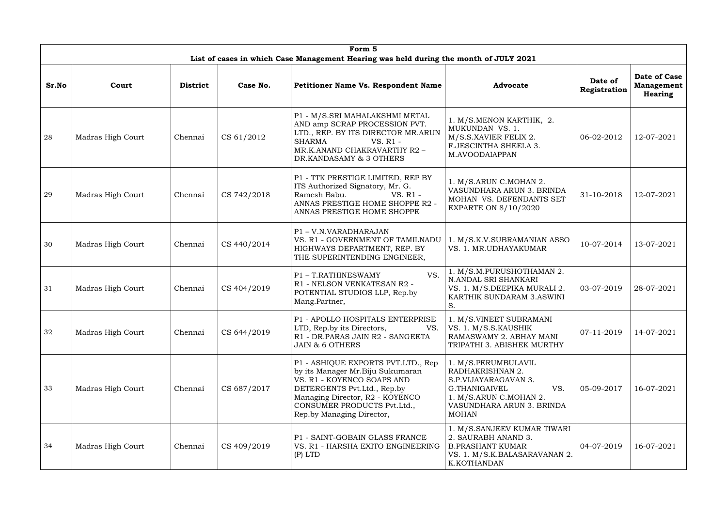| Form 5 | | | | | | | |
|---|---|---|---|---|---|---|---|
| **List of cases in which Case Management Hearing was held during the month of JULY 2021** | | | | | | | |
| **Sr.No** | **Court** | **District** | **Case No.** | **Petitioner Name Vs. Respondent Name** | **Advocate** | **Date of Registration** | **Date of Case Management Hearing** |
| 28 | Madras High Court | Chennai | CS 61/2012 | P1 - M/S.SRI MAHALAKSHMI METAL AND amp SCRAP PROCESSION PVT. LTD., REP. BY ITS DIRECTOR MR.ARUN SHARMA VS. R1 - MR.K.ANAND CHAKRAVARTHY R2 – DR.KANDASAMY & 3 OTHERS | 1. M/S.MENON KARTHIK, 2. MUKUNDAN VS. 1. M/S.S.XAVIER FELIX 2. F.JESCINTHA SHEELA 3. M.AVOODAIAPPAN | 06-02-2012 | 12-07-2021 |
| 29 | Madras High Court | Chennai | CS 742/2018 | P1 - TTK PRESTIGE LIMITED, REP BY ITS Authorized Signatory, Mr. G. Ramesh Babu. VS. R1 - ANNAS PRESTIGE HOME SHOPPE R2 - ANNAS PRESTIGE HOME SHOPPE | 1. M/S.ARUN C.MOHAN 2. VASUNDHARA ARUN 3. BRINDA MOHAN VS. DEFENDANTS SET EXPARTE ON 8/10/2020 | 31-10-2018 | 12-07-2021 |
| 30 | Madras High Court | Chennai | CS 440/2014 | P1 – V.N.VARADHARAJAN VS. R1 - GOVERNMENT OF TAMILNADU HIGHWAYS DEPARTMENT, REP. BY THE SUPERINTENDING ENGINEER, | 1. M/S.K.V.SUBRAMANIAN ASSO VS. 1. MR.UDHAYAKUMAR | 10-07-2014 | 13-07-2021 |
| 31 | Madras High Court | Chennai | CS 404/2019 | P1 – T.RATHINESWAMY VS. R1 - NELSON VENKATESAN R2 - POTENTIAL STUDIOS LLP, Rep.by Mang.Partner, | 1. M/S.M.PURUSHOTHAMAN 2. N.ANDAL SRI SHANKARI VS. 1. M/S.DEEPIKA MURALI 2. KARTHIK SUNDARAM 3.ASWINI S. | 03-07-2019 | 28-07-2021 |
| 32 | Madras High Court | Chennai | CS 644/2019 | P1 - APOLLO HOSPITALS ENTERPRISE LTD, Rep.by its Directors, VS. R1 - DR.PARAS JAIN R2 - SANGEETA JAIN & 6 OTHERS | 1. M/S.VINEET SUBRAMANI VS. 1. M/S.S.KAUSHIK RAMASWAMY 2. ABHAY MANI TRIPATHI 3. ABISHEK MURTHY | 07-11-2019 | 14-07-2021 |
| 33 | Madras High Court | Chennai | CS 687/2017 | P1 - ASHIQUE EXPORTS PVT.LTD., Rep by its Manager Mr.Biju Sukumaran VS. R1 - KOYENCO SOAPS AND DETERGENTS Pvt.Ltd., Rep.by Managing Director, R2 - KOYENCO CONSUMER PRODUCTS Pvt.Ltd., Rep.by Managing Director, | 1. M/S.PERUMBULAVIL RADHAKRISHNAN 2. S.P.VIJAYARAGAVAN 3. G.THANIGAIVEL VS. 1. M/S.ARUN C.MOHAN 2. VASUNDHARA ARUN 3. BRINDA MOHAN | 05-09-2017 | 16-07-2021 |
| 34 | Madras High Court | Chennai | CS 409/2019 | P1 - SAINT-GOBAIN GLASS FRANCE VS. R1 - HARSHA EXITO ENGINEERING (P) LTD | 1. M/S.SANJEEV KUMAR TIWARI 2. SAURABH ANAND 3. B.PRASHANT KUMAR VS. 1. M/S.K.BALASARAVANAN 2. K.KOTHANDAN | 04-07-2019 | 16-07-2021 |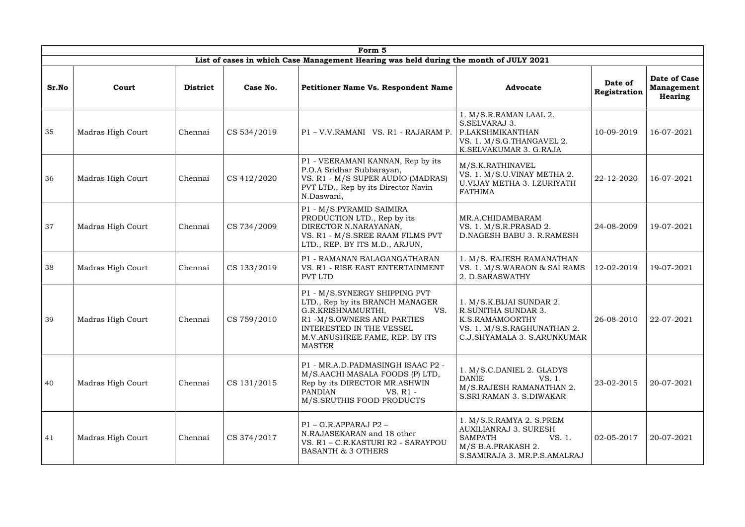| Form 5 | | | | | | | |
|---|---|---|---|---|---|---|---|
| List of cases in which Case Management Hearing was held during the month of JULY 2021 | | | | | | | |
| **Sr.No** | **Court** | **District** | **Case No.** | **Petitioner Name Vs. Respondent Name** | **Advocate** | **Date of Registration** | **Date of Case Management Hearing** |
| 35 | Madras High Court | Chennai | CS 534/2019 | P1 – V.V.RAMANI VS. R1 - RAJARAM P. | 1. M/S.R.RAMAN LAAL 2. S.SELVARAJ 3. P.LAKSHMIKANTHAN VS. 1. M/S.G.THANGAVEL 2. K.SELVAKUMAR 3. G.RAJA | 10-09-2019 | 16-07-2021 |
| 36 | Madras High Court | Chennai | CS 412/2020 | P1 - VEERAMANI KANNAN, Rep by its P.O.A Sridhar Subbarayan, VS. R1 - M/S SUPER AUDIO (MADRAS) PVT LTD., Rep by its Director Navin N.Daswani, | M/S.K.RATHINAVEL VS. 1. M/S.U.VINAY METHA 2. U.VIJAY METHA 3. I.ZURIYATH FATHIMA | 22-12-2020 | 16-07-2021 |
| 37 | Madras High Court | Chennai | CS 734/2009 | P1 - M/S.PYRAMID SAIMIRA PRODUCTION LTD., Rep by its DIRECTOR N.NARAYANAN, VS. R1 - M/S.SREE RAAM FILMS PVT LTD., REP. BY ITS M.D., ARJUN, | MR.A.CHIDAMBARAM VS. 1. M/S.R.PRASAD 2. D.NAGESH BABU 3. R.RAMESH | 24-08-2009 | 19-07-2021 |
| 38 | Madras High Court | Chennai | CS 133/2019 | P1 - RAMANAN BALAGANGATHARAN VS. R1 - RISE EAST ENTERTAINMENT PVT LTD | 1. M/S. RAJESH RAMANATHAN VS. 1. M/S.WARAON & SAI RAMS 2. D.SARASWATHY | 12-02-2019 | 19-07-2021 |
| 39 | Madras High Court | Chennai | CS 759/2010 | P1 - M/S.SYNERGY SHIPPING PVT LTD., Rep by its BRANCH MANAGER G.R.KRISHNAMURTHI, VS. R1 -M/S.OWNERS AND PARTIES INTERESTED IN THE VESSEL M.V.ANUSHREE FAME, REP. BY ITS MASTER | 1. M/S.K.BIJAI SUNDAR 2. R.SUNITHA SUNDAR 3. K.S.RAMAMOORTHY VS. 1. M/S.S.RAGHUNATHAN 2. C.J.SHYAMALA 3. S.ARUNKUMAR | 26-08-2010 | 22-07-2021 |
| 40 | Madras High Court | Chennai | CS 131/2015 | P1 - MR.A.D.PADMASINGH ISAAC P2 - M/S.AACHI MASALA FOODS (P) LTD, Rep by its DIRECTOR MR.ASHWIN PANDIAN VS. R1 - M/S.SRUTHIS FOOD PRODUCTS | 1. M/S.C.DANIEL 2. GLADYS DANIE VS. 1. M/S.RAJESH RAMANATHAN 2. S.SRI RAMAN 3. S.DIWAKAR | 23-02-2015 | 20-07-2021 |
| 41 | Madras High Court | Chennai | CS 374/2017 | P1 – G.R.APPARAJ P2 – N.RAJASEKARAN and 18 other VS. R1 – C.R.KASTURI R2 - SARAYPOU BASANTH & 3 OTHERS | 1. M/S.R.RAMYA 2. S.PREM AUXILIANRAJ 3. SURESH SAMPATH VS. 1. M/S B.A.PRAKASH 2. S.SAMIRAJA 3. MR.P.S.AMALRAJ | 02-05-2017 | 20-07-2021 |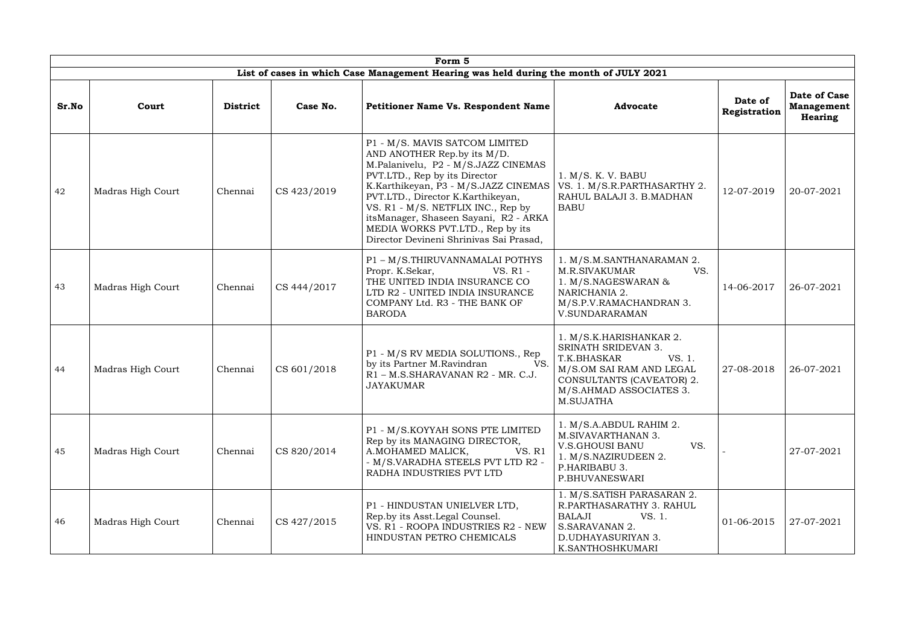| Form 5 | | | | | | | |
|---|---|---|---|---|---|---|---|
| List of cases in which Case Management Hearing was held during the month of JULY 2021 | | | | | | | |
| **Sr.No** | **Court** | **District** | **Case No.** | **Petitioner Name Vs. Respondent Name** | **Advocate** | **Date of Registration** | **Date of Case Management Hearing** |
| 42 | Madras High Court | Chennai | CS 423/2019 | P1 - M/S. MAVIS SATCOM LIMITED AND ANOTHER Rep.by its M/D. M.Palanivelu, P2 - M/S.JAZZ CINEMAS PVT.LTD., Rep by its Director K.Karthikeyan, P3 - M/S.JAZZ CINEMAS PVT.LTD., Director K.Karthikeyan, VS. R1 - M/S. NETFLIX INC., Rep by itsManager, Shaseen Sayani, R2 - ARKA MEDIA WORKS PVT.LTD., Rep by its Director Devineni Shrinivas Sai Prasad, | 1. M/S. K. V. BABU VS. 1. M/S.R.PARTHASARTHY 2. RAHUL BALAJI 3. B.MADHAN BABU | 12-07-2019 | 20-07-2021 |
| 43 | Madras High Court | Chennai | CS 444/2017 | P1 – M/S.THIRUVANNAMALAI POTHYS Propr. K.Sekar, VS. R1 - THE UNITED INDIA INSURANCE CO LTD R2 - UNITED INDIA INSURANCE COMPANY Ltd. R3 - THE BANK OF BARODA | 1. M/S.M.SANTHANARAMAN 2. M.R.SIVAKUMAR VS. 1. M/S.NAGESWARAN & NARICHANIA 2. M/S.P.V.RAMACHANDRAN 3. V.SUNDARARAMAN | 14-06-2017 | 26-07-2021 |
| 44 | Madras High Court | Chennai | CS 601/2018 | P1 - M/S RV MEDIA SOLUTIONS., Rep by its Partner M.Ravindran VS. R1 – M.S.SHARAVANAN R2 - MR. C.J. JAYAKUMAR | 1. M/S.K.HARISHANKAR 2. SRINATH SRIDEVAN 3. T.K.BHASKAR VS. 1. M/S.OM SAI RAM AND LEGAL CONSULTANTS (CAVEATOR) 2. M/S.AHMAD ASSOCIATES 3. M.SUJATHA | 27-08-2018 | 26-07-2021 |
| 45 | Madras High Court | Chennai | CS 820/2014 | P1 - M/S.KOYYAH SONS PTE LIMITED Rep by its MANAGING DIRECTOR, A.MOHAMED MALICK, VS. R1 - M/S.VARADHA STEELS PVT LTD R2 - RADHA INDUSTRIES PVT LTD | 1. M/S.A.ABDUL RAHIM 2. M.SIVAVARTHANAN 3. V.S.GHOUSI BANU VS. 1. M/S.NAZIRUDEEN 2. P.HARIBABU 3. P.BHUVANESWARI | - | 27-07-2021 |
| 46 | Madras High Court | Chennai | CS 427/2015 | P1 - HINDUSTAN UNIELVER LTD, Rep.by its Asst.Legal Counsel. VS. R1 - ROOPA INDUSTRIES R2 - NEW HINDUSTAN PETRO CHEMICALS | 1. M/S.SATISH PARASARAN 2. R.PARTHASARATHY 3. RAHUL BALAJI VS. 1. S.SARAVANAN 2. D.UDHAYASURIYAN 3. K.SANTHOSHKUMARI | 01-06-2015 | 27-07-2021 |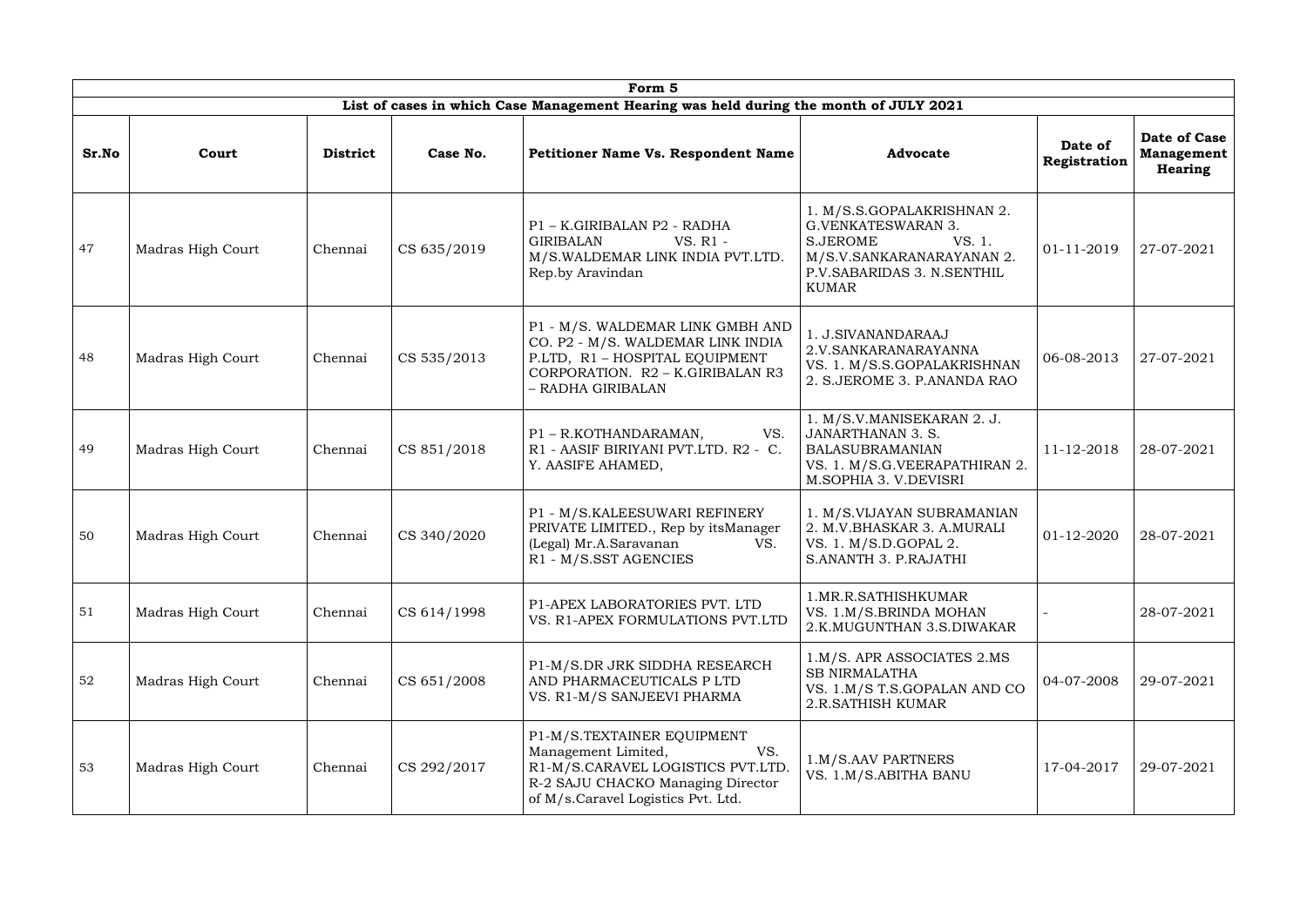| Form 5 | | | | | | | |
|---|---|---|---|---|---|---|---|
| **List of cases in which Case Management Hearing was held during the month of JULY 2021** | | | | | | | |
| **Sr.No** | **Court** | **District** | **Case No.** | **Petitioner Name Vs. Respondent Name** | **Advocate** | **Date of Registration** | **Date of Case Management Hearing** |
| 47 | Madras High Court | Chennai | CS 635/2019 | P1 – K.GIRIBALAN P2 - RADHA GIRIBALAN VS. R1 - M/S.WALDEMAR LINK INDIA PVT.LTD. Rep.by Aravindan | 1. M/S.S.GOPALAKRISHNAN 2. G.VENKATESWARAN 3. S.JEROME VS. 1. M/S.V.SANKARANARAYANAN 2. P.V.SABARIDAS 3. N.SENTHIL KUMAR | 01-11-2019 | 27-07-2021 |
| 48 | Madras High Court | Chennai | CS 535/2013 | P1 - M/S. WALDEMAR LINK GMBH AND CO. P2 - M/S. WALDEMAR LINK INDIA P.LTD, R1 – HOSPITAL EQUIPMENT CORPORATION. R2 – K.GIRIBALAN R3 – RADHA GIRIBALAN | 1. J.SIVANANDARAAJ 2.V.SANKARANARAYANNA VS. 1. M/S.S.GOPALAKRISHNAN 2. S.JEROME 3. P.ANANDA RAO | 06-08-2013 | 27-07-2021 |
| 49 | Madras High Court | Chennai | CS 851/2018 | P1 – R.KOTHANDARAMAN, VS. R1 - AASIF BIRIYANI PVT.LTD. R2 - C. Y. AASIFE AHAMED, | 1. M/S.V.MANISEKARAN 2. J. JANARTHANAN 3. S. BALASUBRAMANIAN VS. 1. M/S.G.VEERAPATHIRAN 2. M.SOPHIA 3. V.DEVISRI | 11-12-2018 | 28-07-2021 |
| 50 | Madras High Court | Chennai | CS 340/2020 | P1 - M/S.KALEESUWARI REFINERY PRIVATE LIMITED., Rep by itsManager (Legal) Mr.A.Saravanan VS. R1 - M/S.SST AGENCIES | 1. M/S.VIJAYAN SUBRAMANIAN 2. M.V.BHASKAR 3. A.MURALI VS. 1. M/S.D.GOPAL 2. S.ANANTH 3. P.RAJATHI | 01-12-2020 | 28-07-2021 |
| 51 | Madras High Court | Chennai | CS 614/1998 | P1-APEX LABORATORIES PVT. LTD VS. R1-APEX FORMULATIONS PVT.LTD | 1.MR.R.SATHISHKUMAR VS. 1.M/S.BRINDA MOHAN 2.K.MUGUNTHAN 3.S.DIWAKAR | - | 28-07-2021 |
| 52 | Madras High Court | Chennai | CS 651/2008 | P1-M/S.DR JRK SIDDHA RESEARCH AND PHARMACEUTICALS P LTD VS. R1-M/S SANJEEVI PHARMA | 1.M/S. APR ASSOCIATES 2.MS SB NIRMALATHA VS. 1.M/S T.S.GOPALAN AND CO 2.R.SATHISH KUMAR | 04-07-2008 | 29-07-2021 |
| 53 | Madras High Court | Chennai | CS 292/2017 | P1-M/S.TEXTAINER EQUIPMENT Management Limited, VS. R1-M/S.CARAVEL LOGISTICS PVT.LTD. R-2 SAJU CHACKO Managing Director of M/s.Caravel Logistics Pvt. Ltd. | 1.M/S.AAV PARTNERS VS. 1.M/S.ABITHA BANU | 17-04-2017 | 29-07-2021 |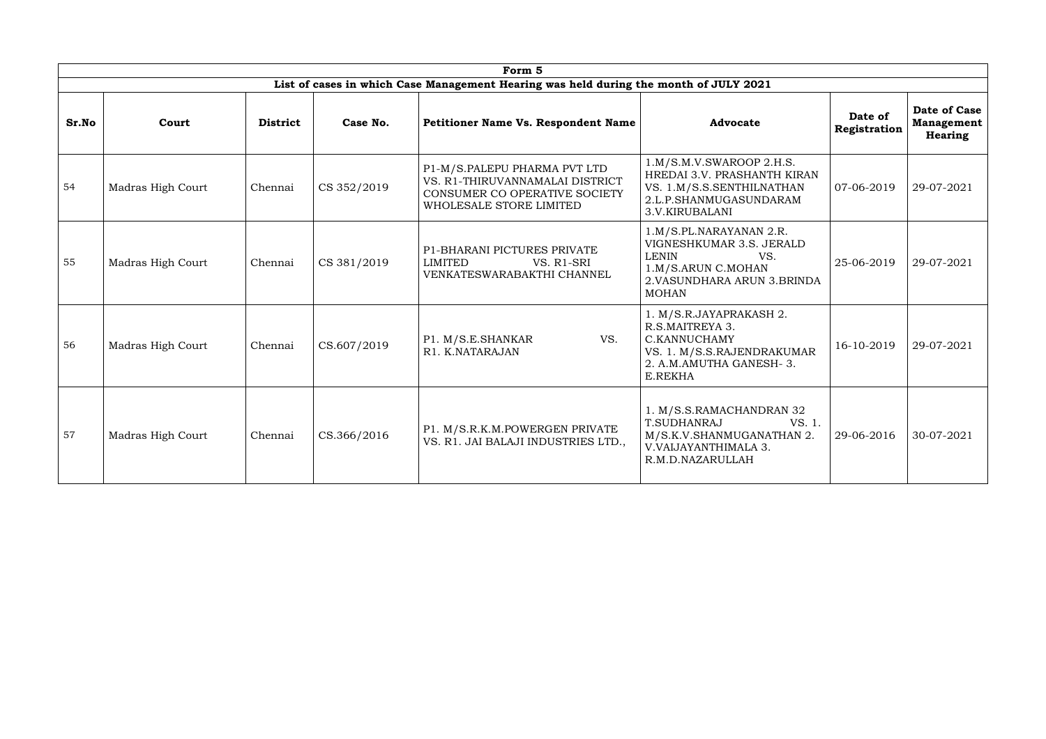| Form 5 | | | | | | | |
|---|---|---|---|---|---|---|---|
| List of cases in which Case Management Hearing was held during the month of JULY 2021 | | | | | | | |
| **Sr.No** | **Court** | **District** | **Case No.** | **Petitioner Name Vs. Respondent Name** | **Advocate** | **Date of Registration** | **Date of Case Management Hearing** |
| 54 | Madras High Court | Chennai | CS 352/2019 | P1-M/S.PALEPU PHARMA PVT LTD VS. R1-THIRUVANNAMALAI DISTRICT CONSUMER CO OPERATIVE SOCIETY WHOLESALE STORE LIMITED | 1.M/S.M.V.SWAROOP 2.H.S. HREDAI 3.V. PRASHANTH KIRAN VS. 1.M/S.S.SENTHILNATHAN 2.L.P.SHANMUGASUNDARAM 3.V.KIRUBALANI | 07-06-2019 | 29-07-2021 |
| 55 | Madras High Court | Chennai | CS 381/2019 | P1-BHARANI PICTURES PRIVATE LIMITED VS. R1-SRI VENKATESWARABAKTHI CHANNEL | 1.M/S.PL.NARAYANAN 2.R. VIGNESHKUMAR 3.S. JERALD LENIN VS. 1.M/S.ARUN C.MOHAN 2.VASUNDHARA ARUN 3.BRINDA MOHAN | 25-06-2019 | 29-07-2021 |
| 56 | Madras High Court | Chennai | CS.607/2019 | P1. M/S.E.SHANKAR VS. R1. K.NATARAJAN | 1. M/S.R.JAYAPRAKASH 2. R.S.MAITREYA 3. C.KANNUCHAMY VS. 1. M/S.S.RAJENDRAKUMAR 2. A.M.AMUTHA GANESH- 3. E.REKHA | 16-10-2019 | 29-07-2021 |
| 57 | Madras High Court | Chennai | CS.366/2016 | P1. M/S.R.K.M.POWERGEN PRIVATE VS. R1. JAI BALAJI INDUSTRIES LTD., | 1. M/S.S.RAMACHANDRAN 32 T.SUDHANRAJ VS. 1. M/S.K.V.SHANMUGANATHAN 2. V.VAIJAYANTHIMALA 3. R.M.D.NAZARULLAH | 29-06-2016 | 30-07-2021 |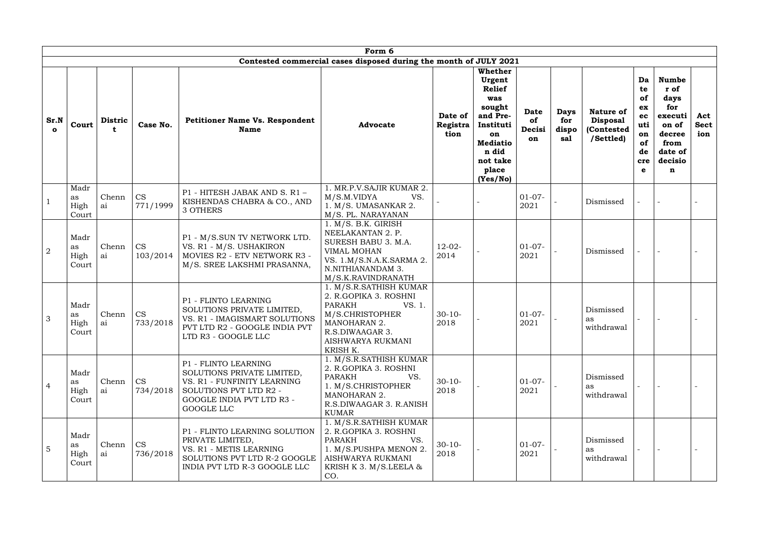| Form 6 | | | | | | | | | | | | | | |
|---|---|---|---|---|---|---|---|---|---|---|---|---|---|---|
| Contested commercial cases disposed during the month of JULY 2021 | | | | | | | | | | | | | | |
| Sr.No | Court | District | Case No. | Petitioner Name Vs. Respondent Name | Advocate | Date of Registration | Whether Urgent Relief was sought and Pre-Institution Mediation did not take place (Yes/No) | Date of Decision | Days for disposal | Nature of Disposal (Contested /Settled) | Date of execution of decree | Number of days for execution of decree from date of decision | Act Section |
| 1 | Madras High Court | Chennai | CS 771/1999 | P1 - HITESH JABAK AND S. R1 – KISHENDAS CHABRA & CO., AND 3 OTHERS | 1. MR.P.V.SAJIR KUMAR 2. M/S.M.VIDYA VS. 1. M/S. UMASANKAR 2. M/S. PL. NARAYANAN | - | - | 01-07-2021 | - | Dismissed | - | - | - |
| 2 | Madras High Court | Chennai | CS 103/2014 | P1 - M/S.SUN TV NETWORK LTD. VS. R1 - M/S. USHAKIRON MOVIES R2 - ETV NETWORK R3 - M/S. SREE LAKSHMI PRASANNA, | 1. M/S. B.K. GIRISH NEELAKANTAN 2. P. SURESH BABU 3. M.A. VIMAL MOHAN VS. 1.M/S.N.A.K.SARMA 2. N.NITHIANANDAM 3. M/S.K.RAVINDRANATH | 12-02-2014 | - | 01-07-2021 | - | Dismissed | - | - | - |
| 3 | Madras High Court | Chennai | CS 733/2018 | P1 - FLINTO LEARNING SOLUTIONS PRIVATE LIMITED, VS. R1 - IMAGISMART SOLUTIONS PVT LTD R2 - GOOGLE INDIA PVT LTD R3 - GOOGLE LLC | 1. M/S.R.SATHISH KUMAR 2. R.GOPIKA 3. ROSHNI PARAKH VS. 1. M/S.CHRISTOPHER MANOHARAN 2. R.S.DIWAAGAR 3. AISHWARYA RUKMANI KRISH K. | 30-10-2018 | - | 01-07-2021 | - | Dismissed as withdrawal | - | - | - |
| 4 | Madras High Court | Chennai | CS 734/2018 | P1 - FLINTO LEARNING SOLUTIONS PRIVATE LIMITED, VS. R1 - FUNFINITY LEARNING SOLUTIONS PVT LTD R2 - GOOGLE INDIA PVT LTD R3 - GOOGLE LLC | 1. M/S.R.SATHISH KUMAR 2. R.GOPIKA 3. ROSHNI PARAKH VS. 1. M/S.CHRISTOPHER MANOHARAN 2. R.S.DIWAAGAR 3. R.ANISH KUMAR | 30-10-2018 | - | 01-07-2021 | - | Dismissed as withdrawal | - | - | - |
| 5 | Madras High Court | Chennai | CS 736/2018 | P1 - FLINTO LEARNING SOLUTION PRIVATE LIMITED, VS. R1 - METIS LEARNING SOLUTIONS PVT LTD R-2 GOOGLE INDIA PVT LTD R-3 GOOGLE LLC | 1. M/S.R.SATHISH KUMAR 2. R.GOPIKA 3. ROSHNI PARAKH VS. 1. M/S.PUSHPA MENON 2. AISHWARYA RUKMANI KRISH K 3. M/S.LEELA & CO. | 30-10-2018 | - | 01-07-2021 | - | Dismissed as withdrawal | - | - | - |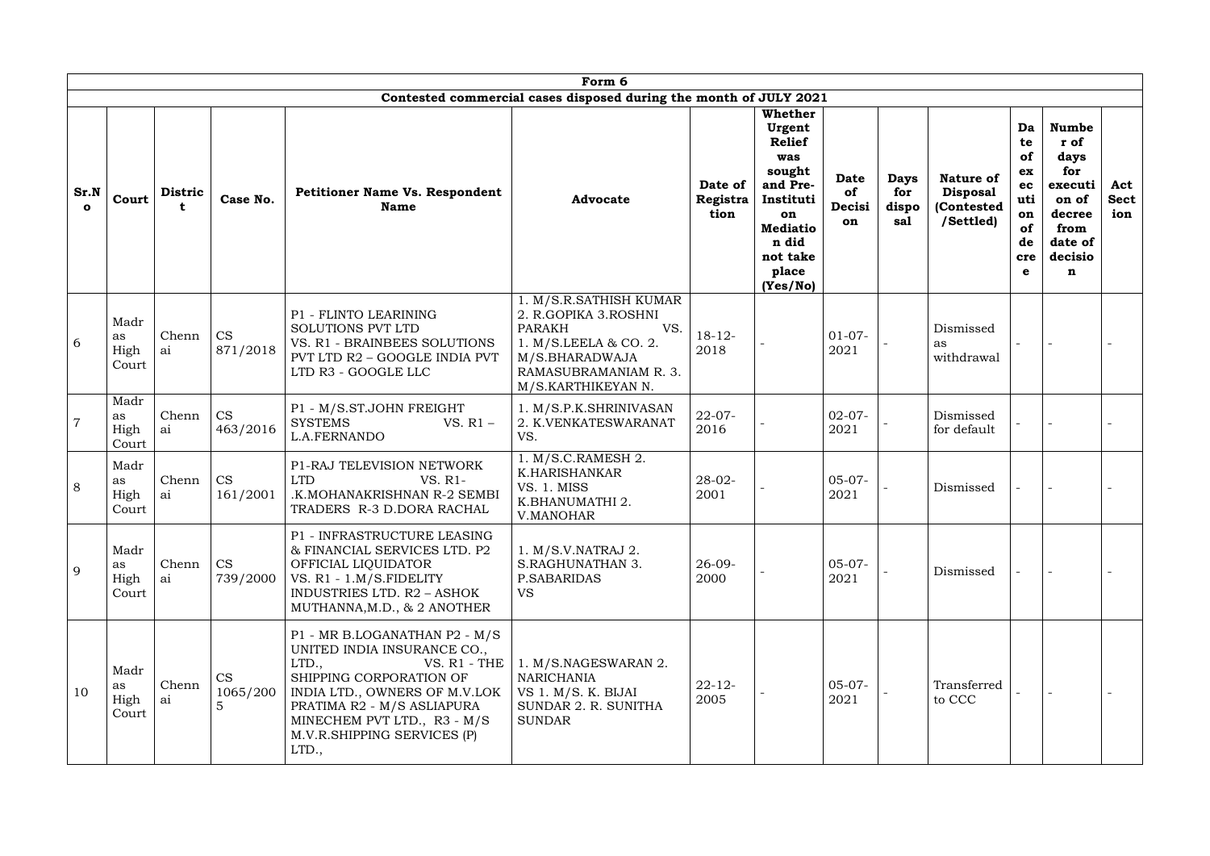| Form 6 | | | | | | | | | | | | | | |
|---|---|---|---|---|---|---|---|---|---|---|---|---|---|---|
| Contested commercial cases disposed during the month of JULY 2021 | | | | | | | | | | | | | | |
| **Sr.No** | **Court** | **District** | **Case No.** | **Petitioner Name Vs. Respondent Name** | **Advocate** | **Date of Registration** | **Whether Urgent Relief was sought and Pre-Institution Mediation did not take place (Yes/No)** | **Date of Decision** | **Days for disposal** | **Nature of Disposal (Contested /Settled)** | **Date of execution of decree** | **Number of days for execution of decree from date of decision** | **Act Section** |
| 6 | Madras High Court | Chennai | CS 871/2018 | P1 - FLINTO LEARINING SOLUTIONS PVT LTD VS. R1 - BRAINBEES SOLUTIONS PVT LTD R2 – GOOGLE INDIA PVT LTD R3 - GOOGLE LLC | 1. M/S.R.SATHISH KUMAR 2. R.GOPIKA 3.ROSHNI PARAKH VS. 1. M/S.LEELA & CO. 2. M/S.BHARADWAJA RAMASUBRAMANIAM R. 3. M/S.KARTHIKEYAN N. | 18-12-2018 | - | 01-07-2021 | - | Dismissed as withdrawal | - | - | - |
| 7 | Madras High Court | Chennai | CS 463/2016 | P1 - M/S.ST.JOHN FREIGHT SYSTEMS VS. R1 – L.A.FERNANDO | 1. M/S.P.K.SHRINIVASAN 2. K.VENKATESWARANAT VS. | 22-07-2016 | - | 02-07-2021 | - | Dismissed for default | - | - | - |
| 8 | Madras High Court | Chennai | CS 161/2001 | P1-RAJ TELEVISION NETWORK LTD VS. R1- .K.MOHANAKRISHNAN R-2 SEMBI TRADERS R-3 D.DORA RACHAL | 1. M/S.C.RAMESH 2. K.HARISHANKAR VS. 1. MISS K.BHANUMATHI 2. V.MANOHAR | 28-02-2001 | - | 05-07-2021 | - | Dismissed | - | - | - |
| 9 | Madras High Court | Chennai | CS 739/2000 | P1 - INFRASTRUCTURE LEASING & FINANCIAL SERVICES LTD. P2 OFFICIAL LIQUIDATOR VS. R1 - 1.M/S.FIDELITY INDUSTRIES LTD. R2 – ASHOK MUTHANNA,M.D., & 2 ANOTHER | 1. M/S.V.NATRAJ 2. S.RAGHUNATHAN 3. P.SABARIDAS VS | 26-09-2000 | - | 05-07-2021 | - | Dismissed | - | - | - |
| 10 | Madras High Court | Chennai | CS 1065/2005 | P1 - MR B.LOGANATHAN P2 - M/S UNITED INDIA INSURANCE CO., LTD., VS. R1 - THE SHIPPING CORPORATION OF INDIA LTD., OWNERS OF M.V.LOK PRATIMA R2 - M/S ASLIAPURA MINECHEM PVT LTD., R3 - M/S M.V.R.SHIPPING SERVICES (P) LTD., | 1. M/S.NAGESWARAN 2. NARICHANIA VS 1. M/S. K. BIJAI SUNDAR 2. R. SUNITHA SUNDAR | 22-12-2005 | - | 05-07-2021 | - | Transferred to CCC | - | - | - |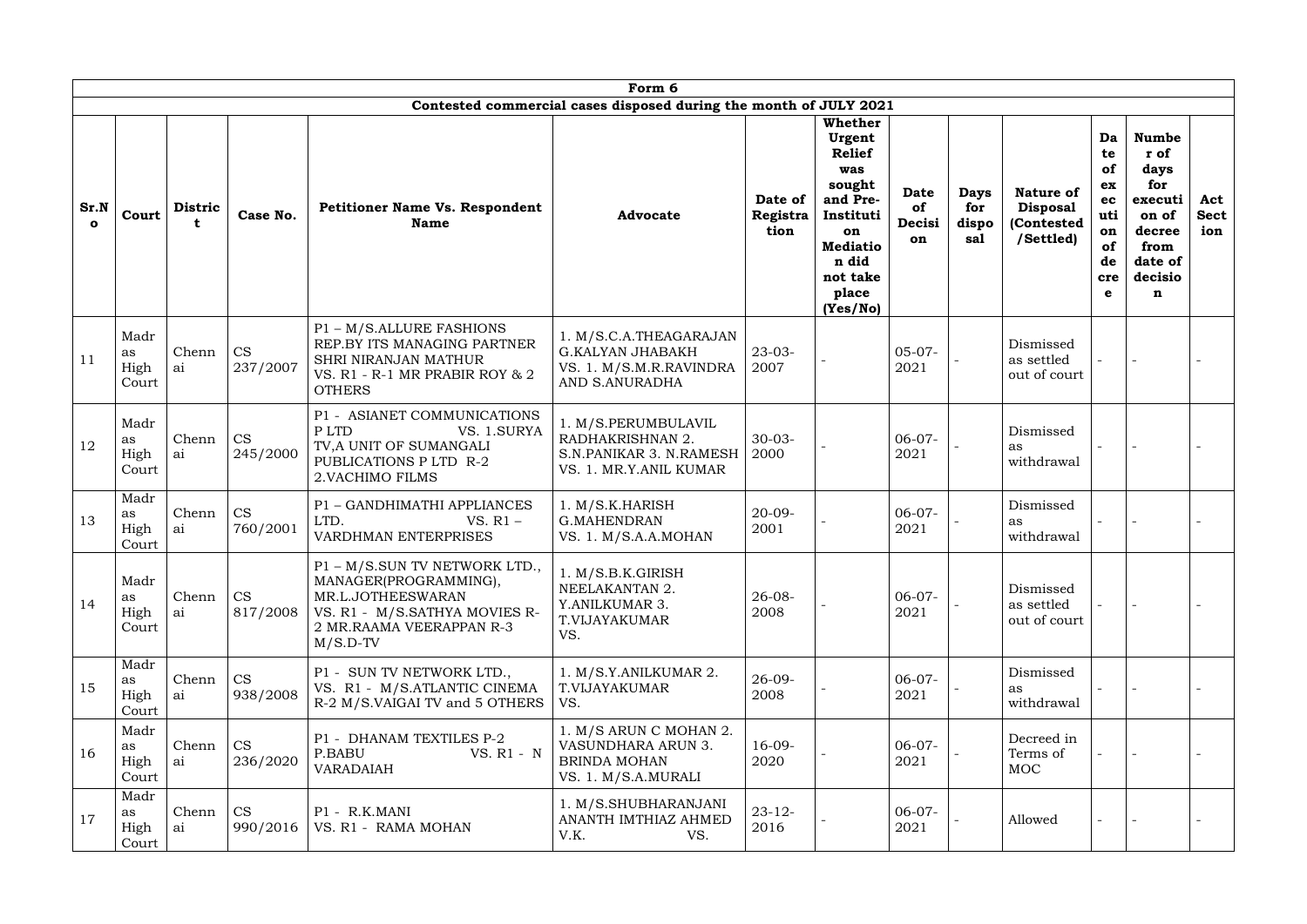| Form 6 | | | | | | | | | | | | | | |
|---|---|---|---|---|---|---|---|---|---|---|---|---|---|---|
| Contested commercial cases disposed during the month of JULY 2021 | | | | | | | | | | | | | | |
| **Sr.No** | **Court** | **District** | **Case No.** | **Petitioner Name Vs. Respondent Name** | **Advocate** | **Date of Registration** | **Whether Urgent Relief was sought and Pre-Institution Mediation did not take place (Yes/No)** | **Date of Decision** | **Days for disposal** | **Nature of Disposal (Contested /Settled)** | **Date of execution of decree** | **Number of days for execution of decree from date of decision** | **Act Section** |
| 11 | Madras High Court | Chennai | CS 237/2007 | P1 – M/S.ALLURE FASHIONS REP.BY ITS MANAGING PARTNER SHRI NIRANJAN MATHUR VS. R1 - R-1 MR PRABIR ROY & 2 OTHERS | 1. M/S.C.A.THEAGARAJAN G.KALYAN JHABAKH VS. 1. M/S.M.R.RAVINDRA AND S.ANURADHA | 23-03-2007 | - | 05-07-2021 | - | Dismissed as settled out of court | - | - | - |
| 12 | Madras High Court | Chennai | CS 245/2000 | P1 - ASIANET COMMUNICATIONS P LTD VS. 1.SURYA TV,A UNIT OF SUMANGALI PUBLICATIONS P LTD R-2 2.VACHIMO FILMS | 1. M/S.PERUMBULAVIL RADHAKRISHNAN 2. S.N.PANIKAR 3. N.RAMESH VS. 1. MR.Y.ANIL KUMAR | 30-03-2000 | - | 06-07-2021 | - | Dismissed as withdrawal | - | - | - |
| 13 | Madras High Court | Chennai | CS 760/2001 | P1 – GANDHIMATHI APPLIANCES LTD. VS. R1 – VARDHMAN ENTERPRISES | 1. M/S.K.HARISH G.MAHENDRAN VS. 1. M/S.A.A.MOHAN | 20-09-2001 | - | 06-07-2021 | - | Dismissed as withdrawal | - | - | - |
| 14 | Madras High Court | Chennai | CS 817/2008 | P1 – M/S.SUN TV NETWORK LTD., MANAGER(PROGRAMMING), MR.L.JOTHEESWARAN VS. R1 - M/S.SATHYA MOVIES R-2 MR.RAAMA VEERAPPAN R-3 M/S.D-TV | 1. M/S.B.K.GIRISH NEELAKANTAN 2. Y.ANILKUMAR 3. T.VIJAYAKUMAR VS. | 26-08-2008 | - | 06-07-2021 | - | Dismissed as settled out of court | - | - | - |
| 15 | Madras High Court | Chennai | CS 938/2008 | P1 - SUN TV NETWORK LTD., VS. R1 - M/S.ATLANTIC CINEMA R-2 M/S.VAIGAI TV and 5 OTHERS | 1. M/S.Y.ANILKUMAR 2. T.VIJAYAKUMAR VS. | 26-09-2008 | - | 06-07-2021 | - | Dismissed as withdrawal | - | - | - |
| 16 | Madras High Court | Chennai | CS 236/2020 | P1 - DHANAM TEXTILES P-2 P.BABU VS. R1 - N VARADAIAH | 1. M/S ARUN C MOHAN 2. VASUNDHARA ARUN 3. BRINDA MOHAN VS. 1. M/S.A.MURALI | 16-09-2020 | - | 06-07-2021 | - | Decreed in Terms of MOC | - | - | - |
| 17 | Madras High Court | Chennai | CS 990/2016 | P1 - R.K.MANI VS. R1 - RAMA MOHAN | 1. M/S.SHUBHARANJANI ANANTH IMTHIAZ AHMED V.K. VS. | 23-12-2016 | - | 06-07-2021 | - | Allowed | - | - | - |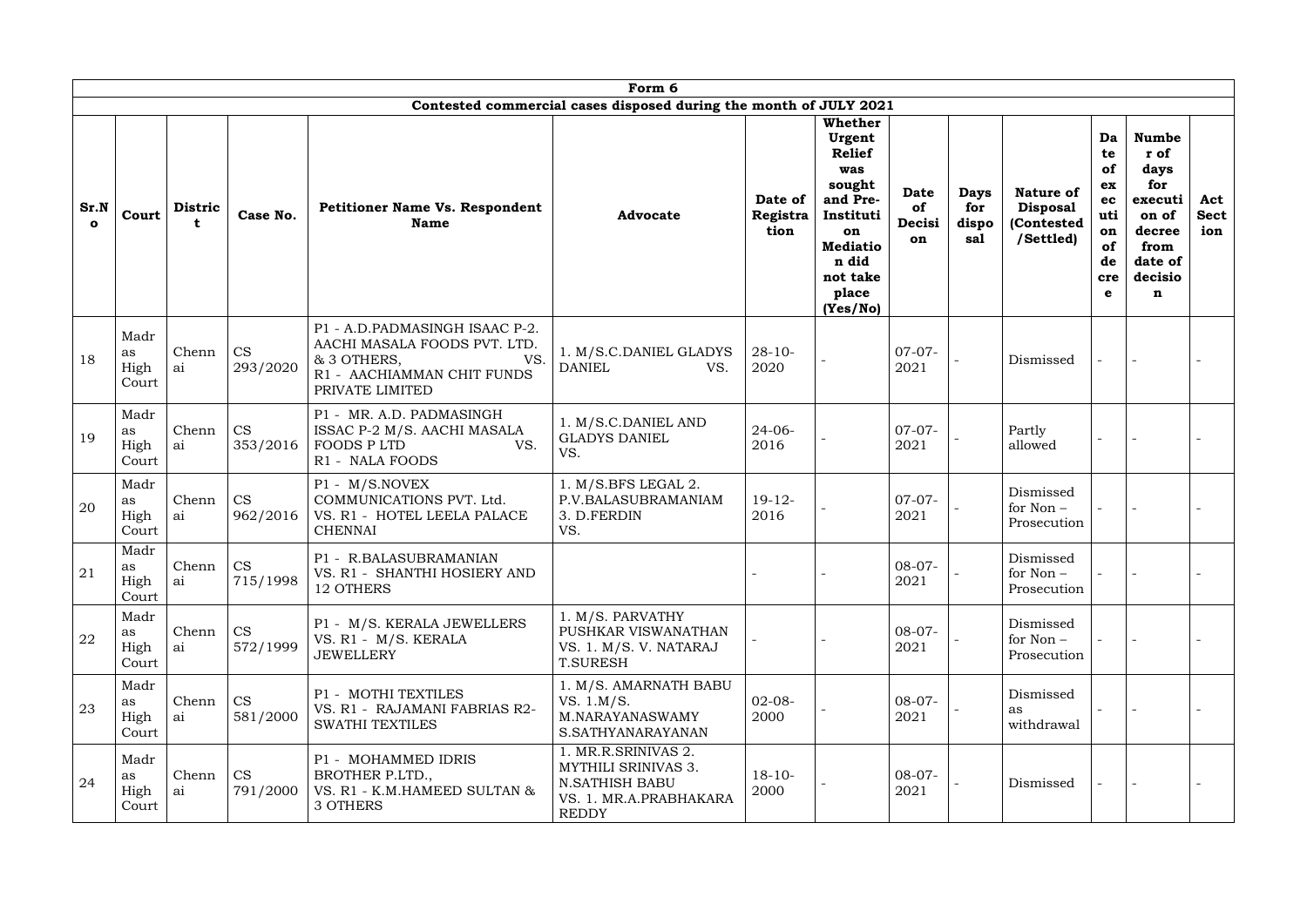| Form 6 | | | | | | | | | | | | | | |
|---|---|---|---|---|---|---|---|---|---|---|---|---|---|---|
| Contested commercial cases disposed during the month of JULY 2021 | | | | | | | | | | | | | | |
| Sr.No | Court | District | Case No. | Petitioner Name Vs. Respondent Name | Advocate | Date of Registration | Whether Urgent Relief was sought and Pre-Institution Mediation did not take place (Yes/No) | Date of Decision | Days for disposal | Nature of Disposal (Contested /Settled) | Date of execution of decree | Number of days for execution of decree from date of decision | Act Section |
| 18 | Madras High Court | Chennai | CS 293/2020 | P1 - A.D.PADMASINGH ISAAC P-2. AACHI MASALA FOODS PVT. LTD. & 3 OTHERS, VS. R1 - AACHIAMMAN CHIT FUNDS PRIVATE LIMITED | 1. M/S.C.DANIEL GLADYS DANIEL VS. | 28-10-2020 | - | 07-07-2021 | - | Dismissed | - | - | - |
| 19 | Madras High Court | Chennai | CS 353/2016 | P1 - MR. A.D. PADMASINGH ISSAC P-2 M/S. AACHI MASALA FOODS P LTD VS. R1 - NALA FOODS | 1. M/S.C.DANIEL AND GLADYS DANIEL VS. | 24-06-2016 | - | 07-07-2021 | - | Partly allowed | - | - | - |
| 20 | Madras High Court | Chennai | CS 962/2016 | P1 - M/S.NOVEX COMMUNICATIONS PVT. Ltd. VS. R1 - HOTEL LEELA PALACE CHENNAI | 1. M/S.BFS LEGAL 2. P.V.BALASUBRAMANIAM 3. D.FERDIN VS. | 19-12-2016 | - | 07-07-2021 | - | Dismissed for Non – Prosecution | - | - | - |
| 21 | Madras High Court | Chennai | CS 715/1998 | P1 - R.BALASUBRAMANIAN VS. R1 - SHANTHI HOSIERY AND 12 OTHERS | | - | - | 08-07-2021 | - | Dismissed for Non – Prosecution | - | - | - |
| 22 | Madras High Court | Chennai | CS 572/1999 | P1 - M/S. KERALA JEWELLERS VS. R1 - M/S. KERALA JEWELLERY | 1. M/S. PARVATHY PUSHKAR VISWANATHAN VS. 1. M/S. V. NATARAJ T.SURESH | - | - | 08-07-2021 | - | Dismissed for Non – Prosecution | - | - | - |
| 23 | Madras High Court | Chennai | CS 581/2000 | P1 - MOTHI TEXTILES VS. R1 - RAJAMANI FABRIAS R2-SWATHI TEXTILES | 1. M/S. AMARNATH BABU VS. 1.M/S. M.NARAYANASWAMY S.SATHYANARAYANAN | 02-08-2000 | - | 08-07-2021 | - | Dismissed as withdrawal | - | - | - |
| 24 | Madras High Court | Chennai | CS 791/2000 | P1 - MOHAMMED IDRIS BROTHER P.LTD., VS. R1 - K.M.HAMEED SULTAN & 3 OTHERS | 1. MR.R.SRINIVAS 2. MYTHILI SRINIVAS 3. N.SATHISH BABU VS. 1. MR.A.PRABHAKARA REDDY | 18-10-2000 | - | 08-07-2021 | - | Dismissed | - | - | - |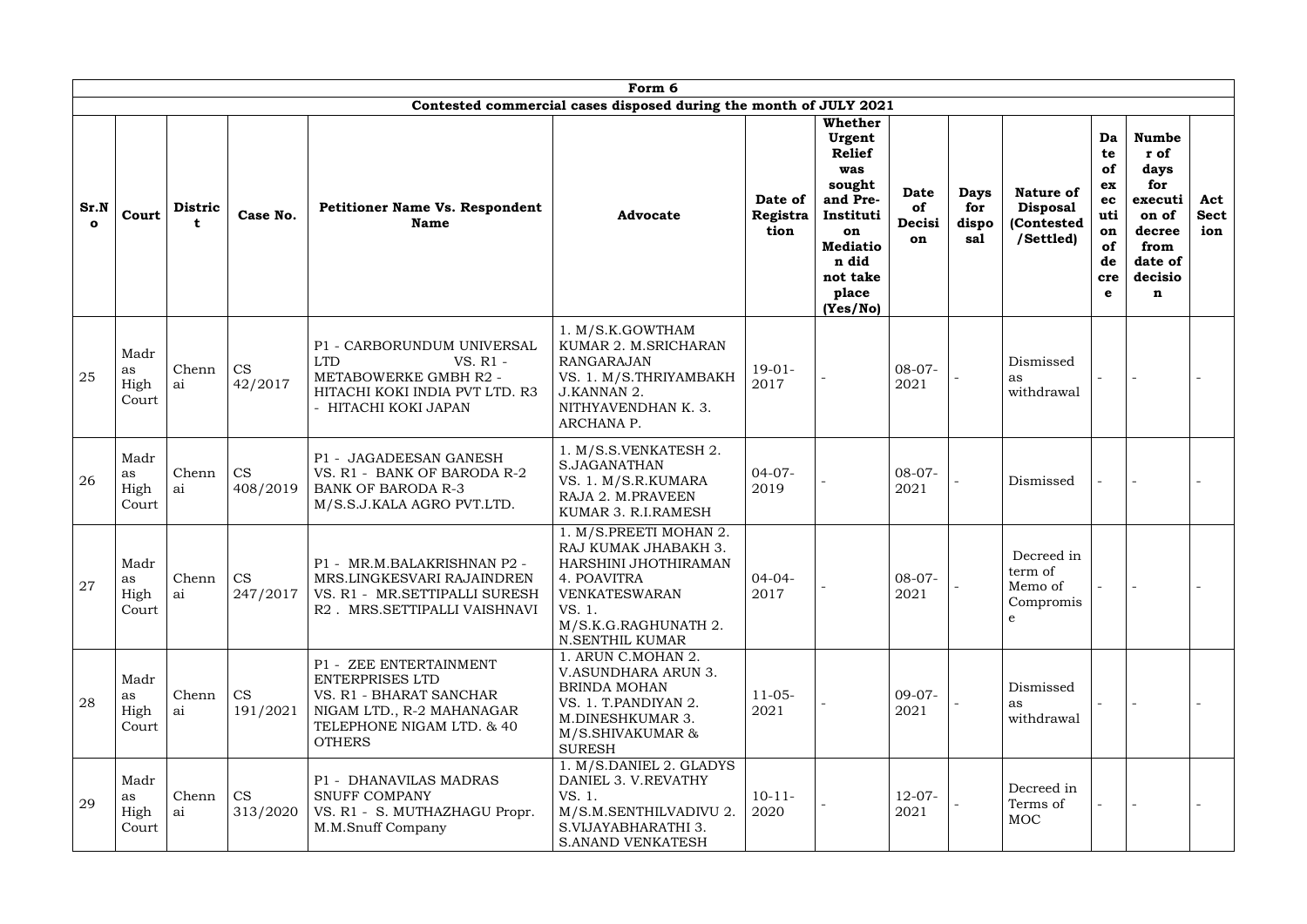| Form 6 | | | | | | | | | | | | | | |
|---|---|---|---|---|---|---|---|---|---|---|---|---|---|---|
| Contested commercial cases disposed during the month of JULY 2021 | | | | | | | | | | | | | | |
| **Sr.No** | **Court** | **District** | **Case No.** | **Petitioner Name Vs. Respondent Name** | **Advocate** | **Date of Registration** | **Whether Urgent Relief was sought and Pre-Institution Mediation did not take place (Yes/No)** | **Date of Decision** | **Days for disposal** | **Nature of Disposal (Contested /Settled)** | **Date of execution of decree** | **Number of days for execution of decree from date of decision** | **Act Section** |
| 25 | Madras High Court | Chennai | CS 42/2017 | P1 - CARBORUNDUM UNIVERSAL LTD VS. R1 - METABOWERKE GMBH R2 - HITACHI KOKI INDIA PVT LTD. R3 - HITACHI KOKI JAPAN | 1. M/S.K.GOWTHAM KUMAR 2. M.SRICHARAN RANGARAJAN VS. 1. M/S.THRIYAMBAKH J.KANNAN 2. NITHYAVENDHAN K. 3. ARCHANA P. | 19-01-2017 | - | 08-07-2021 | - | Dismissed as withdrawal | - | - | - |
| 26 | Madras High Court | Chennai | CS 408/2019 | P1 - JAGADEESAN GANESH VS. R1 - BANK OF BARODA R-2 BANK OF BARODA R-3 M/S.S.J.KALA AGRO PVT.LTD. | 1. M/S.S.VENKATESH 2. S.JAGANATHAN VS. 1. M/S.R.KUMARA RAJA 2. M.PRAVEEN KUMAR 3. R.I.RAMESH | 04-07-2019 | - | 08-07-2021 | - | Dismissed | - | - | - |
| 27 | Madras High Court | Chennai | CS 247/2017 | P1 - MR.M.BALAKRISHNAN P2 - MRS.LINGKESVARI RAJAINDREN VS. R1 - MR.SETTIPALLI SURESH R2 . MRS.SETTIPALLI VAISHNAVI | 1. M/S.PREETI MOHAN 2. RAJ KUMAK JHABAKH 3. HARSHINI JHOTHIRAMAN 4. POAVITRA VENKATESWARAN VS. 1. M/S.K.G.RAGHUNATH 2. N.SENTHIL KUMAR | 04-04-2017 | - | 08-07-2021 | - | Decreed in term of Memo of Compromise | - | - | - |
| 28 | Madras High Court | Chennai | CS 191/2021 | P1 - ZEE ENTERTAINMENT ENTERPRISES LTD VS. R1 - BHARAT SANCHAR NIGAM LTD., R-2 MAHANAGAR TELEPHONE NIGAM LTD. & 40 OTHERS | 1. ARUN C.MOHAN 2. V.ASUNDHARA ARUN 3. BRINDA MOHAN VS. 1. T.PANDIYAN 2. M.DINESHKUMAR 3. M/S.SHIVAKUMAR & SURESH | 11-05-2021 | - | 09-07-2021 | - | Dismissed as withdrawal | - | - | - |
| 29 | Madras High Court | Chennai | CS 313/2020 | P1 - DHANAVILAS MADRAS SNUFF COMPANY VS. R1 - S. MUTHAZHAGU Propr. M.M.Snuff Company | 1. M/S.DANIEL 2. GLADYS DANIEL 3. V.REVATHY VS. 1. M/S.M.SENTHILVADIVU 2. S.VIJAYABHARATHI 3. S.ANAND VENKATESH | 10-11-2020 | - | 12-07-2021 | - | Decreed in Terms of MOC | - | - | - |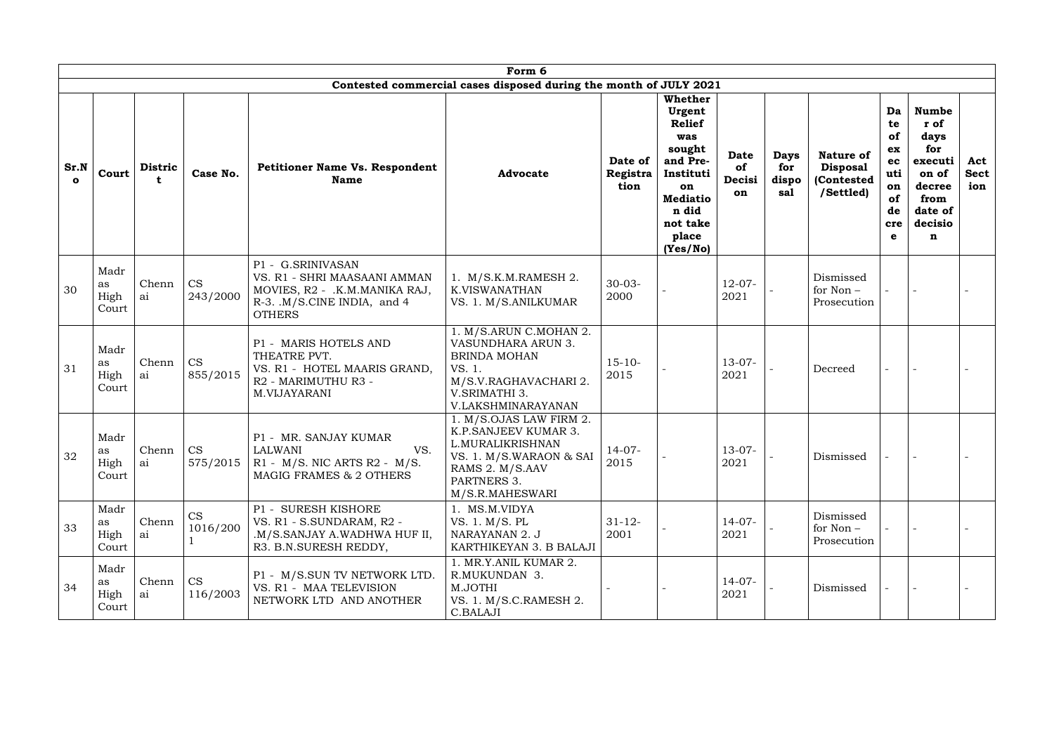| Form 6 | | | | | | | | | | | | | | |
|---|---|---|---|---|---|---|---|---|---|---|---|---|---|---|
| Contested commercial cases disposed during the month of JULY 2021 | | | | | | | | | | | | | | |
| **Sr.No** | **Court** | **District** | **Case No.** | **Petitioner Name Vs. Respondent Name** | **Advocate** | **Date of Registration** | **Whether Urgent Relief was sought and Pre-Institution Mediation did not take place (Yes/No)** | **Date of Decision** | **Days for disposal** | **Nature of Disposal (Contested /Settled)** | **Date of execution of decree** | **Number of days for execution of decree from date of decision** | **Act Section** |
| 30 | Madras High Court | Chennai | CS 243/2000 | P1 - G.SRINIVASAN VS. R1 - SHRI MAASAANI AMMAN MOVIES, R2 - .K.M.MANIKA RAJ, R-3. .M/S.CINE INDIA, and 4 OTHERS | 1. M/S.K.M.RAMESH 2. K.VISWANATHAN VS. 1. M/S.ANILKUMAR | 30-03-2000 | - | 12-07-2021 | - | Dismissed for Non – Prosecution | - | - | - |
| 31 | Madras High Court | Chennai | CS 855/2015 | P1 - MARIS HOTELS AND THEATRE PVT. VS. R1 - HOTEL MAARIS GRAND, R2 - MARIMUTHU R3 - M.VIJAYARANI | 1. M/S.ARUN C.MOHAN 2. VASUNDHARA ARUN 3. BRINDA MOHAN VS. 1. M/S.V.RAGHAVACHARI 2. V.SRIMATHI 3. V.LAKSHMINARAYANAN | 15-10-2015 | - | 13-07-2021 | - | Decreed | - | - | - |
| 32 | Madras High Court | Chennai | CS 575/2015 | P1 - MR. SANJAY KUMAR LALWANI VS. R1 - M/S. NIC ARTS R2 - M/S. MAGIG FRAMES & 2 OTHERS | 1. M/S.OJAS LAW FIRM 2. K.P.SANJEEV KUMAR 3. L.MURALIKRISHNAN VS. 1. M/S.WARAON & SAI RAMS 2. M/S.AAV PARTNERS 3. M/S.R.MAHESWARI | 14-07-2015 | - | 13-07-2021 | - | Dismissed | - | - | - |
| 33 | Madras High Court | Chennai | CS 1016/2001 | P1 - SURESH KISHORE VS. R1 - S.SUNDARAM, R2 - .M/S.SANJAY A.WADHWA HUF II, R3. B.N.SURESH REDDY, | 1. MS.M.VIDYA VS. 1. M/S. PL NARAYANAN 2. J KARTHIKEYAN 3. B BALAJI | 31-12-2001 | - | 14-07-2021 | - | Dismissed for Non – Prosecution | - | - | - |
| 34 | Madras High Court | Chennai | CS 116/2003 | P1 - M/S.SUN TV NETWORK LTD. VS. R1 - MAA TELEVISION NETWORK LTD AND ANOTHER | 1. MR.Y.ANIL KUMAR 2. R.MUKUNDAN 3. M.JOTHI VS. 1. M/S.C.RAMESH 2. C.BALAJI | - | - | 14-07-2021 | - | Dismissed | - | - | - |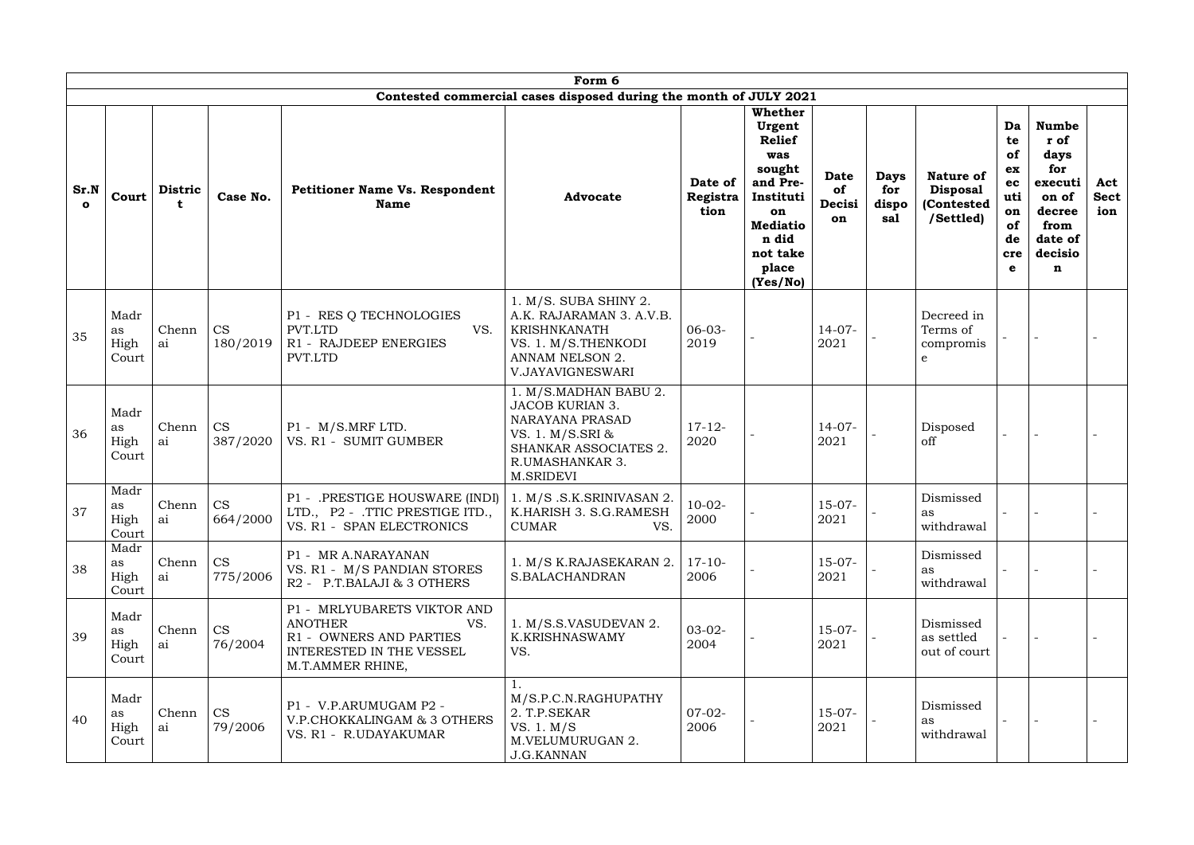| Form 6 | | | | | | | | | | | | | | |
|---|---|---|---|---|---|---|---|---|---|---|---|---|---|---|
| Contested commercial cases disposed during the month of JULY 2021 | | | | | | | | | | | | | | |
| Sr.No | Court | District | Case No. | Petitioner Name Vs. Respondent Name | Advocate | Date of Registration | Whether Urgent Relief was sought and Pre-Institution Mediation did not take place (Yes/No) | Date of Decision | Days for disposal | Nature of Disposal (Contested /Settled) | Date of execution of decree | Number of days for execution of decree from date of decision | Act Section |
| 35 | Madras High Court | Chennai | CS 180/2019 | P1 - RES Q TECHNOLOGIES PVT.LTD VS. R1 - RAJDEEP ENERGIES PVT.LTD | 1. M/S. SUBA SHINY 2. A.K. RAJARAMAN 3. A.V.B. KRISHNKANATH VS. 1. M/S.THENKODI ANNAM NELSON 2. V.JAYAVIGNESWARI | 06-03-2019 | - | 14-07-2021 | - | Decreed in Terms of compromise | - | - | - |
| 36 | Madras High Court | Chennai | CS 387/2020 | P1 - M/S.MRF LTD. VS. R1 - SUMIT GUMBER | 1. M/S.MADHAN BABU 2. JACOB KURIAN 3. NARAYANA PRASAD VS. 1. M/S.SRI & SHANKAR ASSOCIATES 2. R.UMASHANKAR 3. M.SRIDEVI | 17-12-2020 | - | 14-07-2021 | - | Disposed off | - | - | - |
| 37 | Madras High Court | Chennai | CS 664/2000 | P1 - .PRESTIGE HOUSWARE (INDI) LTD., P2 - .TTIC PRESTIGE ITD., VS. R1 - SPAN ELECTRONICS | 1. M/S .S.K.SRINIVASAN 2. K.HARISH 3. S.G.RAMESH CUMAR VS. | 10-02-2000 | - | 15-07-2021 | - | Dismissed as withdrawal | - | - | - |
| 38 | Madras High Court | Chennai | CS 775/2006 | P1 - MR A.NARAYANAN VS. R1 - M/S PANDIAN STORES R2 - P.T.BALAJI & 3 OTHERS | 1. M/S K.RAJASEKARAN 2. S.BALACHANDRAN | 17-10-2006 | - | 15-07-2021 | - | Dismissed as withdrawal | - | - | - |
| 39 | Madras High Court | Chennai | CS 76/2004 | P1 - MRLYUBARETS VIKTOR AND ANOTHER VS. R1 - OWNERS AND PARTIES INTERESTED IN THE VESSEL M.T.AMMER RHINE, | 1. M/S.S.VASUDEVAN 2. K.KRISHNASWAMY VS. | 03-02-2004 | - | 15-07-2021 | - | Dismissed as settled out of court | - | - | - |
| 40 | Madras High Court | Chennai | CS 79/2006 | P1 - V.P.ARUMUGAM P2 - V.P.CHOKKALINGAM & 3 OTHERS VS. R1 - R.UDAYAKUMAR | 1. M/S.P.C.N.RAGHUPATHY 2. T.P.SEKAR VS. 1. M/S M.VELUMURUGAN 2. J.G.KANNAN | 07-02-2006 | - | 15-07-2021 | - | Dismissed as withdrawal | - | - | - |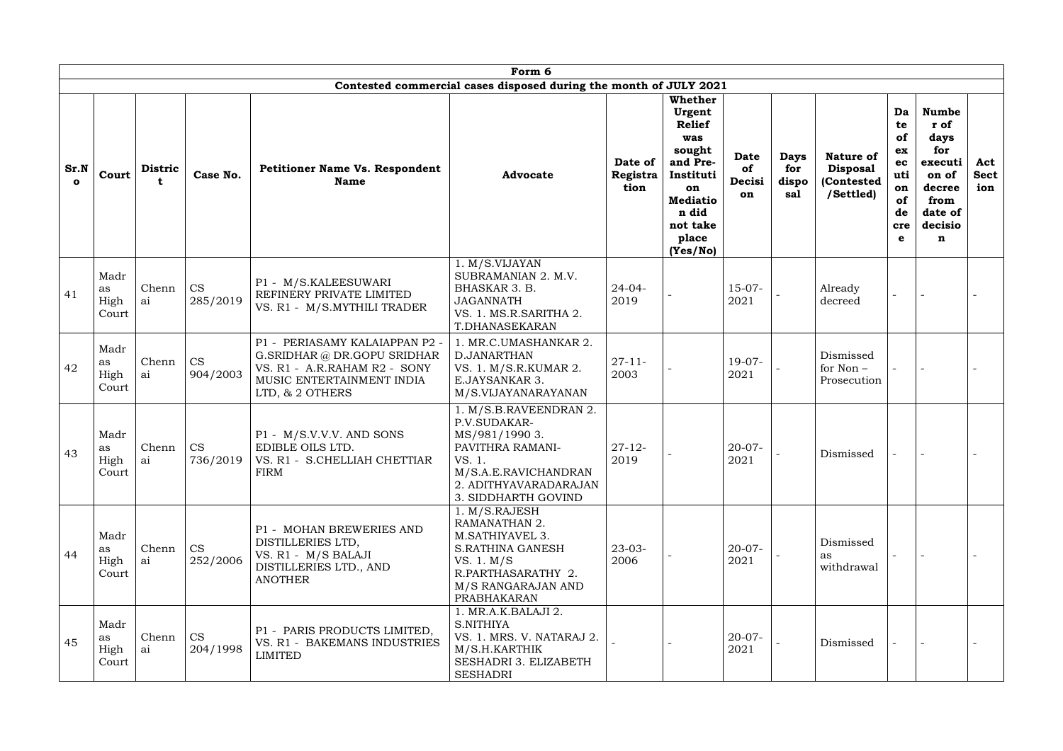| Form 6 | | | | | | | | | | | | | | |
|---|---|---|---|---|---|---|---|---|---|---|---|---|---|---|
| Contested commercial cases disposed during the month of JULY 2021 | | | | | | | | | | | | | | |
| Sr.No | Court | District | Case No. | Petitioner Name Vs. Respondent Name | Advocate | Date of Registration | Whether Urgent Relief was sought and Pre-Institution Mediation did not take place (Yes/No) | Date of Decision | Days for disposal | Nature of Disposal (Contested /Settled) | Date of execution of decree | Number of days for execution of decree from date of decision | Act Section |
| 41 | Madras High Court | Chennai | CS 285/2019 | P1 - M/S.KALEESUWARI REFINERY PRIVATE LIMITED VS. R1 - M/S.MYTHILI TRADER | 1. M/S.VIJAYAN SUBRAMANIAN 2. M.V. BHASKAR 3. B. JAGANNATH VS. 1. MS.R.SARITHA 2. T.DHANASEKARAN | 24-04-2019 | - | 15-07-2021 | - | Already decreed | - | - | - |
| 42 | Madras High Court | Chennai | CS 904/2003 | P1 - PERIASAMY KALAIAPPAN P2 - G.SRIDHAR @ DR.GOPU SRIDHAR VS. R1 - A.R.RAHAM R2 - SONY MUSIC ENTERTAINMENT INDIA LTD, & 2 OTHERS | 1. MR.C.UMASHANKAR 2. D.JANARTHAN VS. 1. M/S.R.KUMAR 2. E.JAYSANKAR 3. M/S.VIJAYANARAYANAN | 27-11-2003 | - | 19-07-2021 | - | Dismissed for Non – Prosecution | - | - | - |
| 43 | Madras High Court | Chennai | CS 736/2019 | P1 - M/S.V.V.V. AND SONS EDIBLE OILS LTD. VS. R1 - S.CHELLIAH CHETTIAR FIRM | 1. M/S.B.RAVEENDRAN 2. P.V.SUDAKAR-MS/981/1990 3. PAVITHRA RAMANI- VS. 1. M/S.A.E.RAVICHANDRAN 2. ADITHYAVARADARAJAN 3. SIDDHARTH GOVIND | 27-12-2019 | - | 20-07-2021 | - | Dismissed | - | - | - |
| 44 | Madras High Court | Chennai | CS 252/2006 | P1 - MOHAN BREWERIES AND DISTILLERIES LTD, VS. R1 - M/S BALAJI DISTILLERIES LTD., AND ANOTHER | 1. M/S.RAJESH RAMANATHAN 2. M.SATHIYAVEL 3. S.RATHINA GANESH VS. 1. M/S R.PARTHASARATHY 2. M/S RANGARAJAN AND PRABHAKARAN | 23-03-2006 | - | 20-07-2021 | - | Dismissed as withdrawal | - | - | - |
| 45 | Madras High Court | Chennai | CS 204/1998 | P1 - PARIS PRODUCTS LIMITED, VS. R1 - BAKEMANS INDUSTRIES LIMITED | 1. MR.A.K.BALAJI 2. S.NITHIYA VS. 1. MRS. V. NATARAJ 2. M/S.H.KARTHIK SESHADRI 3. ELIZABETH SESHADRI | - | - | 20-07-2021 | - | Dismissed | - | - | - |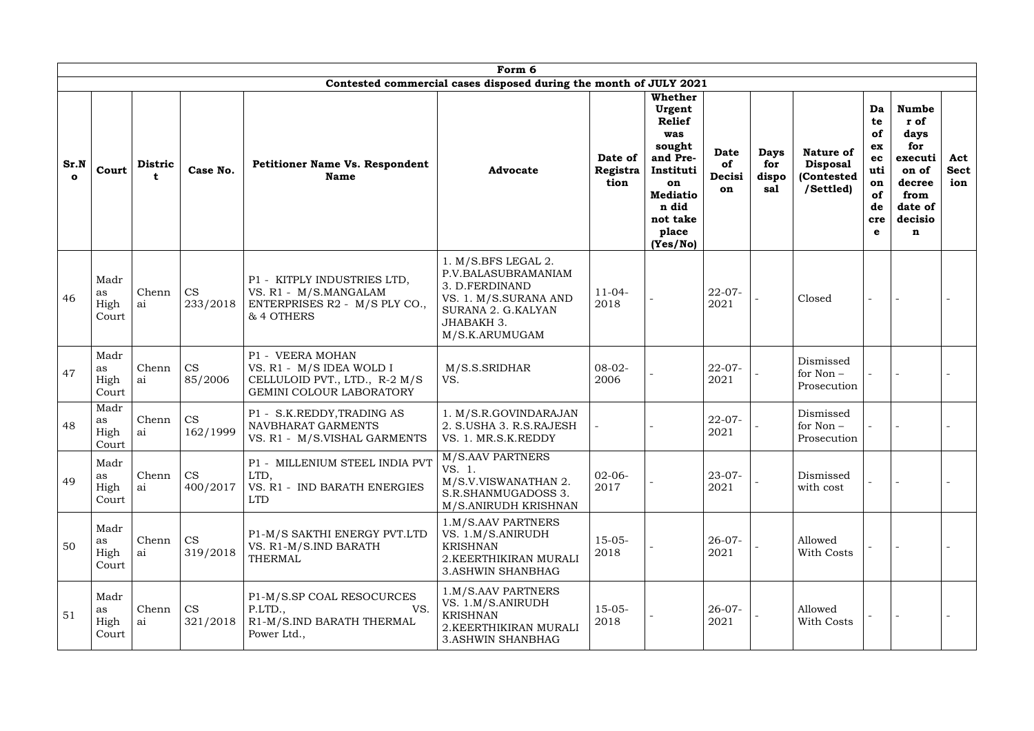| Form 6 | | | | | | | | | | | | | | |
|---|---|---|---|---|---|---|---|---|---|---|---|---|---|---|
| Contested commercial cases disposed during the month of JULY 2021 | | | | | | | | | | | | | | |
| Sr.No | Court | District | Case No. | Petitioner Name Vs. Respondent Name | Advocate | Date of Registration | Whether Urgent Relief was sought and Pre-Institution Mediation did not take place (Yes/No) | Date of Decision | Days for disposal | Nature of Disposal (Contested /Settled) | Date of execution of decree | Number of days for execution of decree from date of decision | Act Section |
| 46 | Madras High Court | Chennai | CS 233/2018 | P1 - KITPLY INDUSTRIES LTD, VS. R1 - M/S.MANGALAM ENTERPRISES R2 - M/S PLY CO., & 4 OTHERS | 1. M/S.BFS LEGAL 2. P.V.BALASUBRAMANIAM 3. D.FERDINAND VS. 1. M/S.SURANA AND SURANA 2. G.KALYAN JHABAKH 3. M/S.K.ARUMUGAM | 11-04-2018 | - | 22-07-2021 | - | Closed | - | - | - |
| 47 | Madras High Court | Chennai | CS 85/2006 | P1 - VEERA MOHAN VS. R1 - M/S IDEA WOLD I CELLULOID PVT., LTD., R-2 M/S GEMINI COLOUR LABORATORY | M/S.S.SRIDHAR VS. | 08-02-2006 | - | 22-07-2021 | - | Dismissed for Non – Prosecution | - | - | - |
| 48 | Madras High Court | Chennai | CS 162/1999 | P1 - S.K.REDDY,TRADING AS NAVBHARAT GARMENTS VS. R1 - M/S.VISHAL GARMENTS | 1. M/S.R.GOVINDARAJAN 2. S.USHA 3. R.S.RAJESH VS. 1. MR.S.K.REDDY | - | - | 22-07-2021 | - | Dismissed for Non – Prosecution | - | - | - |
| 49 | Madras High Court | Chennai | CS 400/2017 | P1 - MILLENIUM STEEL INDIA PVT LTD, VS. R1 - IND BARATH ENERGIES LTD | M/S.AAV PARTNERS VS. 1. M/S.V.VISWANATHAN 2. S.R.SHANMUGADOSS 3. M/S.ANIRUDH KRISHNAN | 02-06-2017 | - | 23-07-2021 | - | Dismissed with cost | - | - | - |
| 50 | Madras High Court | Chennai | CS 319/2018 | P1-M/S SAKTHI ENERGY PVT.LTD VS. R1-M/S.IND BARATH THERMAL | 1.M/S.AAV PARTNERS VS. 1.M/S.ANIRUDH KRISHNAN 2.KEERTHIKIRAN MURALI 3.ASHWIN SHANBHAG | 15-05-2018 | - | 26-07-2021 | - | Allowed With Costs | - | - | - |
| 51 | Madras High Court | Chennai | CS 321/2018 | P1-M/S.SP COAL RESOCURCES P.LTD., VS. R1-M/S.IND BARATH THERMAL Power Ltd., | 1.M/S.AAV PARTNERS VS. 1.M/S.ANIRUDH KRISHNAN 2.KEERTHIKIRAN MURALI 3.ASHWIN SHANBHAG | 15-05-2018 | - | 26-07-2021 | - | Allowed With Costs | - | - | - |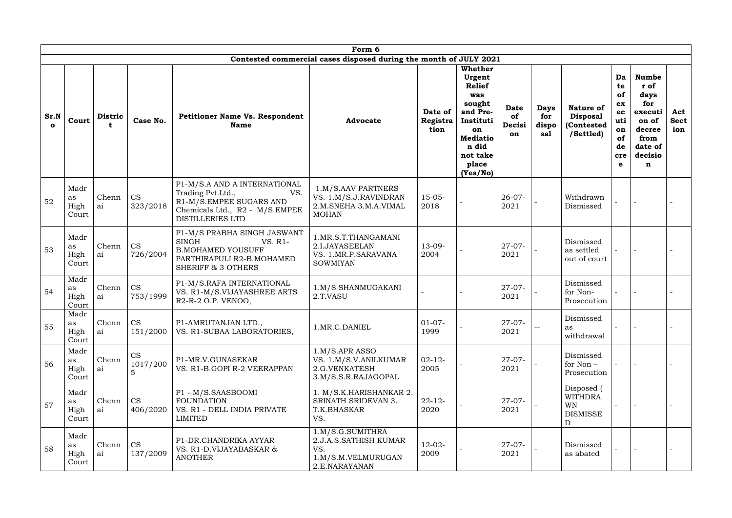| Form 6 | | | | | | | | | | | | | | |
|---|---|---|---|---|---|---|---|---|---|---|---|---|---|---|
| Contested commercial cases disposed during the month of JULY 2021 | | | | | | | | | | | | | | |
| **Sr.No** | **Court** | **District** | **Case No.** | **Petitioner Name Vs. Respondent Name** | **Advocate** | **Date of Registration** | **Whether Urgent Relief was sought and Pre-Institution Mediation did not take place (Yes/No)** | **Date of Decision** | **Days for disposal** | **Nature of Disposal (Contested /Settled)** | **Date of execution of decree** | **Number of days for execution of decree from date of decision** | **Act Section** |
| 52 | Madras High Court | Chennai | CS 323/2018 | P1-M/S.A AND A INTERNATIONAL Trading Pvt.Ltd., VS. R1-M/S.EMPEE SUGARS AND Chemicals Ltd., R2 - M/S.EMPEE DISTILLERIES LTD | 1.M/S.AAV PARTNERS VS. 1.M/S.J.RAVINDRAN 2.M.SNEHA 3.M.A.VIMAL MOHAN | 15-05-2018 | - | 26-07-2021 | - | Withdrawn Dismissed | - | - | - |
| 53 | Madras High Court | Chennai | CS 726/2004 | P1-M/S PRABHA SINGH JASWANT SINGH VS. R1-B.MOHAMED YOUSUFF PARTHIRAPULI R2-B.MOHAMED SHERIFF & 3 OTHERS | 1.MR.S.T.THANGAMANI 2.I.JAYASEELAN VS. 1.MR.P.SARAVANA SOWMIYAN | 13-09-2004 | - | 27-07-2021 | - | Dismissed as settled out of court | - | - | - |
| 54 | Madras High Court | Chennai | CS 753/1999 | P1-M/S.RAFA INTERNATIONAL VS. R1-M/S.VIJAYASHREE ARTS R2-R-2 O.P. VENOO, | 1.M/S SHANMUGAKANI 2.T.VASU | - | - | 27-07-2021 | - | Dismissed for Non-Prosecution | - | - | - |
| 55 | Madras High Court | Chennai | CS 151/2000 | P1-AMRUTANJAN LTD., VS. R1-SUBAA LABORATORIES, | 1.MR.C.DANIEL | 01-07-1999 | - | 27-07-2021 | -- | Dismissed as withdrawal | - | - | - |
| 56 | Madras High Court | Chennai | CS 1017/2005 | P1-MR.V.GUNASEKAR VS. R1-B.GOPI R-2 VEERAPPAN | 1.M/S.APR ASSO VS. 1.M/S.V.ANILKUMAR 2.G.VENKATESH 3.M/S.S.R.RAJAGOPAL | 02-12-2005 | - | 27-07-2021 | - | Dismissed for Non – Prosecution | - | - | - |
| 57 | Madras High Court | Chennai | CS 406/2020 | P1 - M/S.SAASBOOMI FOUNDATION VS. R1 - DELL INDIA PRIVATE LIMITED | 1. M/S.K.HARISHANKAR 2. SRINATH SRIDEVAN 3. T.K.BHASKAR VS. | 22-12-2020 | - | 27-07-2021 | - | Disposed ( WITHDRAWN DISMISSED | - | - | - |
| 58 | Madras High Court | Chennai | CS 137/2009 | P1-DR.CHANDRIKA AYYAR VS. R1-D.VIJAYABASKAR & ANOTHER | 1.M/S.G.SUMITHRA 2.J.A.S.SATHISH KUMAR VS. 1.M/S.M.VELMURUGAN 2.E.NARAYANAN | 12-02-2009 | - | 27-07-2021 | - | Dismissed as abated | - | - | - |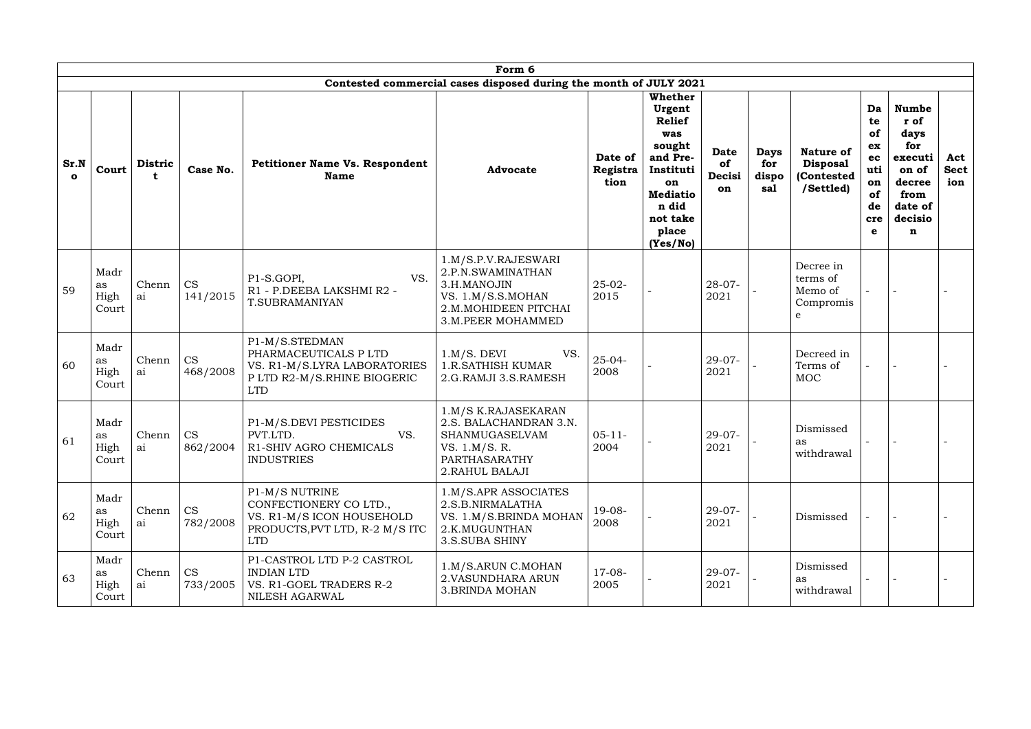| Form 6 | | | | | | | | | | | | | | |
|---|---|---|---|---|---|---|---|---|---|---|---|---|---|---|
| Contested commercial cases disposed during the month of JULY 2021 | | | | | | | | | | | | | | |
| **Sr.No** | **Court** | **District** | **Case No.** | **Petitioner Name Vs. Respondent Name** | **Advocate** | **Date of Registration** | **Whether Urgent Relief was sought and Pre-Institution Mediation did not take place (Yes/No)** | **Date of Decision** | **Days for disposal** | **Nature of Disposal (Contested /Settled)** | **Dater of execution of decree** | **Number of days for execution of decree from date of decision** | **Act Section** |
| 59 | Madras High Court | Chennai | CS 141/2015 | P1-S.GOPI, VS. R1 - P.DEEBA LAKSHMI R2 - T.SUBRAMANIYAN | 1.M/S.P.V.RAJESWARI 2.P.N.SWAMINATHAN 3.H.MANOJIN VS. 1.M/S.S.MOHAN 2.M.MOHIDEEN PITCHAI 3.M.PEER MOHAMMED | 25-02-2015 | - | 28-07-2021 | - | Decree in terms of Memo of Compromise | - | - | - |
| 60 | Madras High Court | Chennai | CS 468/2008 | P1-M/S.STEDMAN PHARMACEUTICALS P LTD VS. R1-M/S.LYRA LABORATORIES P LTD R2-M/S.RHINE BIOGERIC LTD | 1.M/S. DEVI VS. 1.R.SATHISH KUMAR 2.G.RAMJI 3.S.RAMESH | 25-04-2008 | - | 29-07-2021 | - | Decreed in Terms of MOC | - | - | - |
| 61 | Madras High Court | Chennai | CS 862/2004 | P1-M/S.DEVI PESTICIDES PVT.LTD. VS. R1-SHIV AGRO CHEMICALS INDUSTRIES | 1.M/S K.RAJASEKARAN 2.S. BALACHANDRAN 3.N. SHANMUGASELVAM VS. 1.M/S. R. PARTHASARATHY 2.RAHUL BALAJI | 05-11-2004 | - | 29-07-2021 | - | Dismissed as withdrawal | - | - | - |
| 62 | Madras High Court | Chennai | CS 782/2008 | P1-M/S NUTRINE CONFECTIONERY CO LTD., VS. R1-M/S ICON HOUSEHOLD PRODUCTS,PVT LTD, R-2 M/S ITC LTD | 1.M/S.APR ASSOCIATES 2.S.B.NIRMALATHA VS. 1.M/S.BRINDA MOHAN 2.K.MUGUNTHAN 3.S.SUBA SHINY | 19-08-2008 | - | 29-07-2021 | - | Dismissed | - | - | - |
| 63 | Madras High Court | Chennai | CS 733/2005 | P1-CASTROL LTD P-2 CASTROL INDIAN LTD VS. R1-GOEL TRADERS R-2 NILESH AGARWAL | 1.M/S.ARUN C.MOHAN 2.VASUNDHARA ARUN 3.BRINDA MOHAN | 17-08-2005 | - | 29-07-2021 | - | Dismissed as withdrawal | - | - | - |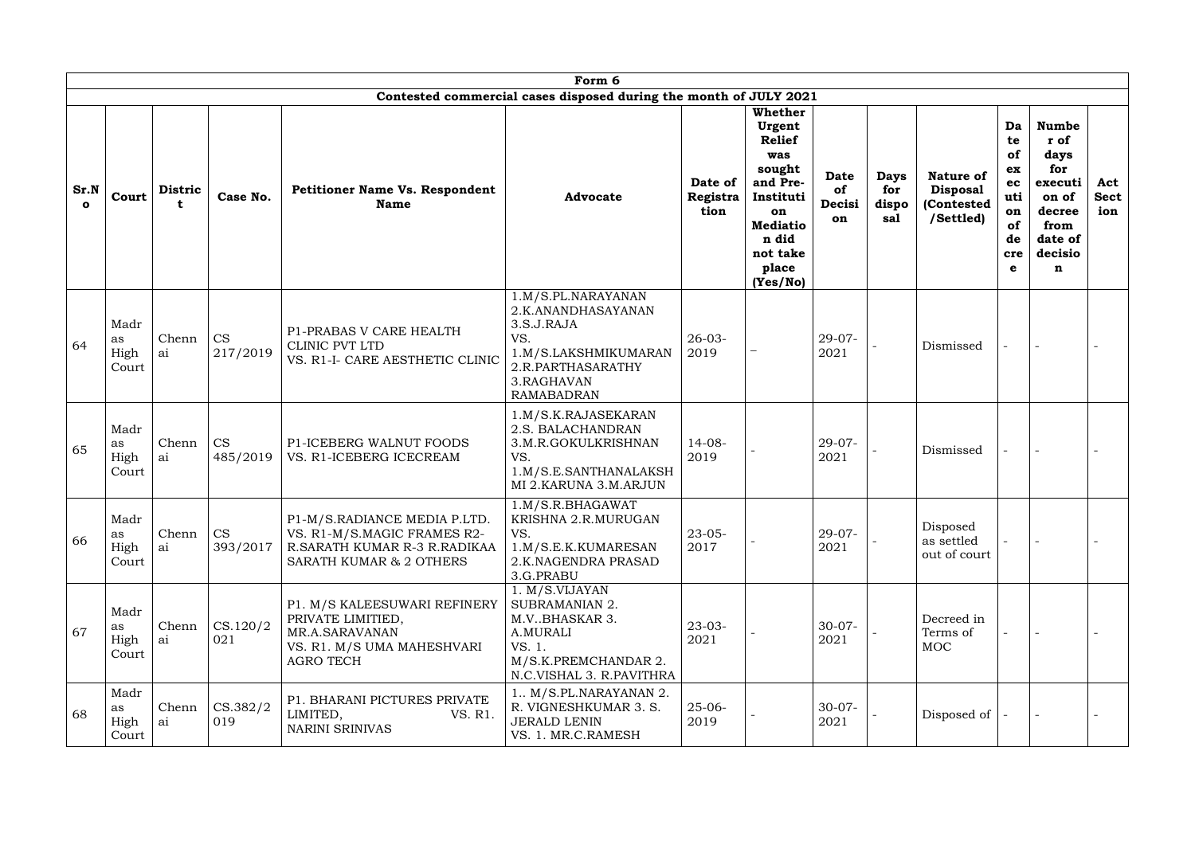| Form 6 | | | | | | | | | | | | | | |
|---|---|---|---|---|---|---|---|---|---|---|---|---|---|---|
| Contested commercial cases disposed during the month of JULY 2021 | | | | | | | | | | | | | | |
| **Sr.No** | **Court** | **District** | **Case No.** | **Petitioner Name Vs. Respondent Name** | **Advocate** | **Date of Registration** | **Whether Urgent Relief was sought and Pre-Institution Mediation did not take place (Yes/No)** | **Date of Decision** | **Days for disposal** | **Nature of Disposal (Contested /Settled)** | **Date of execution of decree** | **Number of days for execution of decree from date of decision** | **Act Section** |
| 64 | Madras High Court | Chennai | CS 217/2019 | P1-PRABAS V CARE HEALTH CLINIC PVT LTD VS. R1-I- CARE AESTHETIC CLINIC | 1.M/S.PL.NARAYANAN 2.K.ANANDHASAYANAN 3.S.J.RAJA VS. 1.M/S.LAKSHMIKUMARAN 2.R.PARTHASARATHY 3.RAGHAVAN RAMABADRAN | 26-03-2019 | – | 29-07-2021 | - | Dismissed | - | - | - |
| 65 | Madras High Court | Chennai | CS 485/2019 | P1-ICEBERG WALNUT FOODS VS. R1-ICEBERG ICECREAM | 1.M/S.K.RAJASEKARAN 2.S. BALACHANDRAN 3.M.R.GOKULKRISHNAN VS. 1.M/S.E.SANTHANALAKSHMI 2.KARUNA 3.M.ARJUN | 14-08-2019 | - | 29-07-2021 | - | Dismissed | - | - | - |
| 66 | Madras High Court | Chennai | CS 393/2017 | P1-M/S.RADIANCE MEDIA P.LTD. VS. R1-M/S.MAGIC FRAMES R2-R.SARATH KUMAR R-3 R.RADIKAA SARATH KUMAR & 2 OTHERS | 1.M/S.R.BHAGAWAT KRISHNA 2.R.MURUGAN VS. 1.M/S.E.K.KUMARESAN 2.K.NAGENDRA PRASAD 3.G.PRABU | 23-05-2017 | - | 29-07-2021 | - | Disposed as settled out of court | - | - | - |
| 67 | Madras High Court | Chennai | CS.120/2021 | P1. M/S KALEESUWARI REFINERY PRIVATE LIMITIED, MR.A.SARAVANAN VS. R1. M/S UMA MAHESHVARI AGRO TECH | 1. M/S.VIJAYAN SUBRAMANIAN 2. M.V..BHASKAR 3. A.MURALI VS. 1. M/S.K.PREMCHANDAR 2. N.C.VISHAL 3. R.PAVITHRA | 23-03-2021 | - | 30-07-2021 | - | Decreed in Terms of MOC | - | - | - |
| 68 | Madras High Court | Chennai | CS.382/2019 | P1. BHARANI PICTURES PRIVATE LIMITED, VS. R1. NARINI SRINIVAS | 1.. M/S.PL.NARAYANAN 2. R. VIGNESHKUMAR 3. S. JERALD LENIN VS. 1. MR.C.RAMESH | 25-06-2019 | - | 30-07-2021 | - | Disposed of | - | - | - |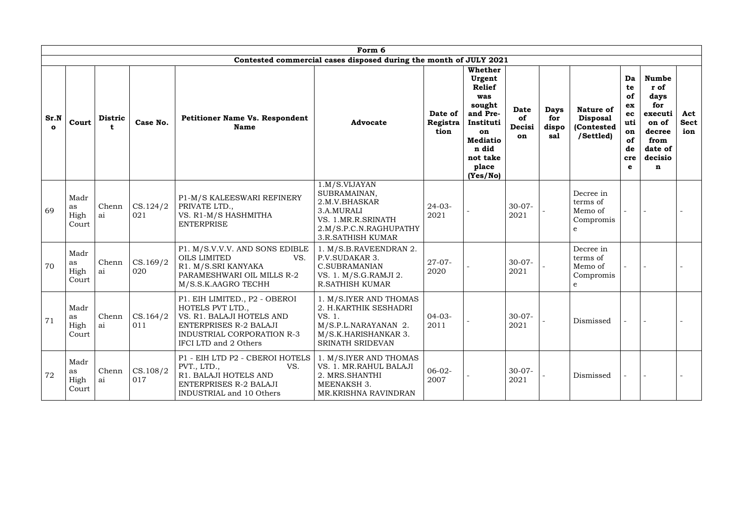| Form 6 | | | | | | | | | | | | | | | |
|---|---|---|---|---|---|---|---|---|---|---|---|---|---|---|---|
| Contested commercial cases disposed during the month of JULY 2021 | | | | | | | | | | | | | | | |
| **Sr.No** | **Court** | **District** | **Case No.** | **Petitioner Name Vs. Respondent Name** | **Advocate** | **Date of Registration** | **Whether Urgent Relief was sought and Pre-Institution Mediation did not take place (Yes/No)** | **Date of Decision** | **Days for disposal** | **Nature of Disposal (Contested /Settled)** | **Date of execution of decree** | **Number of days for execution of decree from date of decision** | **Act Section** |
| 69 | Madras High Court | Chennai | CS.124/2021 | P1-M/S KALEESWARI REFINERY PRIVATE LTD., VS. R1-M/S HASHMITHA ENTERPRISE | 1.M/S.VIJAYAN SUBRAMAINAN, 2.M.V.BHASKAR 3.A.MURALI VS. 1.MR.R.SRINATH 2.M/S.P.C.N.RAGHUPATHY 3.R.SATHISH KUMAR | 24-03-2021 | - | 30-07-2021 | - | Decree in terms of Memo of Compromise | - | - | - |
| 70 | Madras High Court | Chennai | CS.169/2020 | P1. M/S.V.V.V. AND SONS EDIBLE OILS LIMITED VS. R1. M/S.SRI KANYAKA PARAMESHWARI OIL MILLS R-2 M/S.S.K.AAGRO TECHH | 1. M/S.B.RAVEENDRAN 2. P.V.SUDAKAR 3. C.SUBRAMANIAN VS. 1. M/S.G.RAMJI 2. R.SATHISH KUMAR | 27-07-2020 | - | 30-07-2021 | - | Decree in terms of Memo of Compromise | - | - | - |
| 71 | Madras High Court | Chennai | CS.164/2011 | P1. EIH LIMITED., P2 - OBEROI HOTELS PVT LTD., VS. R1. BALAJI HOTELS AND ENTERPRISES R-2 BALAJI INDUSTRIAL CORPORATION R-3 IFCI LTD and 2 Others | 1. M/S.IYER AND THOMAS 2. H.KARTHIK SESHADRI VS. 1. M/S.P.L.NARAYANAN 2. M/S.K.HARISHANKAR 3. SRINATH SRIDEVAN | 04-03-2011 | - | 30-07-2021 | - | Dismissed | - | - | - |
| 72 | Madras High Court | Chennai | CS.108/2017 | P1 - EIH LTD P2 - CBEROI HOTELS PVT., LTD., VS. R1. BALAJI HOTELS AND ENTERPRISES R-2 BALAJI INDUSTRIAL and 10 Others | 1. M/S.IYER AND THOMAS VS. 1. MR.RAHUL BALAJI 2. MRS.SHANTHI MEENAKSH 3. MR.KRISHNA RAVINDRAN | 06-02-2007 | - | 30-07-2021 | - | Dismissed | - | - | - |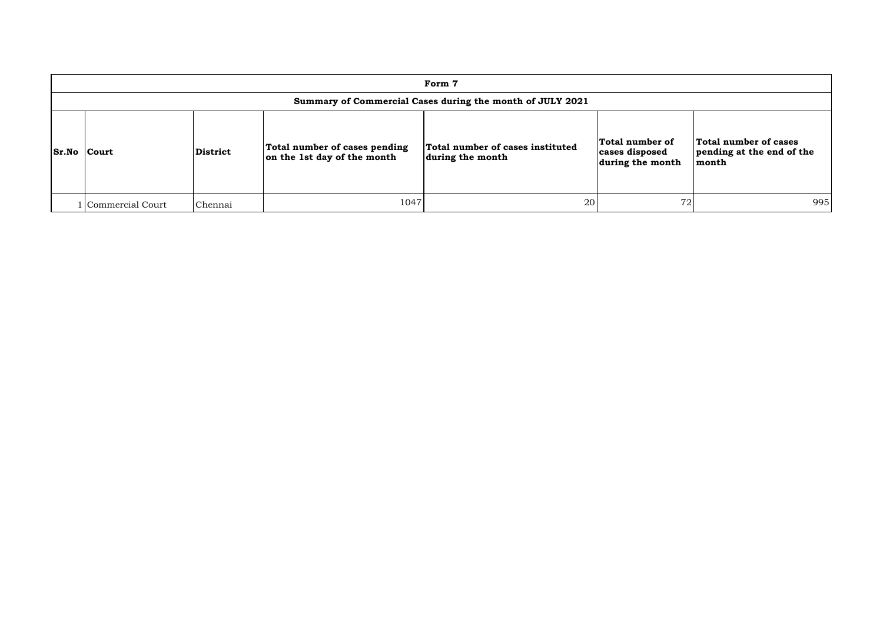| Form 7 | | | | | | |
|---|---|---|---|---|---|---|
| **Summary of Commercial Cases during the month of JULY 2021** | | | | | | |
| **Sr.No** | **Court** | **District** | **Total number of cases pending on the 1st day of the month** | **Total number of cases instituted during the month** | **Total number of cases disposed during the month** | **Total number of cases pending at the end of the month** |
| 1 | Commercial Court | Chennai | 1047 | 20 | 72 | 995 |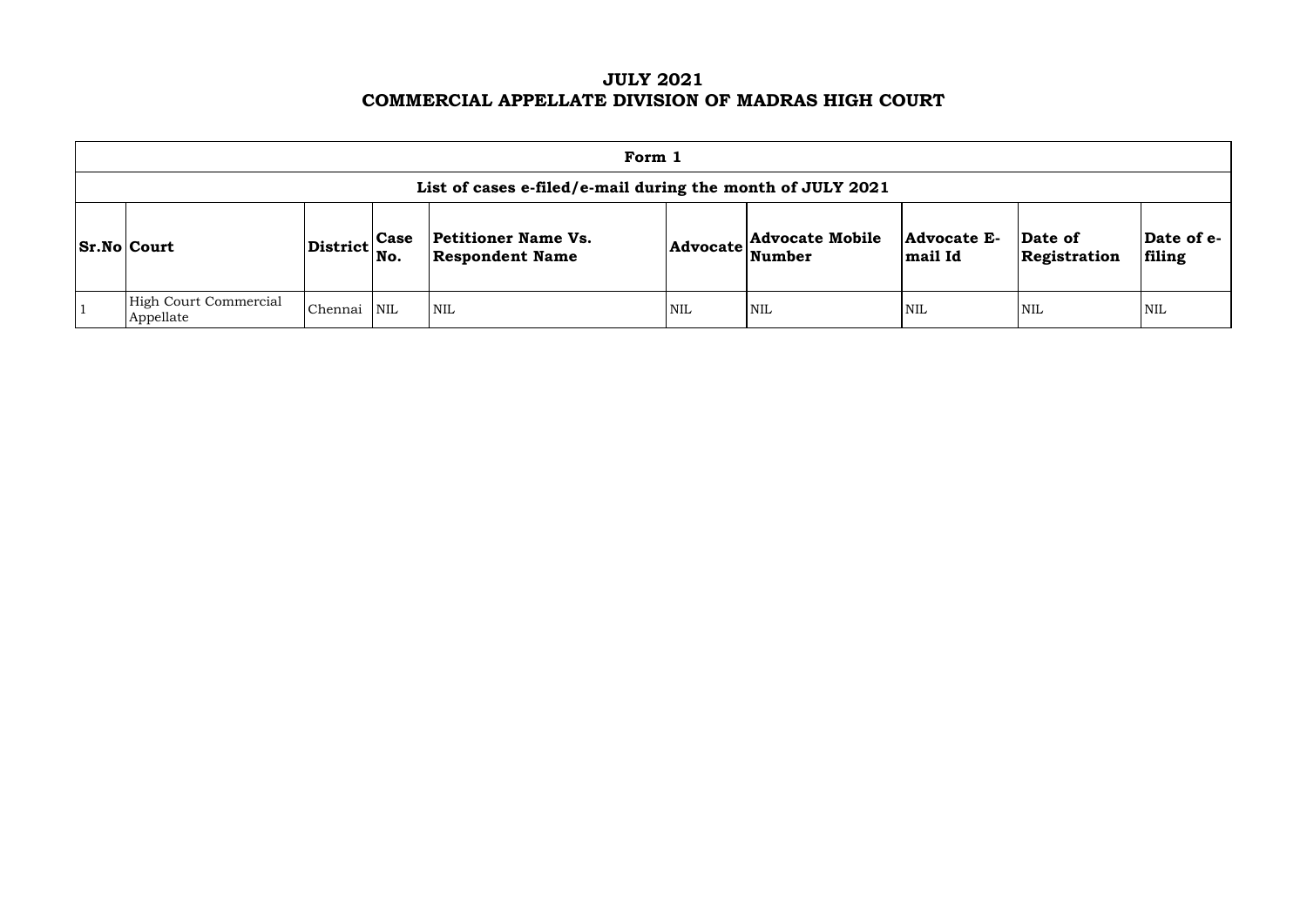# JULY 2021
# COMMERCIAL APPELLATE DIVISION OF MADRAS HIGH COURT

| **Form 1** | | | | | | | | | |
|---|---|---|---|---|---|---|---|---|---|
| **List of cases e-filed/e-mail during the month of JULY 2021** | | | | | | | | | |
| **Sr.No** | **Court** | **District** | **Case No.** | **Petitioner Name Vs. Respondent Name** | **Advocate** | **Advocate Mobile Number** | **Advocate E-mail Id** | **Date of Registration** | **Date of e-filing** |
| 1 | High Court Commercial Appellate | Chennai | NIL | NIL | NIL | NIL | NIL | NIL | NIL |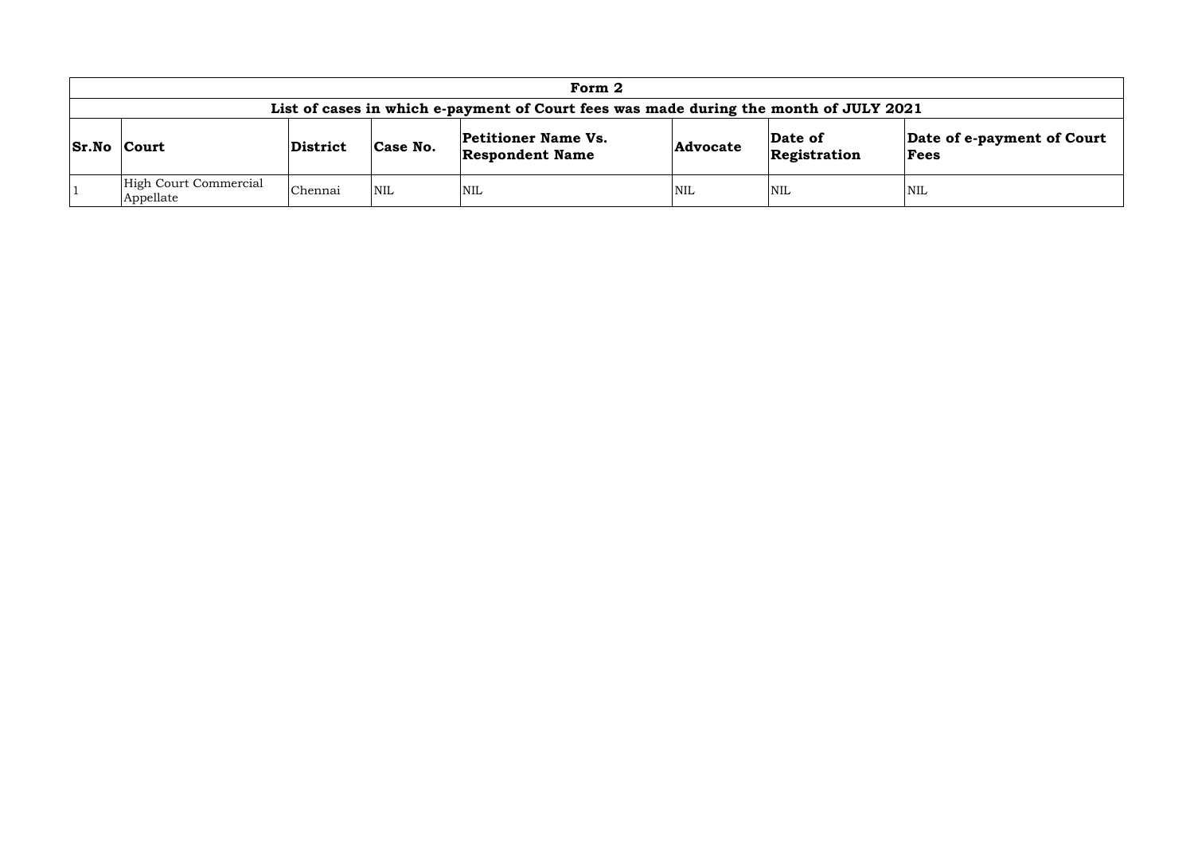| Form 2 | | | | | | | |
|---|---|---|---|---|---|---|---|
| **List of cases in which e-payment of Court fees was made during the month of JULY 2021** | | | | | | | |
| **Sr.No** | **Court** | **District** | **Case No.** | **Petitioner Name Vs. Respondent Name** | **Advocate** | **Date of Registration** | **Date of e-payment of Court Fees** |
| 1 | High Court Commercial Appellate | Chennai | NIL | NIL | NIL | NIL | NIL |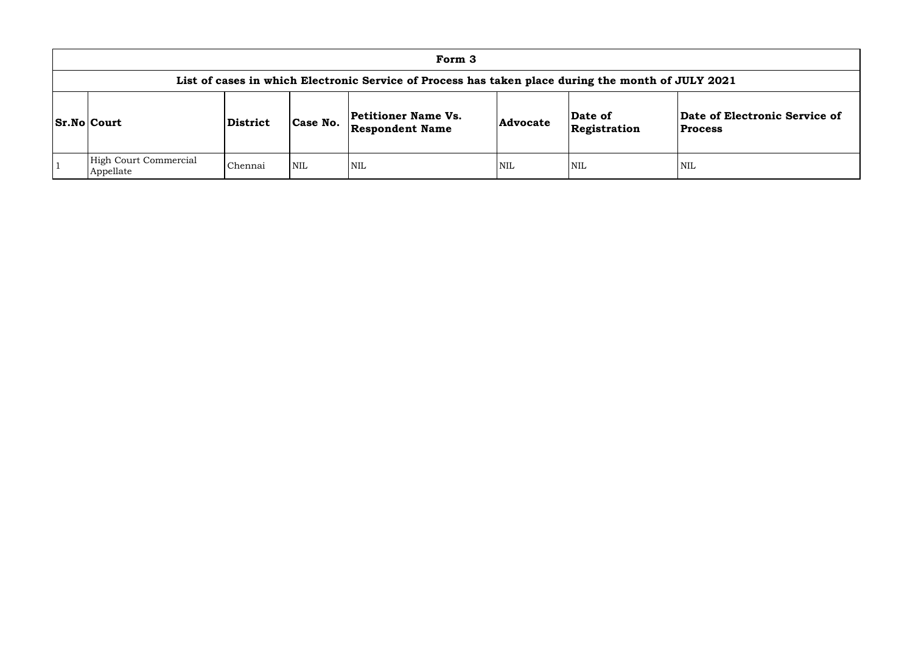| Form 3 | | | | | | | |
|---|---|---|---|---|---|---|---|
| **List of cases in which Electronic Service of Process has taken place during the month of JULY 2021** | | | | | | | |
| **Sr.No** | **Court** | **District** | **Case No.** | **Petitioner Name Vs. Respondent Name** | **Advocate** | **Date of Registration** | **Date of Electronic Service of Process** |
| 1 | High Court Commercial Appellate | Chennai | NIL | NIL | NIL | NIL | NIL |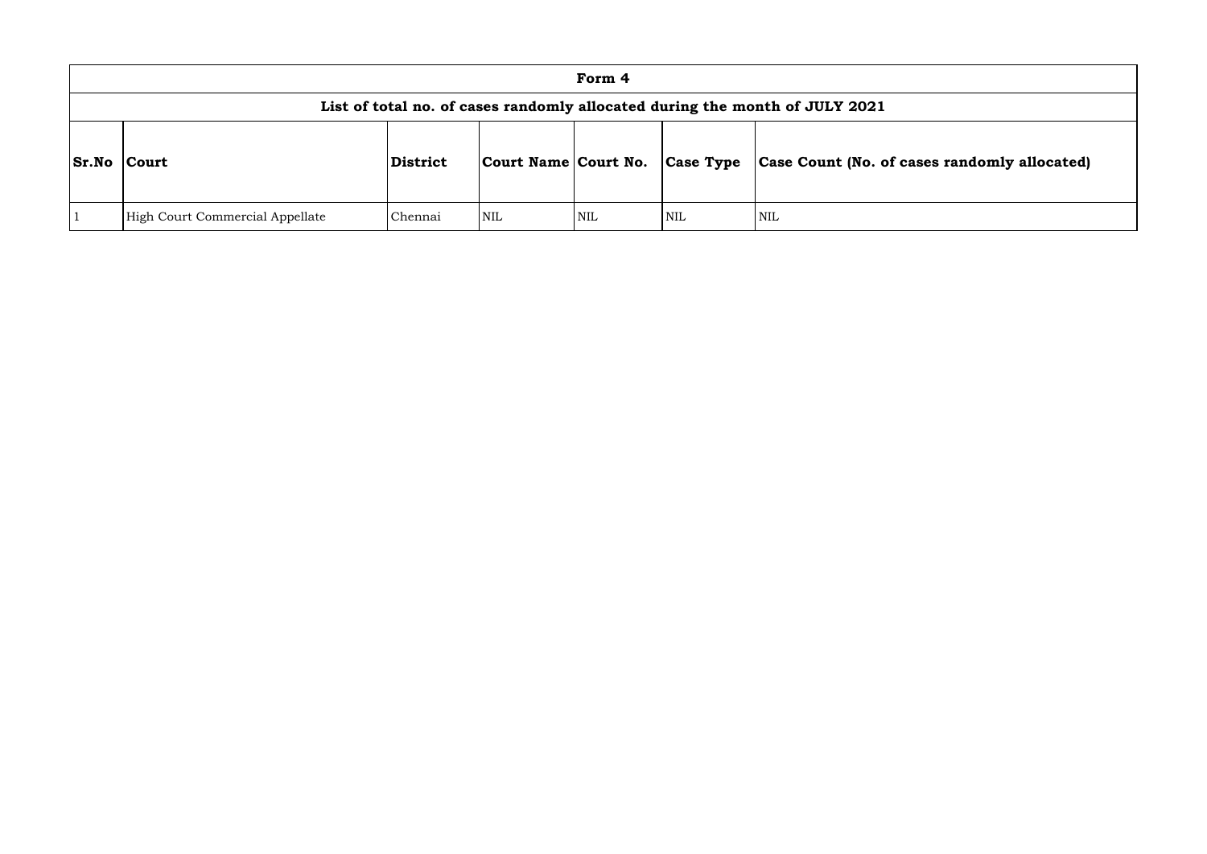| Form 4 | | | | | | |
|---|---|---|---|---|---|---|
| **List of total no. of cases randomly allocated during the month of JULY 2021** | | | | | | |
| **Sr.No** | **Court** | **District** | **Court Name** | **Court No.** | **Case Type** | **Case Count (No. of cases randomly allocated)** |
| 1 | High Court Commercial Appellate | Chennai | NIL | NIL | NIL | NIL |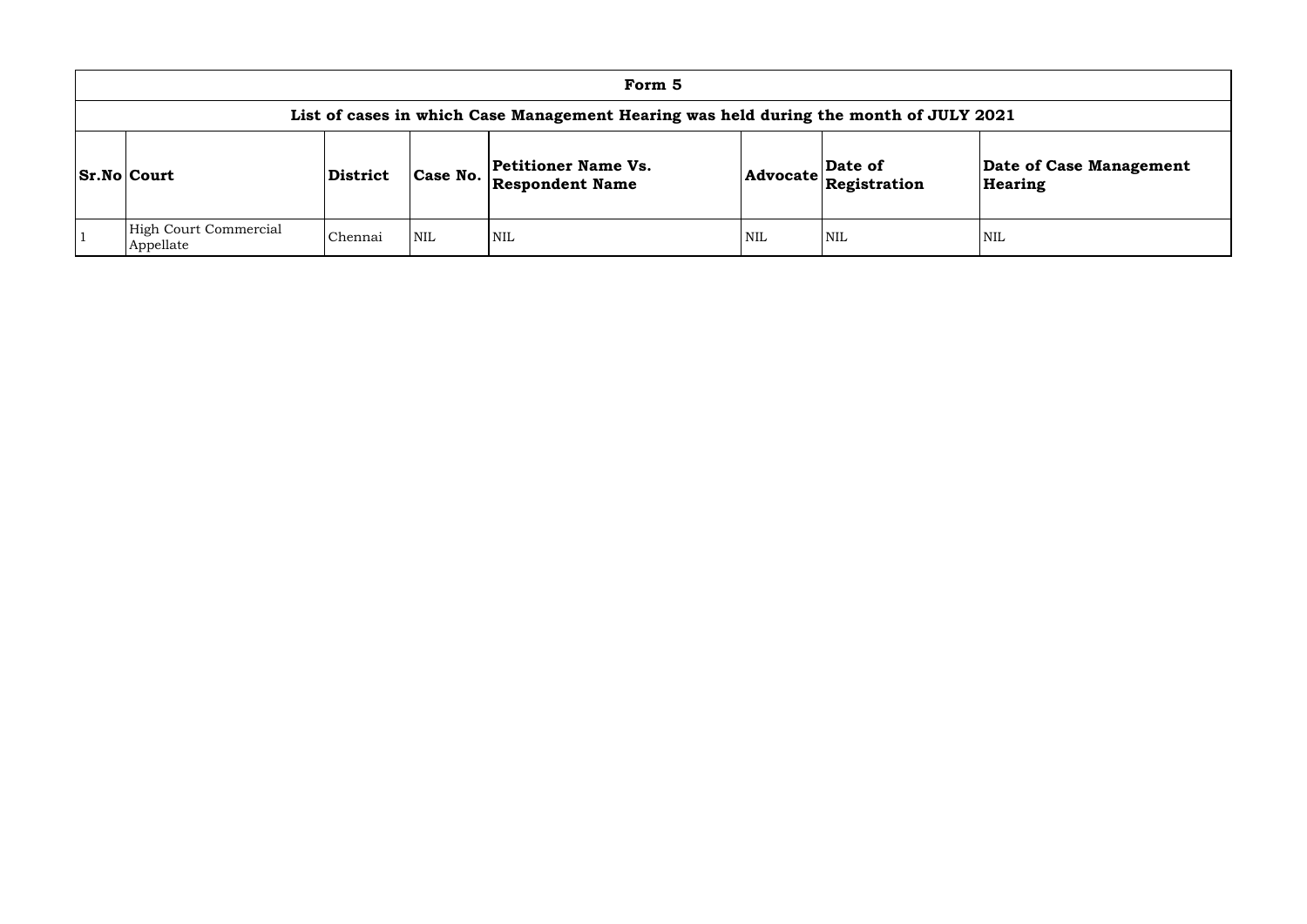# Form 5

## List of cases in which Case Management Hearing was held during the month of JULY 2021

| Sr.No | Court | District | Case No. | Petitioner Name Vs. Respondent Name | Advocate | Date of Registration | Date of Case Management Hearing |
|---|---|---|---|---|---|---|---|
| 1 | High Court Commercial Appellate | Chennai | NIL | NIL | NIL | NIL | NIL |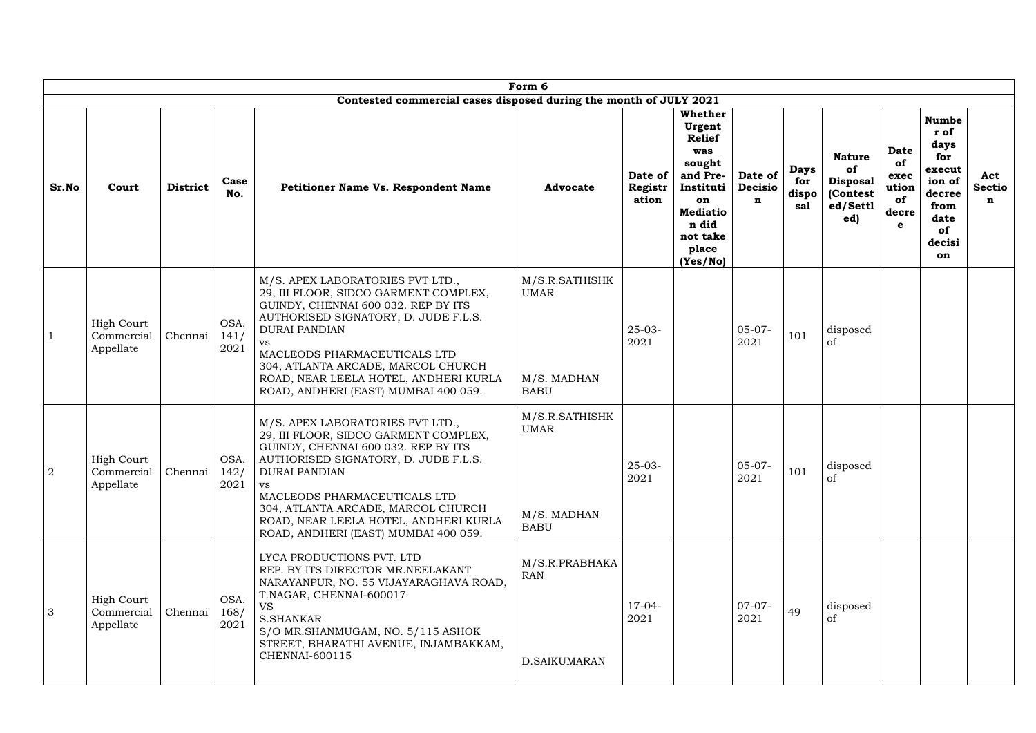| Form 6 | | | | | | | | | | | | | | |
|---|---|---|---|---|---|---|---|---|---|---|---|---|---|---|
| Contested commercial cases disposed during the month of JULY 2021 | | | | | | | | | | | | | | |
| **Sr.No** | **Court** | **District** | **Case No.** | **Petitioner Name Vs. Respondent Name** | **Advocate** | **Date of Registration** | **Whether Urgent Relief was sought and Pre-Institution Mediation did not take place (Yes/No)** | **Date of Decision** | **Days for disposal** | **Nature of Disposal (Contested/Settled)** | **Date of execution of decree** | **Number of days for execution of decree from date of decision** | **Act Section** |
| 1 | High Court Commercial Appellate | Chennai | OSA. 141/ 2021 | M/S. APEX LABORATORIES PVT LTD., 29, III FLOOR, SIDCO GARMENT COMPLEX, GUINDY, CHENNAI 600 032. REP BY ITS AUTHORISED SIGNATORY, D. JUDE F.L.S. DURAI PANDIAN vs MACLEODS PHARMACEUTICALS LTD 304, ATLANTA ARCADE, MARCOL CHURCH ROAD, NEAR LEELA HOTEL, ANDHERI KURLA ROAD, ANDHERI (EAST) MUMBAI 400 059. | M/S.R.SATHISHKUMAR M/S. MADHAN BABU | 25-03-2021 | | 05-07-2021 | 101 | disposed of | | | |
| 2 | High Court Commercial Appellate | Chennai | OSA. 142/ 2021 | M/S. APEX LABORATORIES PVT LTD., 29, III FLOOR, SIDCO GARMENT COMPLEX, GUINDY, CHENNAI 600 032. REP BY ITS AUTHORISED SIGNATORY, D. JUDE F.L.S. DURAI PANDIAN vs MACLEODS PHARMACEUTICALS LTD 304, ATLANTA ARCADE, MARCOL CHURCH ROAD, NEAR LEELA HOTEL, ANDHERI KURLA ROAD, ANDHERI (EAST) MUMBAI 400 059. | M/S.R.SATHISHKUMAR M/S. MADHAN BABU | 25-03-2021 | | 05-07-2021 | 101 | disposed of | | | |
| 3 | High Court Commercial Appellate | Chennai | OSA. 168/ 2021 | LYCA PRODUCTIONS PVT. LTD REP. BY ITS DIRECTOR MR.NEELAKANT NARAYANPUR, NO. 55 VIJAYARAGHAVA ROAD, T.NAGAR, CHENNAI-600017 VS S.SHANKAR S/O MR.SHANMUGAM, NO. 5/115 ASHOK STREET, BHARATHI AVENUE, INJAMBAKKAM, CHENNAI-600115 | M/S.R.PRABHAKARAN D.SAIKUMARAN | 17-04-2021 | | 07-07-2021 | 49 | disposed of | | | |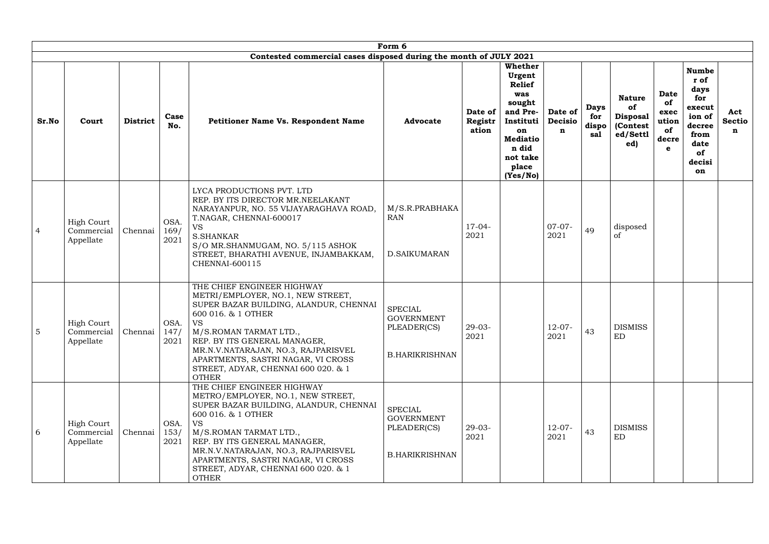| Form 6 | | | | | | | | | | | | | | |
|---|---|---|---|---|---|---|---|---|---|---|---|---|---|---|
| Contested commercial cases disposed during the month of JULY 2021 | | | | | | | | | | | | | | |
| **Sr.No** | **Court** | **District** | **Case No.** | **Petitioner Name Vs. Respondent Name** | **Advocate** | **Date of Registration** | **Whether Urgent Relief was sought and Pre-Institution Mediation did not take place (Yes/No)** | **Date of Decision** | **Days for disposal** | **Nature of Disposal (Contested/Settled)** | **Date of execution of decree** | **Number of days for execution of decree from date of decision** | **Act Section** |
| 4 | High Court Commercial Appellate | Chennai | OSA. 169/ 2021 | LYCA PRODUCTIONS PVT. LTD REP. BY ITS DIRECTOR MR.NEELAKANT NARAYANPUR, NO. 55 VIJAYARAGHAVA ROAD, T.NAGAR, CHENNAI-600017 VS S.SHANKAR S/O MR.SHANMUGAM, NO. 5/115 ASHOK STREET, BHARATHI AVENUE, INJAMBAKKAM, CHENNAI-600115 | M/S.R.PRABHAKARAN D.SAIKUMARAN | 17-04-2021 | | 07-07-2021 | 49 | disposed of | | | |
| 5 | High Court Commercial Appellate | Chennai | OSA. 147/ 2021 | THE CHIEF ENGINEER HIGHWAY METRI/EMPLOYER, NO.1, NEW STREET, SUPER BAZAR BUILDING, ALANDUR, CHENNAI 600 016. & 1 OTHER VS M/S.ROMAN TARMAT LTD., REP. BY ITS GENERAL MANAGER, MR.N.V.NATARAJAN, NO.3, RAJPARISVEL APARTMENTS, SASTRI NAGAR, VI CROSS STREET, ADYAR, CHENNAI 600 020. & 1 OTHER | SPECIAL GOVERNMENT PLEADER(CS) B.HARIKRISHNAN | 29-03-2021 | | 12-07-2021 | 43 | DISMISSED | | | |
| 6 | High Court Commercial Appellate | Chennai | OSA. 153/ 2021 | THE CHIEF ENGINEER HIGHWAY METRO/EMPLOYER, NO.1, NEW STREET, SUPER BAZAR BUILDING, ALANDUR, CHENNAI 600 016. & 1 OTHER VS M/S.ROMAN TARMAT LTD., REP. BY ITS GENERAL MANAGER, MR.N.V.NATARAJAN, NO.3, RAJPARISVEL APARTMENTS, SASTRI NAGAR, VI CROSS STREET, ADYAR, CHENNAI 600 020. & 1 OTHER | SPECIAL GOVERNMENT PLEADER(CS) B.HARIKRISHNAN | 29-03-2021 | | 12-07-2021 | 43 | DISMISSED | | | |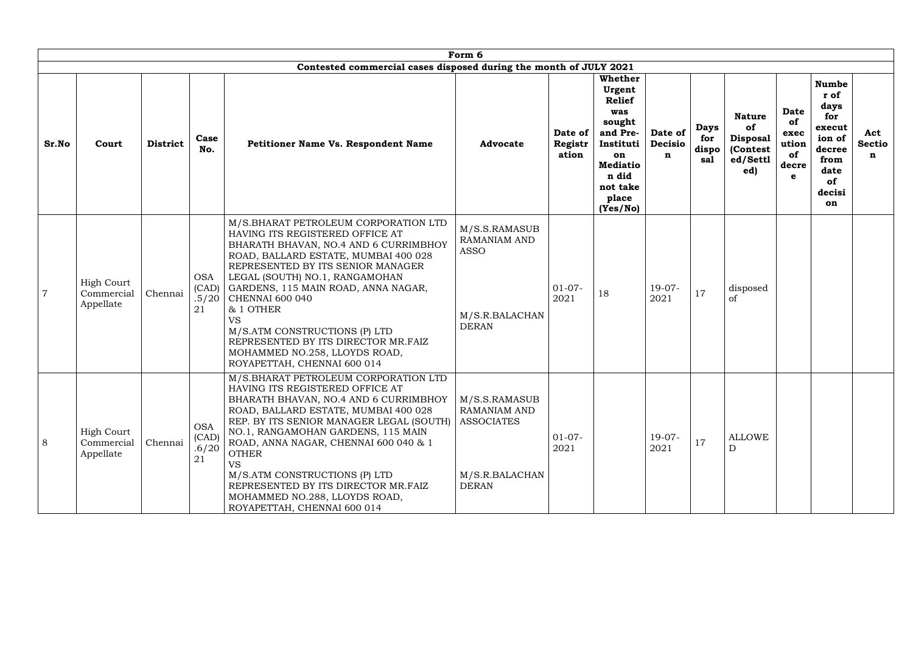| Form 6 | | | | | | | | | | | | | |
|---|---|---|---|---|---|---|---|---|---|---|---|---|---|
| Contested commercial cases disposed during the month of JULY 2021 | | | | | | | | | | | | | |
| **Sr.No** | **Court** | **District** | **Case No.** | **Petitioner Name Vs. Respondent Name** | **Advocate** | **Date of Registration** | **Whether Urgent Relief was sought and Pre-Institution Mediation did not take place (Yes/No)** | **Date of Decision** | **Days for disposal** | **Nature of Disposal (Contested/Settled)** | **Date of execution of decree** | **Number of days for execution of decree from date of decision** | **Act Section** |
| 7 | High Court Commercial Appellate | Chennai | OSA (CAD) .5/2021 | M/S.BHARAT PETROLEUM CORPORATION LTD HAVING ITS REGISTERED OFFICE AT BHARATH BHAVAN, NO.4 AND 6 CURRIMBHOY ROAD, BALLARD ESTATE, MUMBAI 400 028 REPRESENTED BY ITS SENIOR MANAGER LEGAL (SOUTH) NO.1, RANGAMOHAN GARDENS, 115 MAIN ROAD, ANNA NAGAR, CHENNAI 600 040 & 1 OTHER VS M/S.ATM CONSTRUCTIONS (P) LTD REPRESENTED BY ITS DIRECTOR MR.FAIZ MOHAMMED NO.258, LLOYDS ROAD, ROYAPETTAH, CHENNAI 600 014 | M/S.S.RAMASUBRAMANIAM AND ASSO M/S.R.BALACHANDERAN | 01-07-2021 | 18 | 19-07-2021 | 17 | disposed of | | | |
| 8 | High Court Commercial Appellate | Chennai | OSA (CAD) .6/2021 | M/S.BHARAT PETROLEUM CORPORATION LTD HAVING ITS REGISTERED OFFICE AT BHARATH BHAVAN, NO.4 AND 6 CURRIMBHOY ROAD, BALLARD ESTATE, MUMBAI 400 028 REP. BY ITS SENIOR MANAGER LEGAL (SOUTH) NO.1, RANGAMOHAN GARDENS, 115 MAIN ROAD, ANNA NAGAR, CHENNAI 600 040 & 1 OTHER VS M/S.ATM CONSTRUCTIONS (P) LTD REPRESENTED BY ITS DIRECTOR MR.FAIZ MOHAMMED NO.288, LLOYDS ROAD, ROYAPETTAH, CHENNAI 600 014 | M/S.S.RAMASUBRAMANIAM AND ASSOCIATES M/S.R.BALACHANDERAN | 01-07-2021 | | 19-07-2021 | 17 | ALLOWED | | | |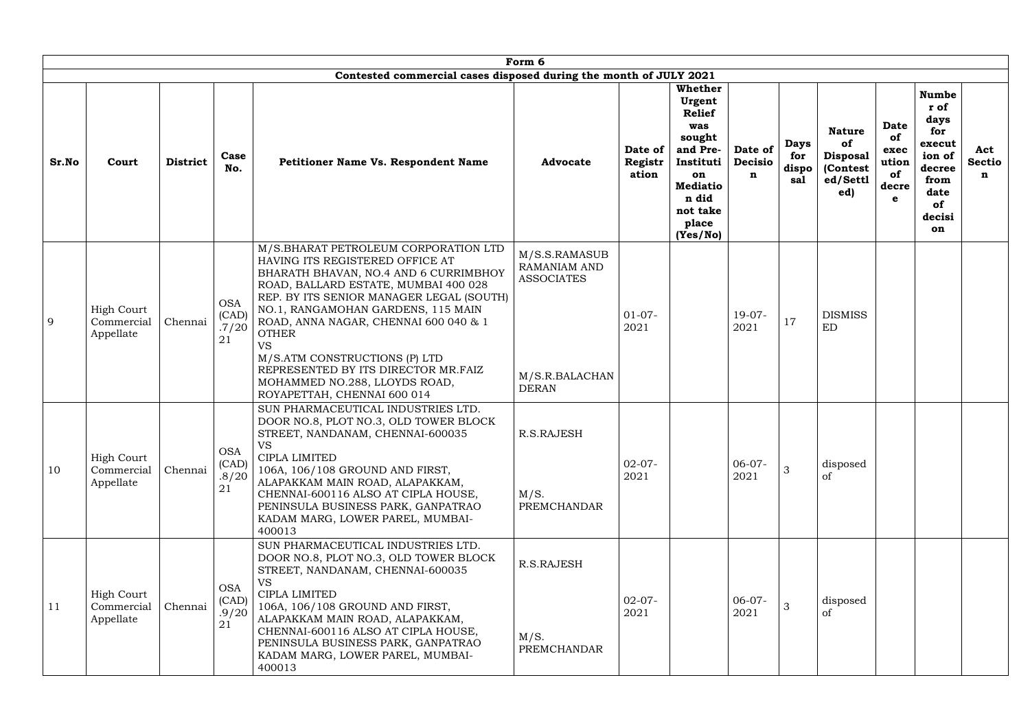| Form 6 | | | | | | | | | | | | | |
|---|---|---|---|---|---|---|---|---|---|---|---|---|---|
| Contested commercial cases disposed during the month of JULY 2021 | | | | | | | | | | | | | |
| **Sr.No** | **Court** | **District** | **Case No.** | **Petitioner Name Vs. Respondent Name** | **Advocate** | **Date of Registration** | **Whether Urgent Relief was sought and Pre-Institution Mediation did not take place (Yes/No)** | **Date of Decision** | **Days for disposal** | **Nature of Disposal (Contested/Settled)** | **Date of execution of decree** | **Number of days for execution of decree from date of decision** | **Act Section** |
| 9 | High Court Commercial Appellate | Chennai | OSA (CAD) .7/2021 | M/S.BHARAT PETROLEUM CORPORATION LTD HAVING ITS REGISTERED OFFICE AT BHARATH BHAVAN, NO.4 AND 6 CURRIMBHOY ROAD, BALLARD ESTATE, MUMBAI 400 028 REP. BY ITS SENIOR MANAGER LEGAL (SOUTH) NO.1, RANGAMOHAN GARDENS, 115 MAIN ROAD, ANNA NAGAR, CHENNAI 600 040 & 1 OTHER VS M/S.ATM CONSTRUCTIONS (P) LTD REPRESENTED BY ITS DIRECTOR MR.FAIZ MOHAMMED NO.288, LLOYDS ROAD, ROYAPETTAH, CHENNAI 600 014 | M/S.S.RAMASUBRAMANIAM AND ASSOCIATES M/S.R.BALACHANDERAN | 01-07-2021 | | 19-07-2021 | 17 | DISMISSED | | | |
| 10 | High Court Commercial Appellate | Chennai | OSA (CAD) .8/2021 | SUN PHARMACEUTICAL INDUSTRIES LTD. DOOR NO.8, PLOT NO.3, OLD TOWER BLOCK STREET, NANDANAM, CHENNAI-600035 VS CIPLA LIMITED 106A, 106/108 GROUND AND FIRST, ALAPAKKAM MAIN ROAD, ALAPAKKAM, CHENNAI-600116 ALSO AT CIPLA HOUSE, PENINSULA BUSINESS PARK, GANPATRAO KADAM MARG, LOWER PAREL, MUMBAI-400013 | R.S.RAJESH M/S. PREMCHANDAR | 02-07-2021 | | 06-07-2021 | 3 | disposed of | | | |
| 11 | High Court Commercial Appellate | Chennai | OSA (CAD) .9/2021 | SUN PHARMACEUTICAL INDUSTRIES LTD. DOOR NO.8, PLOT NO.3, OLD TOWER BLOCK STREET, NANDANAM, CHENNAI-600035 VS CIPLA LIMITED 106A, 106/108 GROUND AND FIRST, ALAPAKKAM MAIN ROAD, ALAPAKKAM, CHENNAI-600116 ALSO AT CIPLA HOUSE, PENINSULA BUSINESS PARK, GANPATRAO KADAM MARG, LOWER PAREL, MUMBAI-400013 | R.S.RAJESH M/S. PREMCHANDAR | 02-07-2021 | | 06-07-2021 | 3 | disposed of | | | |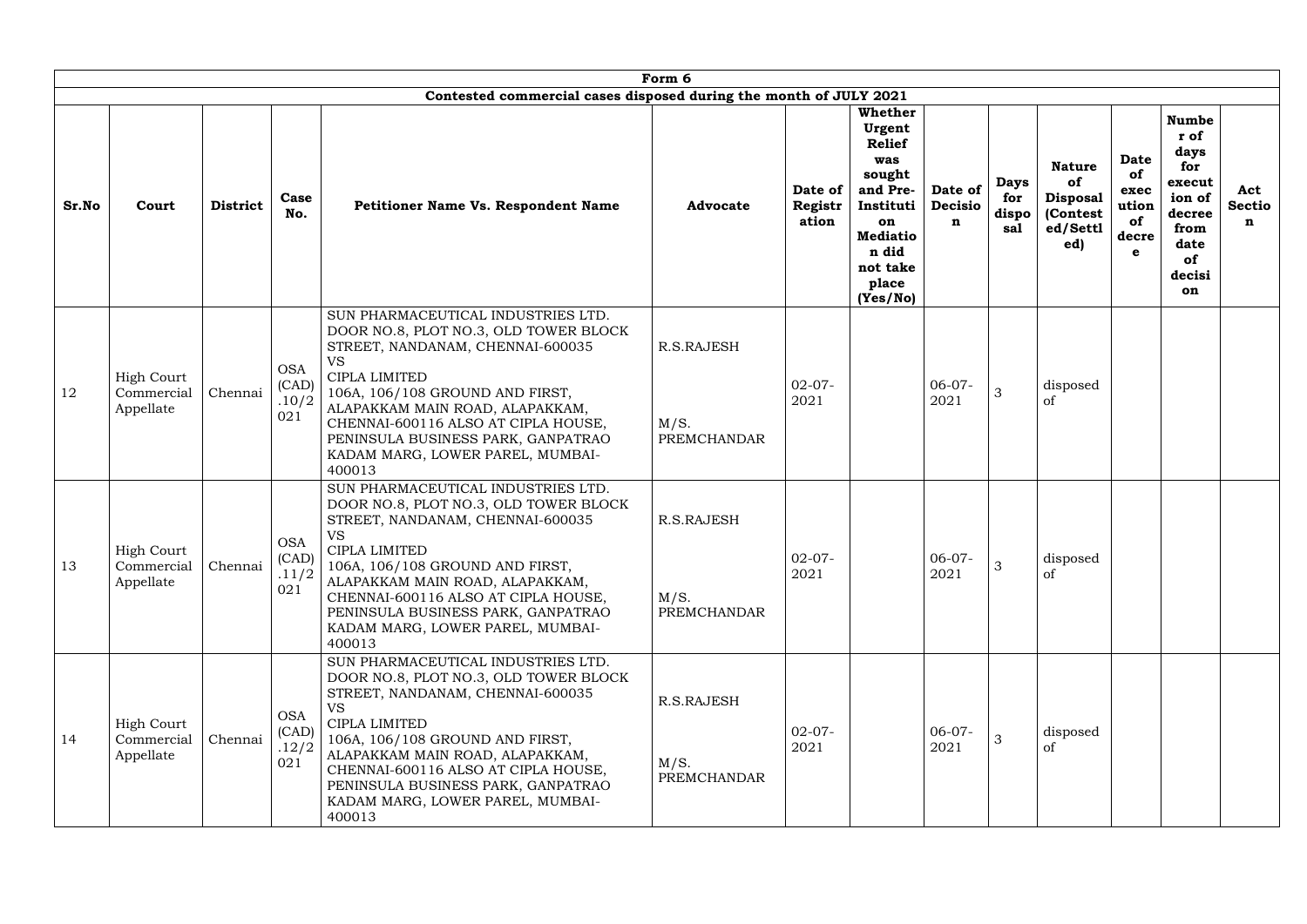| Form 6 | | | | | | | | | | | | | |
|---|---|---|---|---|---|---|---|---|---|---|---|---|---|
| Contested commercial cases disposed during the month of JULY 2021 | | | | | | | | | | | | | |
| **Sr.No** | **Court** | **District** | **Case No.** | **Petitioner Name Vs. Respondent Name** | **Advocate** | **Date of Registration** | **Whether Urgent Relief was sought and Pre-Institution Mediation did not take place (Yes/No)** | **Date of Decision** | **Days for disposal** | **Nature of Disposal (Contested/Settled)** | **Date of execution of decree** | **Number of days for execution of decree from date of decision** | **Act Section** |
| 12 | High Court Commercial Appellate | Chennai | OSA (CAD) .10/2021 | SUN PHARMACEUTICAL INDUSTRIES LTD. DOOR NO.8, PLOT NO.3, OLD TOWER BLOCK STREET, NANDANAM, CHENNAI-600035 VS CIPLA LIMITED 106A, 106/108 GROUND AND FIRST, ALAPAKKAM MAIN ROAD, ALAPAKKAM, CHENNAI-600116 ALSO AT CIPLA HOUSE, PENINSULA BUSINESS PARK, GANPATRAO KADAM MARG, LOWER PAREL, MUMBAI-400013 | R.S.RAJESH M/S. PREMCHANDAR | 02-07-2021 | | 06-07-2021 | 3 | disposed of | | | |
| 13 | High Court Commercial Appellate | Chennai | OSA (CAD) .11/2021 | SUN PHARMACEUTICAL INDUSTRIES LTD. DOOR NO.8, PLOT NO.3, OLD TOWER BLOCK STREET, NANDANAM, CHENNAI-600035 VS CIPLA LIMITED 106A, 106/108 GROUND AND FIRST, ALAPAKKAM MAIN ROAD, ALAPAKKAM, CHENNAI-600116 ALSO AT CIPLA HOUSE, PENINSULA BUSINESS PARK, GANPATRAO KADAM MARG, LOWER PAREL, MUMBAI-400013 | R.S.RAJESH M/S. PREMCHANDAR | 02-07-2021 | | 06-07-2021 | 3 | disposed of | | | |
| 14 | High Court Commercial Appellate | Chennai | OSA (CAD) .12/2021 | SUN PHARMACEUTICAL INDUSTRIES LTD. DOOR NO.8, PLOT NO.3, OLD TOWER BLOCK STREET, NANDANAM, CHENNAI-600035 VS CIPLA LIMITED 106A, 106/108 GROUND AND FIRST, ALAPAKKAM MAIN ROAD, ALAPAKKAM, CHENNAI-600116 ALSO AT CIPLA HOUSE, PENINSULA BUSINESS PARK, GANPATRAO KADAM MARG, LOWER PAREL, MUMBAI-400013 | R.S.RAJESH M/S. PREMCHANDAR | 02-07-2021 | | 06-07-2021 | 3 | disposed of | | | |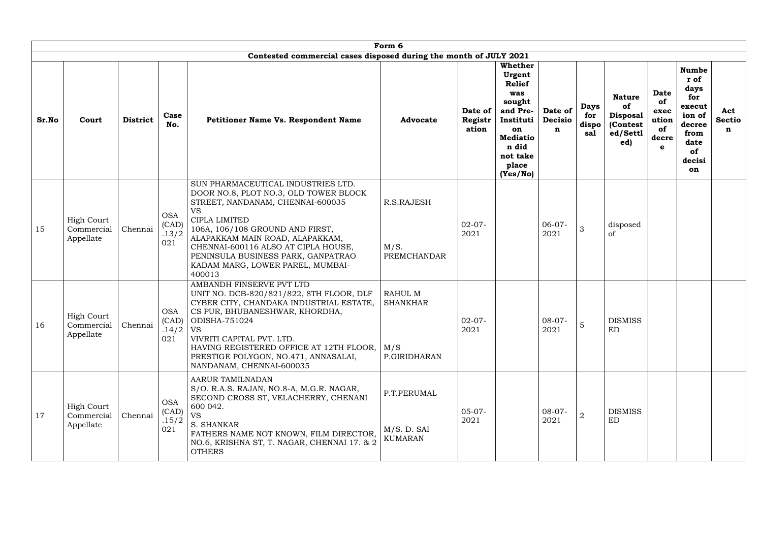Form 6

Contested commercial cases disposed during the month of JULY 2021

| Sr.No | Court | District | Case No. | Petitioner Name Vs. Respondent Name | Advocate | Date of Registration | Whether Urgent Relief was sought and Pre-Institution Mediation did not take place (Yes/No) | Date of Decision | Days for disposal | Nature of Disposal (Contested/Settled) | Date of execution of decree | Number of days for execution of decree from date of decision | Act Section |
|---|---|---|---|---|---|---|---|---|---|---|---|---|---|
| 15 | High Court Commercial Appellate | Chennai | OSA (CAD) .13/2021 | SUN PHARMACEUTICAL INDUSTRIES LTD. DOOR NO.8, PLOT NO.3, OLD TOWER BLOCK STREET, NANDANAM, CHENNAI-600035 VS CIPLA LIMITED 106A, 106/108 GROUND AND FIRST, ALAPAKKAM MAIN ROAD, ALAPAKKAM, CHENNAI-600116 ALSO AT CIPLA HOUSE, PENINSULA BUSINESS PARK, GANPATRAO KADAM MARG, LOWER PAREL, MUMBAI-400013 | R.S.RAJESH M/S. PREMCHANDAR | 02-07-2021 | | 06-07-2021 | 3 | disposed of | | | |
| 16 | High Court Commercial Appellate | Chennai | OSA (CAD) .14/2021 | AMBANDH FINSERVE PVT LTD UNIT NO. DCB-820/821/822, 8TH FLOOR, DLF CYBER CITY, CHANDAKA INDUSTRIAL ESTATE, CS PUR, BHUBANESHWAR, KHORDHA, ODISHA-751024 VS VIVRITI CAPITAL PVT. LTD. HAVING REGISTERED OFFICE AT 12TH FLOOR, PRESTIGE POLYGON, NO.471, ANNASALAI, NANDANAM, CHENNAI-600035 | RAHUL M SHANKHAR M/S P.GIRIDHARAN | 02-07-2021 | | 08-07-2021 | 5 | DISMISSED | | | |
| 17 | High Court Commercial Appellate | Chennai | OSA (CAD) .15/2021 | AARUR TAMILNADAN S/O. R.A.S. RAJAN, NO.8-A, M.G.R. NAGAR, SECOND CROSS ST, VELACHERRY, CHENANI 600 042. VS S. SHANKAR FATHERS NAME NOT KNOWN, FILM DIRECTOR, NO.6, KRISHNA ST, T. NAGAR, CHENNAI 17. & 2 OTHERS | P.T.PERUMAL M/S. D. SAI KUMARAN | 05-07-2021 | | 08-07-2021 | 2 | DISMISSED | | | |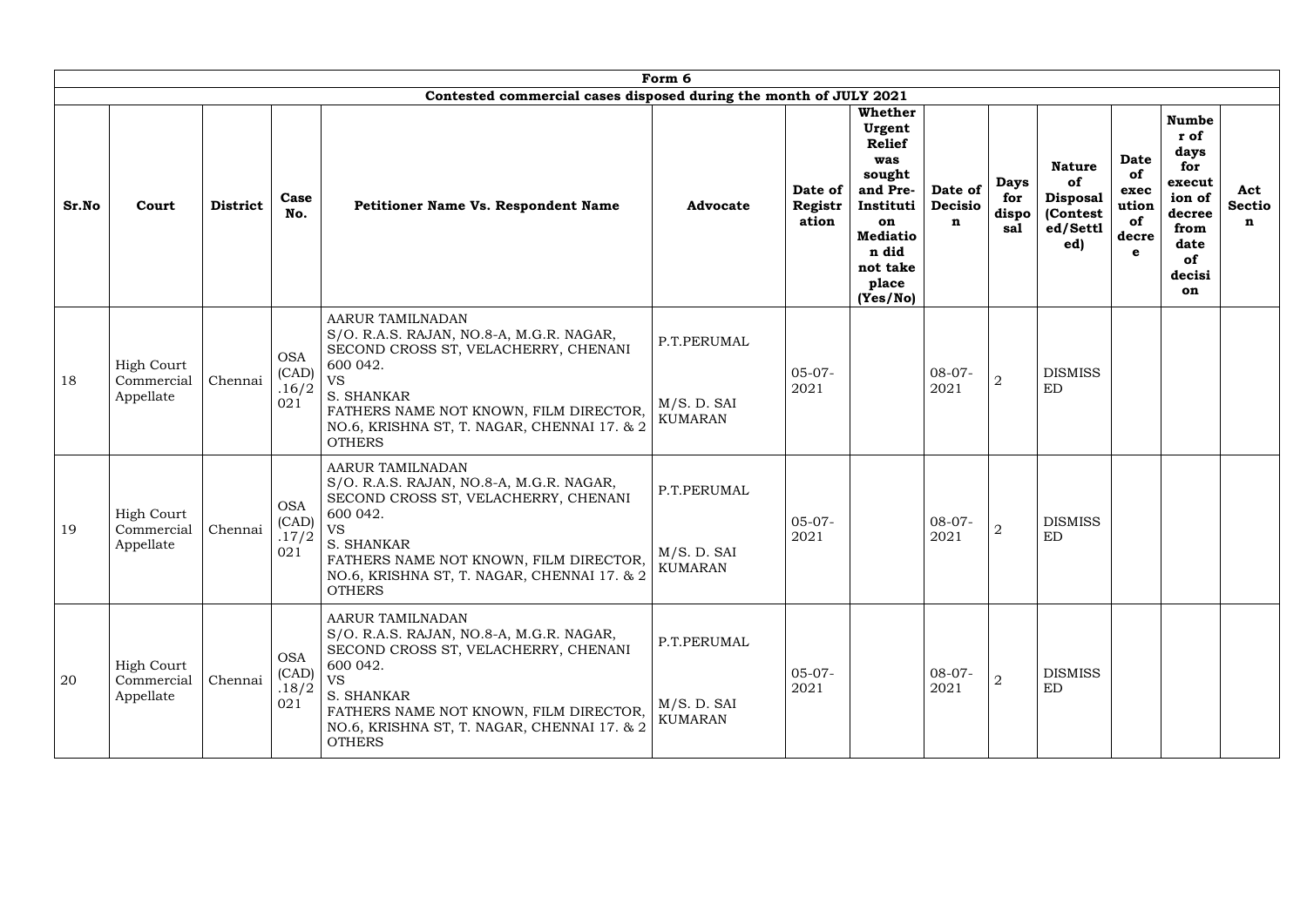| Form 6 | | | | | | | | | | | | | |
|---|---|---|---|---|---|---|---|---|---|---|---|---|---|
| Contested commercial cases disposed during the month of JULY 2021 | | | | | | | | | | | | | |
| **Sr.No** | **Court** | **District** | **Case No.** | **Petitioner Name Vs. Respondent Name** | **Advocate** | **Date of Registration** | **Whether Urgent Relief was sought and Pre-Institution Mediation did not take place (Yes/No)** | **Date of Decision** | **Days for disposal** | **Nature of Disposal (Contested/Settled)** | **Date of execution of decree** | **Number of days for execution of decree from date of decision** | **Act Section** |
| 18 | High Court Commercial Appellate | Chennai | OSA (CAD) .16/2021 | AARUR TAMILNADAN S/O. R.A.S. RAJAN, NO.8-A, M.G.R. NAGAR, SECOND CROSS ST, VELACHERRY, CHENANI 600 042. VS S. SHANKAR FATHERS NAME NOT KNOWN, FILM DIRECTOR, NO.6, KRISHNA ST, T. NAGAR, CHENNAI 17. & 2 OTHERS | P.T.PERUMAL M/S. D. SAI KUMARAN | 05-07-2021 | | 08-07-2021 | 2 | DISMISSED | | | |
| 19 | High Court Commercial Appellate | Chennai | OSA (CAD) .17/2021 | AARUR TAMILNADAN S/O. R.A.S. RAJAN, NO.8-A, M.G.R. NAGAR, SECOND CROSS ST, VELACHERRY, CHENANI 600 042. VS S. SHANKAR FATHERS NAME NOT KNOWN, FILM DIRECTOR, NO.6, KRISHNA ST, T. NAGAR, CHENNAI 17. & 2 OTHERS | P.T.PERUMAL M/S. D. SAI KUMARAN | 05-07-2021 | | 08-07-2021 | 2 | DISMISSED | | | |
| 20 | High Court Commercial Appellate | Chennai | OSA (CAD) .18/2021 | AARUR TAMILNADAN S/O. R.A.S. RAJAN, NO.8-A, M.G.R. NAGAR, SECOND CROSS ST, VELACHERRY, CHENANI 600 042. VS S. SHANKAR FATHERS NAME NOT KNOWN, FILM DIRECTOR, NO.6, KRISHNA ST, T. NAGAR, CHENNAI 17. & 2 OTHERS | P.T.PERUMAL M/S. D. SAI KUMARAN | 05-07-2021 | | 08-07-2021 | 2 | DISMISSED | | | |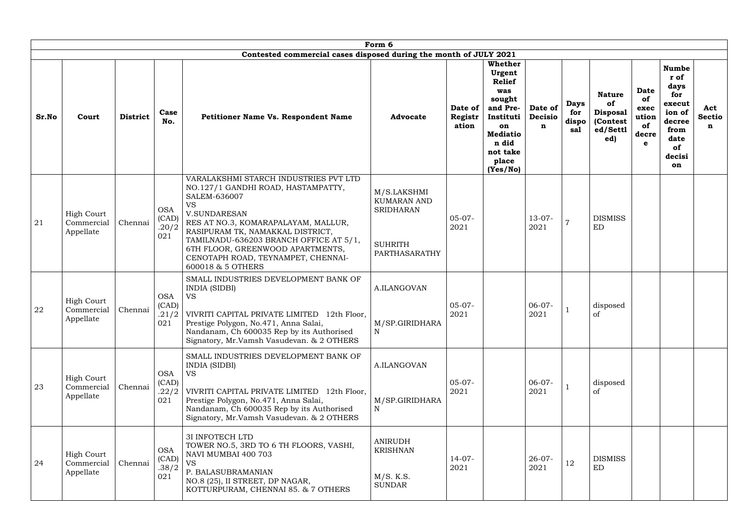| Form 6 | | | | | | | | | | | | | |
|---|---|---|---|---|---|---|---|---|---|---|---|---|---|
| **Contested commercial cases disposed during the month of JULY 2021** | | | | | | | | | | | | | |
| **Sr.No** | **Court** | **District** | **Case No.** | **Petitioner Name Vs. Respondent Name** | **Advocate** | **Date of Registration** | **Whether Urgent Relief was sought and Pre-Institution Mediation did not take place (Yes/No)** | **Date of Decision** | **Days for disposal** | **Nature of Disposal (Contested/Settled)** | **Date of execution of decree** | **Number of days for execution of decree from date of decision** | **Act Section** |
| 21 | High Court Commercial Appellate | Chennai | OSA (CAD) .20/2021 | VARALAKSHMI STARCH INDUSTRIES PVT LTD NO.127/1 GANDHI ROAD, HASTAMPATTY, SALEM-636007 VS V.SUNDARESAN RES AT NO.3, KOMARAPALAYAM, MALLUR, RASIPURAM TK, NAMAKKAL DISTRICT, TAMILNADU-636203 BRANCH OFFICE AT 5/1, 6TH FLOOR, GREENWOOD APARTMENTS, CENOTAPH ROAD, TEYNAMPET, CHENNAI-600018 & 5 OTHERS | M/S.LAKSHMI KUMARAN AND SRIDHARAN<br><br>SUHRITH PARTHASARATHY | 05-07-2021 | | 13-07-2021 | 7 | DISMISSED | | | |
| 22 | High Court Commercial Appellate | Chennai | OSA (CAD) .21/2021 | SMALL INDUSTRIES DEVELOPMENT BANK OF INDIA (SIDBI) VS VIVRITI CAPITAL PRIVATE LIMITED 12th Floor, Prestige Polygon, No.471, Anna Salai, Nandanam, Ch 600035 Rep by its Authorised Signatory, Mr.Vamsh Vasudevan. & 2 OTHERS | A.ILANGOVAN<br><br>M/SP.GIRIDHARAN | 05-07-2021 | | 06-07-2021 | 1 | disposed of | | | |
| 23 | High Court Commercial Appellate | Chennai | OSA (CAD) .22/2021 | SMALL INDUSTRIES DEVELOPMENT BANK OF INDIA (SIDBI) VS VIVRITI CAPITAL PRIVATE LIMITED 12th Floor, Prestige Polygon, No.471, Anna Salai, Nandanam, Ch 600035 Rep by its Authorised Signatory, Mr.Vamsh Vasudevan. & 2 OTHERS | A.ILANGOVAN<br><br>M/SP.GIRIDHARAN | 05-07-2021 | | 06-07-2021 | 1 | disposed of | | | |
| 24 | High Court Commercial Appellate | Chennai | OSA (CAD) .38/2021 | 3I INFOTECH LTD TOWER NO.5, 3RD TO 6 TH FLOORS, VASHI, NAVI MUMBAI 400 703 VS P. BALASUBRAMANIAN NO.8 (25), II STREET, DP NAGAR, KOTTURPURAM, CHENNAI 85. & 7 OTHERS | ANIRUDH KRISHNAN<br><br>M/S. K.S. SUNDAR | 14-07-2021 | | 26-07-2021 | 12 | DISMISSED | | | |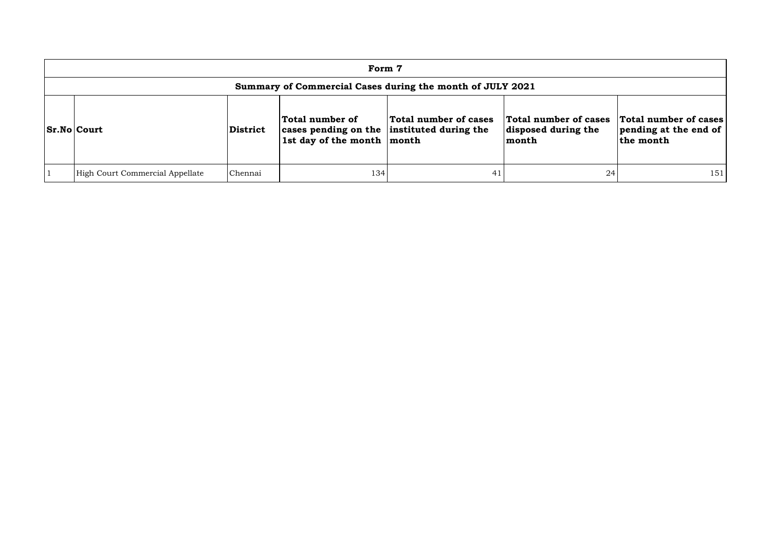| Form 7 | | | | | | |
|---|---|---|---|---|---|---|
| **Summary of Commercial Cases during the month of JULY 2021** | | | | | | |
| **Sr.No** | **Court** | **District** | **Total number of cases pending on the 1st day of the month** | **Total number of cases instituted during the month** | **Total number of cases disposed during the month** | **Total number of cases pending at the end of the month** |
| 1 | High Court Commercial Appellate | Chennai | 134 | 41 | 24 | 151 |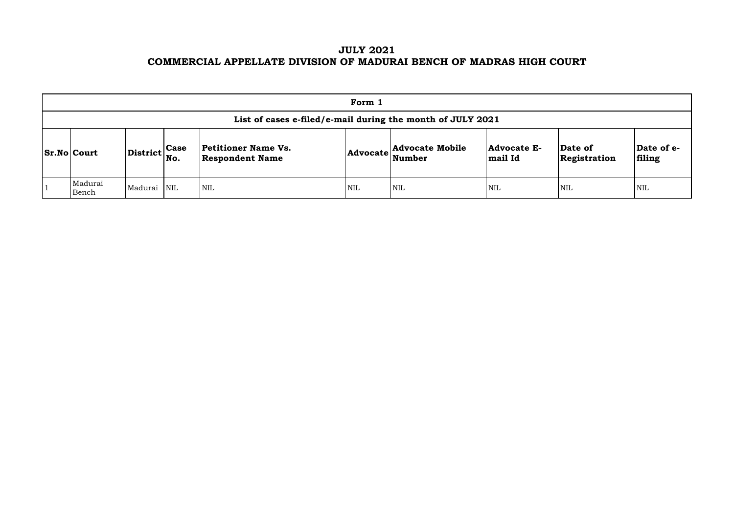# JULY 2021
# COMMERCIAL APPELLATE DIVISION OF MADURAI BENCH OF MADRAS HIGH COURT

| Form 1 | | | | | | | | | |
|---|---|---|---|---|---|---|---|---|---|
| List of cases e-filed/e-mail during the month of JULY 2021 | | | | | | | | | |
| **Sr.No** | **Court** | **District** | **Case No.** | **Petitioner Name Vs. Respondent Name** | **Advocate** | **Advocate Mobile Number** | **Advocate E-mail Id** | **Date of Registration** | **Date of e-filing** |
| 1 | Madurai Bench | Madurai | NIL | NIL | NIL | NIL | NIL | NIL | NIL |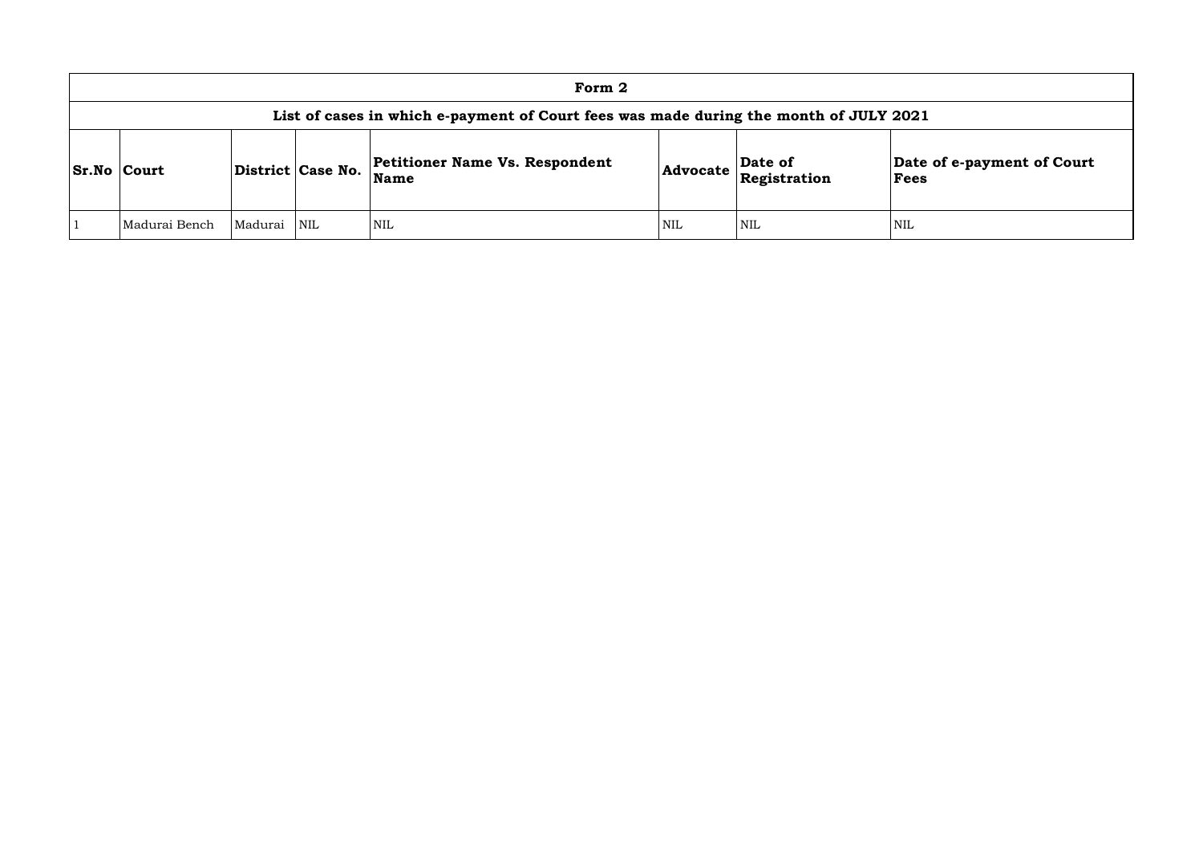| Form 2 | | | | | | | |
|---|---|---|---|---|---|---|---|
| **List of cases in which e-payment of Court fees was made during the month of JULY 2021** | | | | | | | |
| **Sr.No** | **Court** | **District** | **Case No.** | **Petitioner Name Vs. Respondent Name** | **Advocate** | **Date of Registration** | **Date of e-payment of Court Fees** |
| 1 | Madurai Bench | Madurai | NIL | NIL | NIL | NIL | NIL |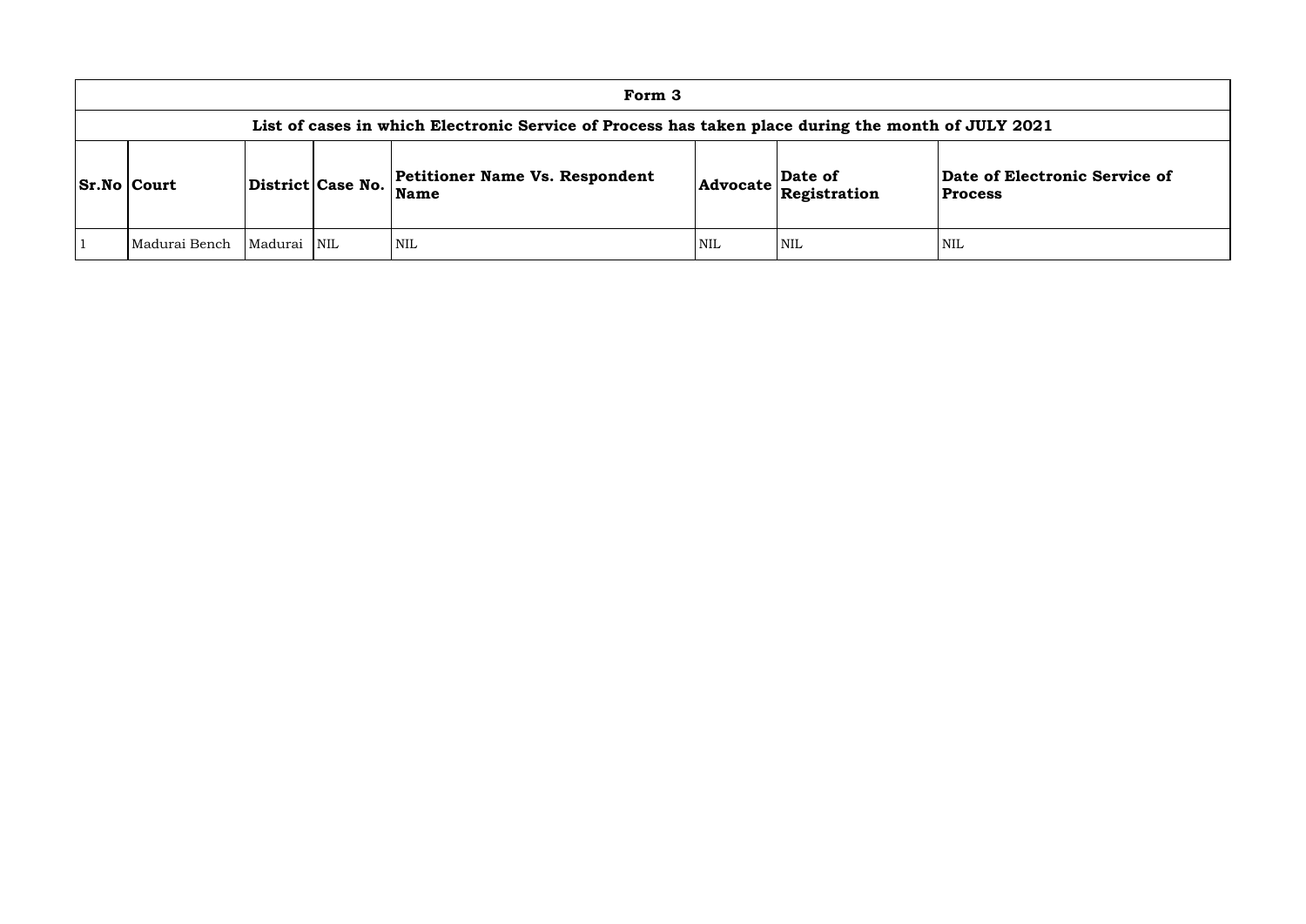# Form 3

## List of cases in which Electronic Service of Process has taken place during the month of JULY 2021

| Sr.No | Court | District | Case No. | Petitioner Name Vs. Respondent Name | Advocate | Date of Registration | Date of Electronic Service of Process |
|---|---|---|---|---|---|---|---|
| 1 | Madurai Bench | Madurai | NIL | NIL | NIL | NIL | NIL |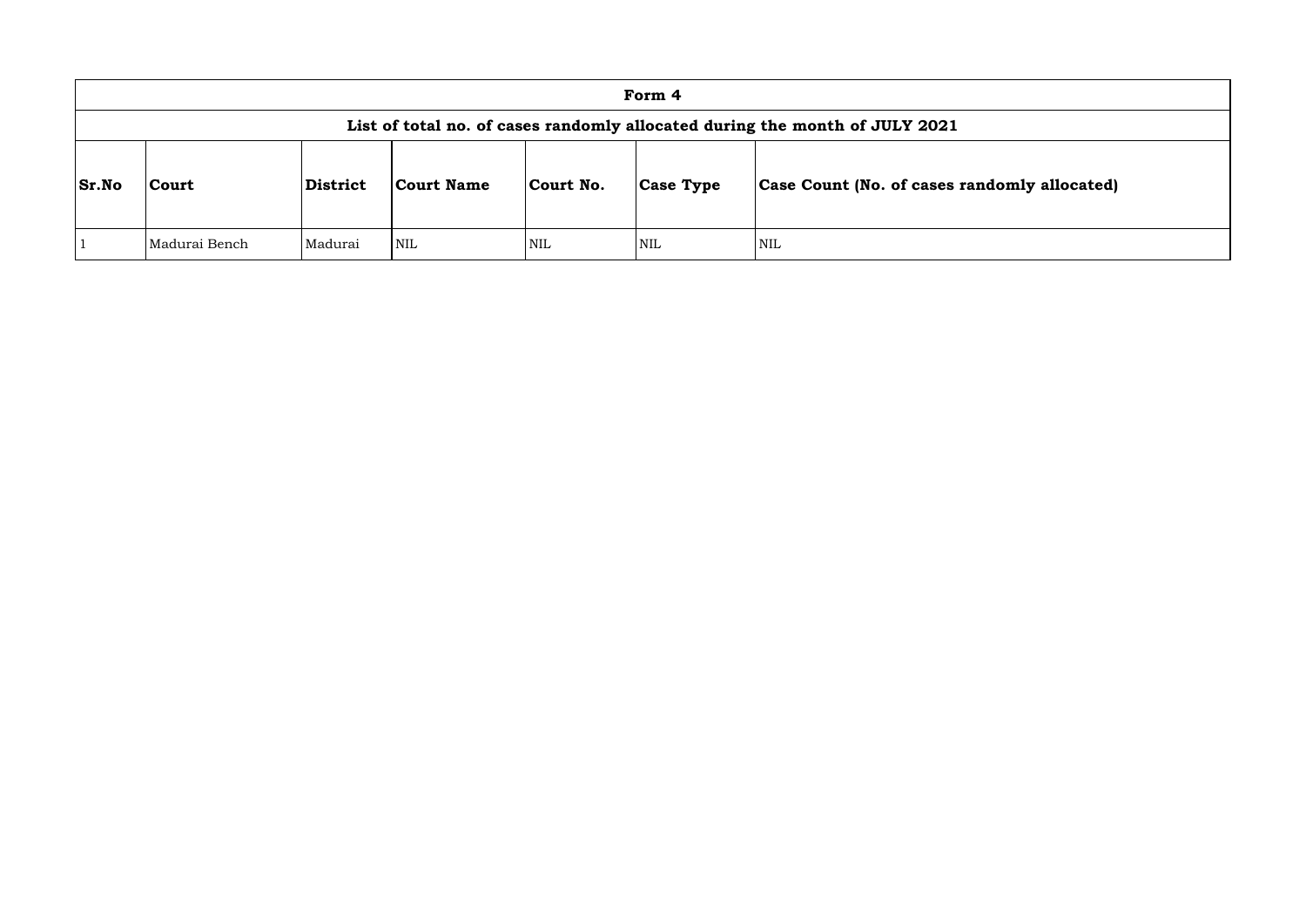| Form 4 | | | | | | |
|---|---|---|---|---|---|---|
| **List of total no. of cases randomly allocated during the month of JULY 2021** | | | | | | |
| **Sr.No** | **Court** | **District** | **Court Name** | **Court No.** | **Case Type** | **Case Count (No. of cases randomly allocated)** |
| 1 | Madurai Bench | Madurai | NIL | NIL | NIL | NIL |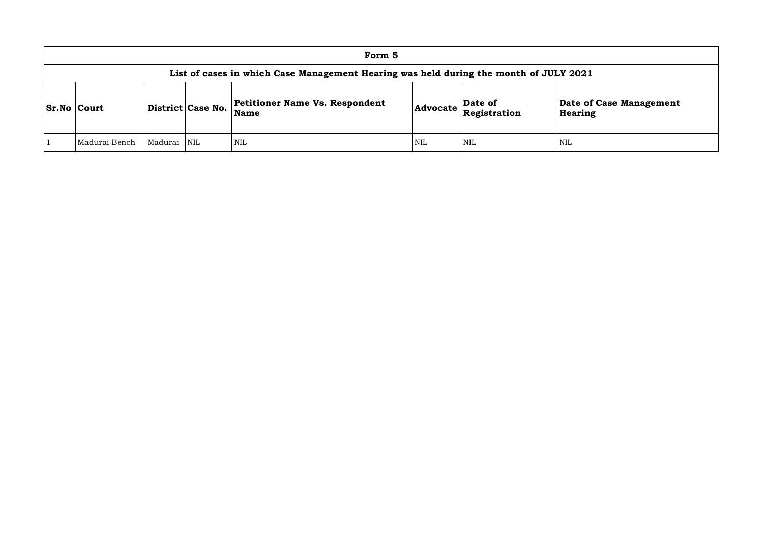| Form 5 | | | | | | | |
|---|---|---|---|---|---|---|---|
| **List of cases in which Case Management Hearing was held during the month of JULY 2021** | | | | | | | |
| **Sr.No** | **Court** | **District** | **Case No.** | **Petitioner Name Vs. Respondent Name** | **Advocate** | **Date of Registration** | **Date of Case Management Hearing** |
| 1 | Madurai Bench | Madurai | NIL | NIL | NIL | NIL | NIL |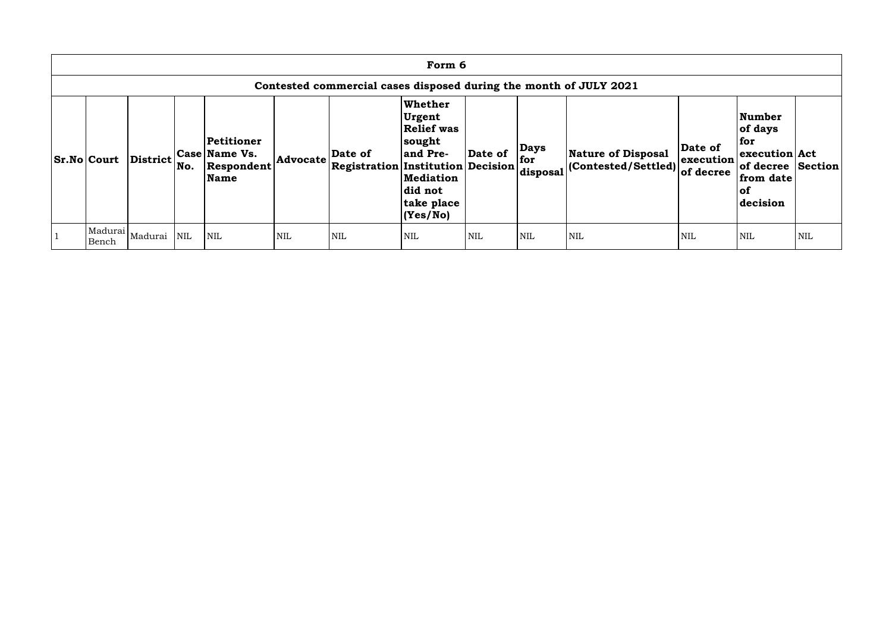# Form 6

## Contested commercial cases disposed during the month of JULY 2021

| Sr.No | Court | District | Case No. | Petitioner Name Vs. Respondent Name | Advocate | Date of Registration | Whether Urgent Relief was sought and Pre-Institution Mediation did not take place (Yes/No) | Date of Decision | Days for disposal | Nature of Disposal (Contested/Settled) | Date of execution of decree | Number of days for execution of decree from date of decision | Act Section |
|---|---|---|---|---|---|---|---|---|---|---|---|---|---|
| 1 | Madurai Bench | Madurai | NIL | NIL | NIL | NIL | NIL | NIL | NIL | NIL | NIL | NIL | NIL |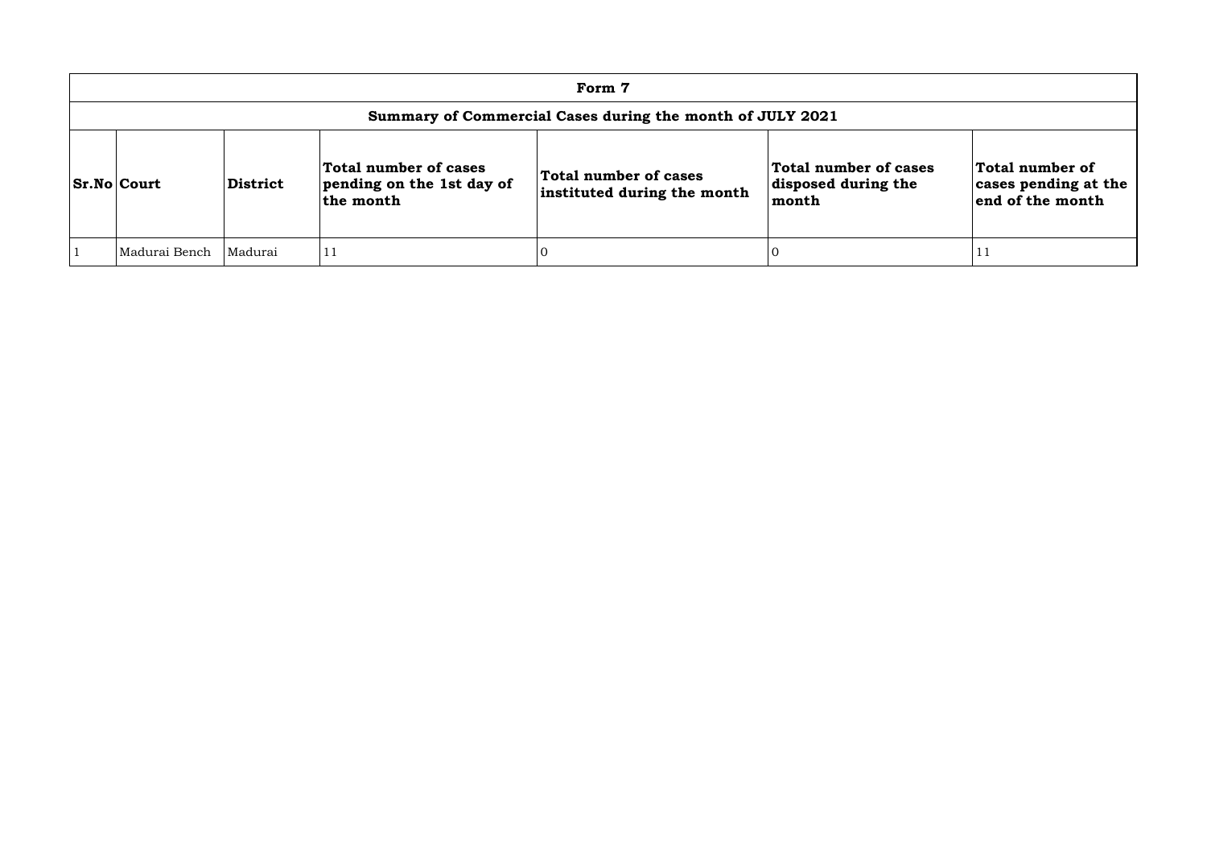# Form 7

## Summary of Commercial Cases during the month of JULY 2021

| Sr.No | Court | District | Total number of cases pending on the 1st day of the month | Total number of cases instituted during the month | Total number of cases disposed during the month | Total number of cases pending at the end of the month |
|---|---|---|---|---|---|---|
| 1 | Madurai Bench | Madurai | 11 | 0 | 0 | 11 |